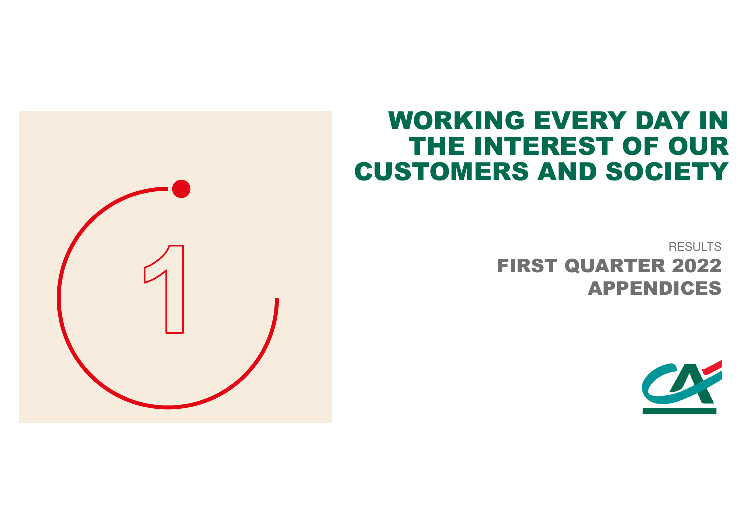# WORKING EVERY DAY IN THE INTEREST OF OUR CUSTOMERS AND SOCIETY

RESULTS

## FIRST QUARTER 2022 APPENDICES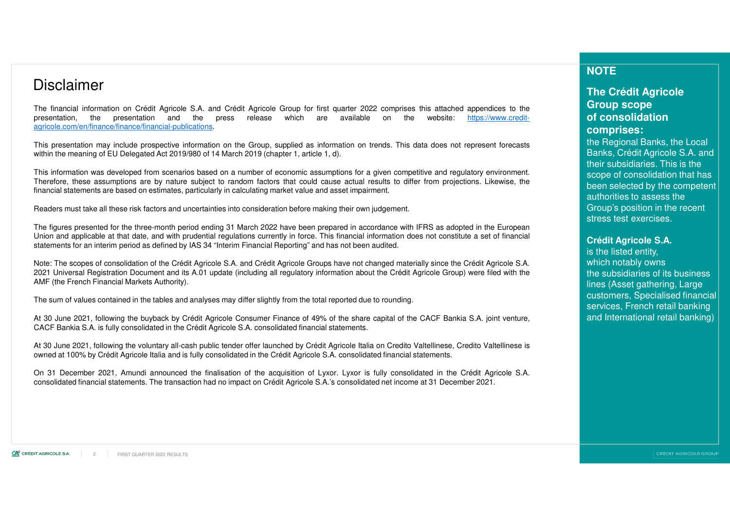# Disclaimer

The financial information on Crédit Agricole S.A. and Crédit Agricole Group for first quarter 2022 comprises this attached appendices to the presentation, the presentation and the press release which are available on the website: https://www.credit-agricole.com/en/finance/finance/financial-publications.

This presentation may include prospective information on the Group, supplied as information on trends. This data does not represent forecasts within the meaning of EU Delegated Act 2019/980 of 14 March 2019 (chapter 1, article 1, d).

This information was developed from scenarios based on a number of economic assumptions for a given competitive and regulatory environment. Therefore, these assumptions are by nature subject to random factors that could cause actual results to differ from projections. Likewise, the financial statements are based on estimates, particularly in calculating market value and asset impairment.

Readers must take all these risk factors and uncertainties into consideration before making their own judgement.

The figures presented for the three-month period ending 31 March 2022 have been prepared in accordance with IFRS as adopted in the European Union and applicable at that date, and with prudential regulations currently in force. This financial information does not constitute a set of financial statements for an interim period as defined by IAS 34 "Interim Financial Reporting" and has not been audited.

Note: The scopes of consolidation of the Crédit Agricole S.A. and Crédit Agricole Groups have not changed materially since the Crédit Agricole S.A. 2021 Universal Registration Document and its A.01 update (including all regulatory information about the Crédit Agricole Group) were filed with the AMF (the French Financial Markets Authority).

The sum of values contained in the tables and analyses may differ slightly from the total reported due to rounding.

At 30 June 2021, following the buyback by Crédit Agricole Consumer Finance of 49% of the share capital of the CACF Bankia S.A. joint venture, CACF Bankia S.A. is fully consolidated in the Crédit Agricole S.A. consolidated financial statements.

At 30 June 2021, following the voluntary all-cash public tender offer launched by Crédit Agricole Italia on Credito Valtellinese, Credito Valtellinese is owned at 100% by Crédit Agricole Italia and is fully consolidated in the Crédit Agricole S.A. consolidated financial statements.

On 31 December 2021, Amundi announced the finalisation of the acquisition of Lyxor. Lyxor is fully consolidated in the Crédit Agricole S.A. consolidated financial statements. The transaction had no impact on Crédit Agricole S.A.'s consolidated net income at 31 December 2021.

## NOTE

**The Crédit Agricole Group scope of consolidation comprises:**
the Regional Banks, the Local Banks, Crédit Agricole S.A. and their subsidiaries. This is the scope of consolidation that has been selected by the competent authorities to assess the Group's position in the recent stress test exercises.

**Crédit Agricole S.A.**
is the listed entity, which notably owns the subsidiaries of its business lines (Asset gathering, Large customers, Specialised financial services, French retail banking and International retail banking)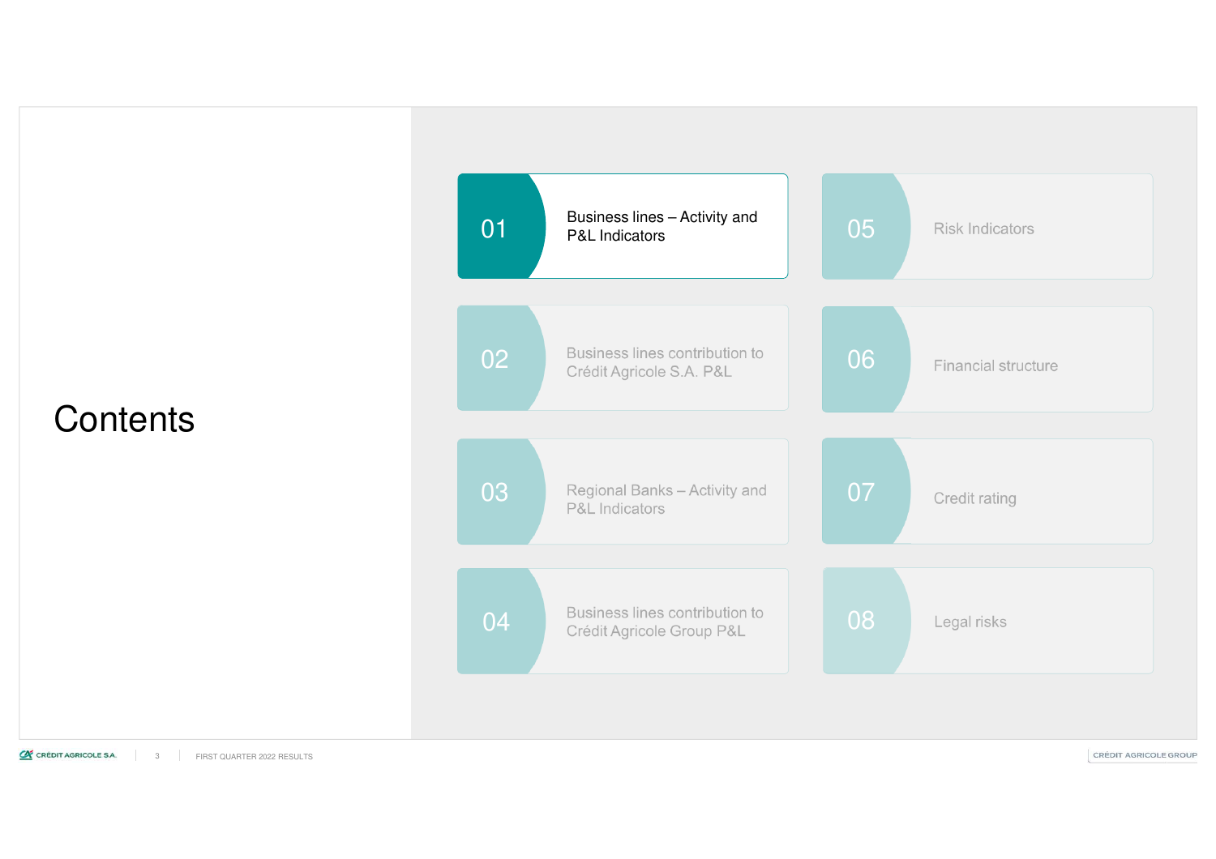# Contents

01 Business lines – Activity and P&L Indicators

02 Business lines contribution to Crédit Agricole S.A. P&L

03 Regional Banks – Activity and P&L Indicators

04 Business lines contribution to Crédit Agricole Group P&L

05 Risk Indicators

06 Financial structure

07 Credit rating

08 Legal risks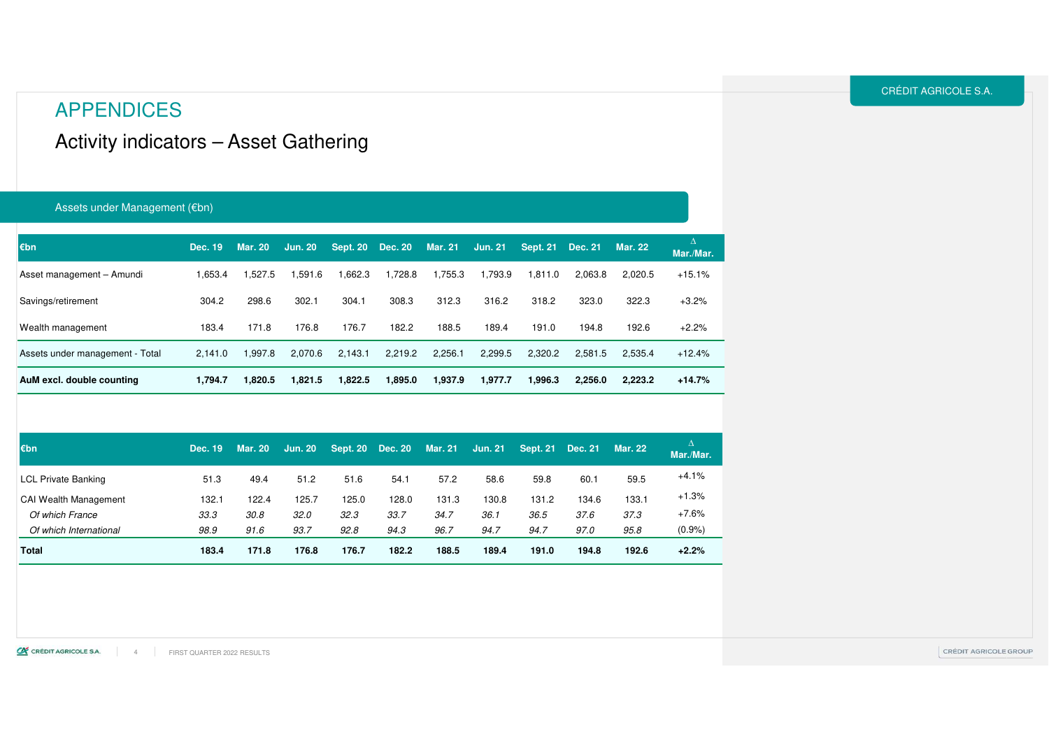# APPENDICES

## Activity indicators – Asset Gathering

### Assets under Management (€bn)

| €bn | Dec. 19 | Mar. 20 | Jun. 20 | Sept. 20 | Dec. 20 | Mar. 21 | Jun. 21 | Sept. 21 | Dec. 21 | Mar. 22 | Δ Mar./Mar. |
|---|---|---|---|---|---|---|---|---|---|---|---|
| Asset management – Amundi | 1,653.4 | 1,527.5 | 1,591.6 | 1,662.3 | 1,728.8 | 1,755.3 | 1,793.9 | 1,811.0 | 2,063.8 | 2,020.5 | +15.1% |
| Savings/retirement | 304.2 | 298.6 | 302.1 | 304.1 | 308.3 | 312.3 | 316.2 | 318.2 | 323.0 | 322.3 | +3.2% |
| Wealth management | 183.4 | 171.8 | 176.8 | 176.7 | 182.2 | 188.5 | 189.4 | 191.0 | 194.8 | 192.6 | +2.2% |
| Assets under management - Total | 2,141.0 | 1,997.8 | 2,070.6 | 2,143.1 | 2,219.2 | 2,256.1 | 2,299.5 | 2,320.2 | 2,581.5 | 2,535.4 | +12.4% |
| **AuM excl. double counting** | **1,794.7** | **1,820.5** | **1,821.5** | **1,822.5** | **1,895.0** | **1,937.9** | **1,977.7** | **1,996.3** | **2,256.0** | **2,223.2** | **+14.7%** |

| €bn | Dec. 19 | Mar. 20 | Jun. 20 | Sept. 20 | Dec. 20 | Mar. 21 | Jun. 21 | Sept. 21 | Dec. 21 | Mar. 22 | Δ Mar./Mar. |
|---|---|---|---|---|---|---|---|---|---|---|---|
| LCL Private Banking | 51.3 | 49.4 | 51.2 | 51.6 | 54.1 | 57.2 | 58.6 | 59.8 | 60.1 | 59.5 | +4.1% |
| CAI Wealth Management | 132.1 | 122.4 | 125.7 | 125.0 | 128.0 | 131.3 | 130.8 | 131.2 | 134.6 | 133.1 | +1.3% |
| *Of which France* | *33.3* | *30.8* | *32.0* | *32.3* | *33.7* | *34.7* | *36.1* | *36.5* | *37.6* | *37.3* | +7.6% |
| *Of which International* | *98.9* | *91.6* | *93.7* | *92.8* | *94.3* | *96.7* | *94.7* | *94.7* | *97.0* | *95.8* | (0.9%) |
| **Total** | **183.4** | **171.8** | **176.8** | **176.7** | **182.2** | **188.5** | **189.4** | **191.0** | **194.8** | **192.6** | **+2.2%** |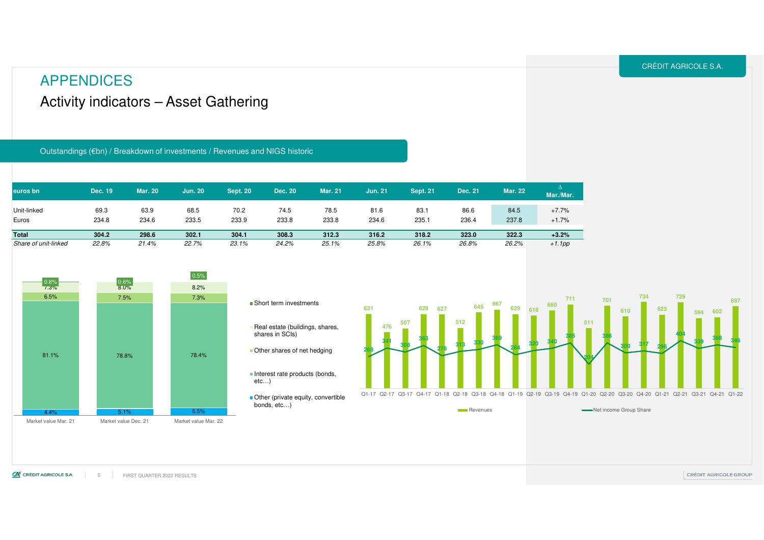# APPENDICES

## Activity indicators – Asset Gathering

### Outstandings (€bn) / Breakdown of investments / Revenues and NIGS historic

| euros bn | Dec. 19 | Mar. 20 | Jun. 20 | Sept. 20 | Dec. 20 | Mar. 21 | Jun. 21 | Sept. 21 | Dec. 21 | Mar. 22 | Δ Mar./Mar. |
|---|---|---|---|---|---|---|---|---|---|---|---|
| Unit-linked | 69.3 | 63.9 | 68.5 | 70.2 | 74.5 | 78.5 | 81.6 | 83.1 | 86.6 | 84.5 | +7.7% |
| Euros | 234.8 | 234.6 | 233.5 | 233.9 | 233.8 | 233.8 | 234.6 | 235.1 | 236.4 | 237.8 | +1.7% |
| **Total** | **304.2** | **298.6** | **302.1** | **304.1** | **308.3** | **312.3** | **316.2** | **318.2** | **323.0** | **322.3** | **+3.2%** |
| *Share of unit-linked* | *22.8%* | *21.4%* | *22.7%* | *23.1%* | *24.2%* | *25.1%* | *25.8%* | *26.1%* | *26.8%* | *26.2%* | *+1.1pp* |

| | Market value Mar. 21 | Market value Dec. 21 | Market value Mar. 22 |
|---|---|---|---|
| Short term investments | 0.8% | 0.6% | 0.5% |
| Real estate (buildings, shares, shares in SCIs) | 7.3% | 8.0% | 8.2% |
| Other shares of net hedging | 6.5% | 7.5% | 7.3% |
| Interest rate products (bonds, etc…) | 81.1% | 78.8% | 78.4% |
| Other (private equity, convertible bonds, etc…) | 4.4% | 5.1% | 5.5% |

| | Q1-17 | Q2-17 | Q3-17 | Q4-17 | Q1-18 | Q2-18 | Q3-18 | Q4-18 | Q1-19 | Q2-19 | Q3-19 | Q4-19 | Q1-20 | Q2-20 | Q3-20 | Q4-20 | Q1-21 | Q2-21 | Q3-21 | Q4-21 | Q1-22 |
|---|---|---|---|---|---|---|---|---|---|---|---|---|---|---|---|---|---|---|---|---|---|
| Revenues | 631 | 476 | 507 | 629 | 627 | 512 | 645 | 667 | 629 | 618 | 660 | 711 | 511 | 701 | 610 | 734 | 625 | 729 | 594 | 602 | 697 |
| Net income Group Share | 268 | 341 | 308 | 363 | 276 | 313 | 330 | 369 | 284 | 320 | 340 | 385 | 204 | 386 | 300 | 317 | 296 | 404 | 339 | 368 | 346 |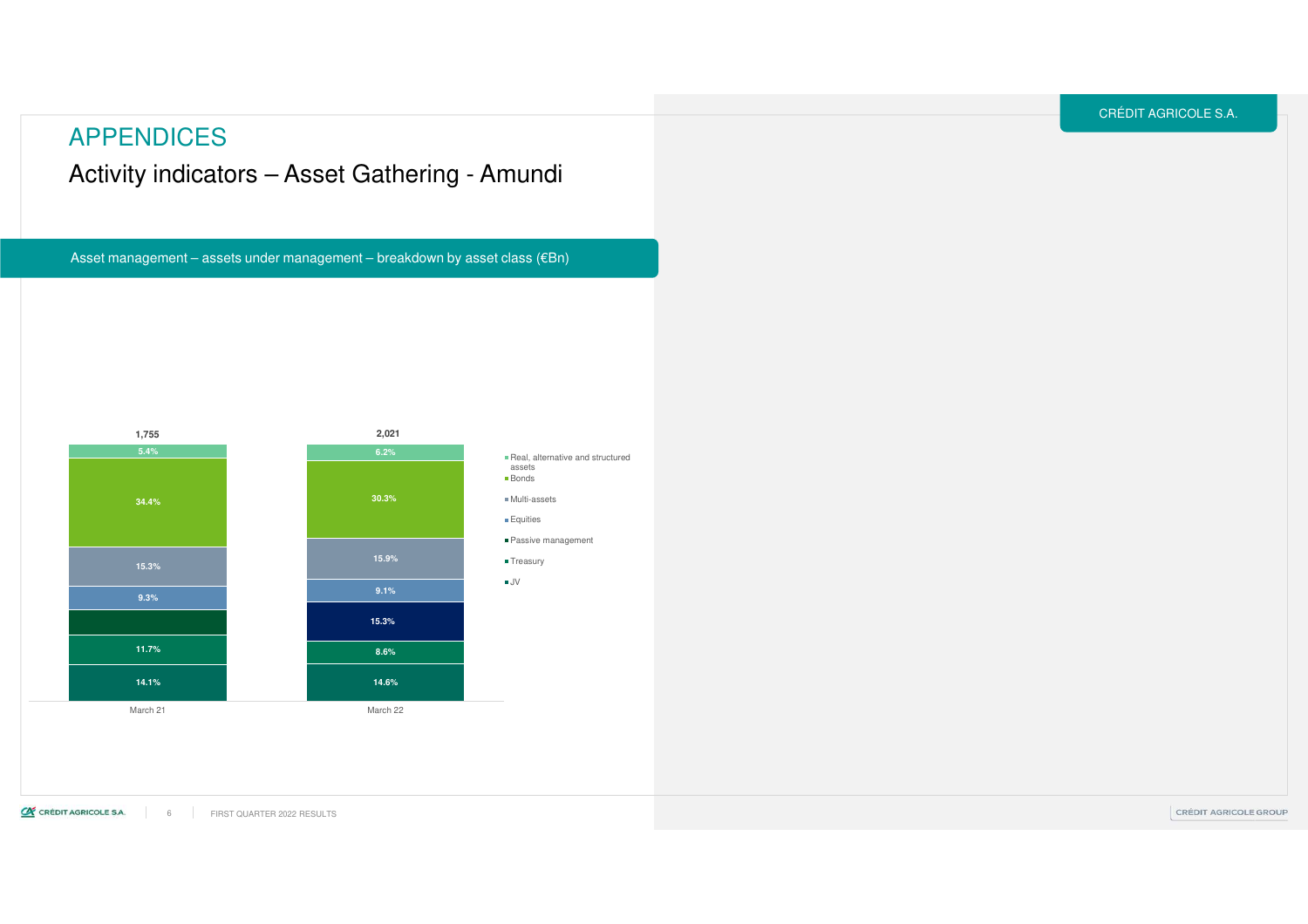# APPENDICES

## Activity indicators – Asset Gathering - Amundi

### Asset management – assets under management – breakdown by asset class (€Bn)

| | March 21 | March 22 |
|---|---|---|
| Total (€Bn) | 1,755 | 2,021 |
| Real, alternative and structured assets | 5.4% | 6.2% |
| Bonds | 34.4% | 30.3% |
| Multi-assets | 15.3% | 15.9% |
| Equities | 9.3% | 9.1% |
| Passive management | | 15.3% |
| Treasury | 11.7% | 8.6% |
| JV | 14.1% | 14.6% |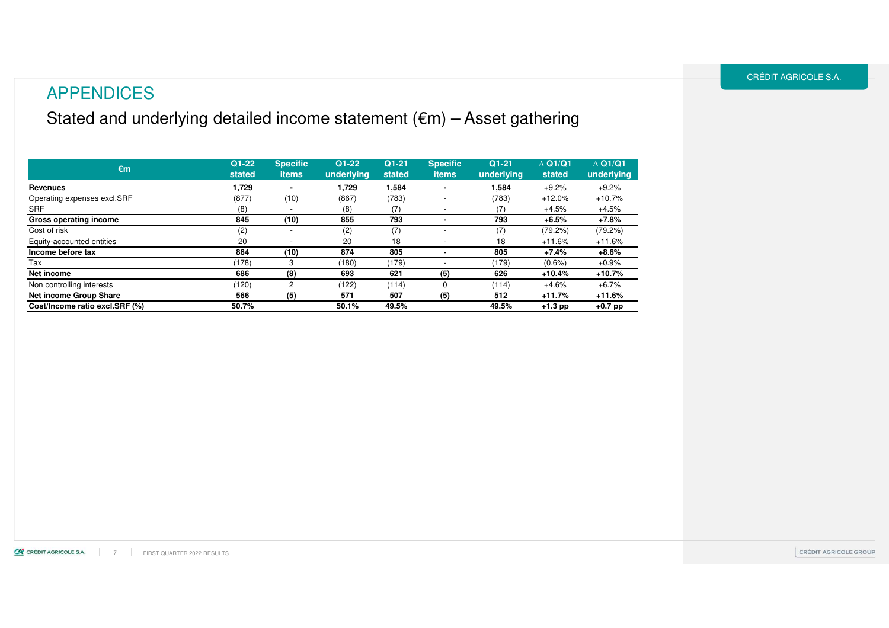# APPENDICES

## Stated and underlying detailed income statement (€m) – Asset gathering

| €m | Q1-22 stated | Specific items | Q1-22 underlying | Q1-21 stated | Specific items | Q1-21 underlying | ∆ Q1/Q1 stated | ∆ Q1/Q1 underlying |
|---|---|---|---|---|---|---|---|---|
| **Revenues** | **1,729** | **-** | **1,729** | **1,584** | **-** | **1,584** | +9.2% | +9.2% |
| Operating expenses excl.SRF | (877) | (10) | (867) | (783) | - | (783) | +12.0% | +10.7% |
| SRF | (8) | - | (8) | (7) | - | (7) | +4.5% | +4.5% |
| **Gross operating income** | **845** | **(10)** | **855** | **793** | **-** | **793** | **+6.5%** | **+7.8%** |
| Cost of risk | (2) | - | (2) | (7) | - | (7) | (79.2%) | (79.2%) |
| Equity-accounted entities | 20 | - | 20 | 18 | - | 18 | +11.6% | +11.6% |
| **Income before tax** | **864** | **(10)** | **874** | **805** | **-** | **805** | **+7.4%** | **+8.6%** |
| Tax | (178) | 3 | (180) | (179) | - | (179) | (0.6%) | +0.9% |
| **Net income** | **686** | **(8)** | **693** | **621** | **(5)** | **626** | **+10.4%** | **+10.7%** |
| Non controlling interests | (120) | 2 | (122) | (114) | 0 | (114) | +4.6% | +6.7% |
| **Net income Group Share** | **566** | **(5)** | **571** | **507** | **(5)** | **512** | **+11.7%** | **+11.6%** |
| **Cost/Income ratio excl.SRF (%)** | **50.7%** | | **50.1%** | **49.5%** | | **49.5%** | **+1.3 pp** | **+0.7 pp** |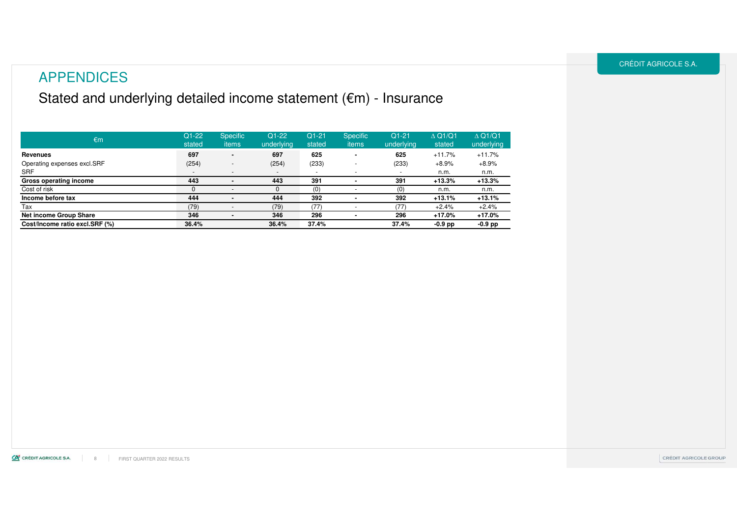# APPENDICES

## Stated and underlying detailed income statement (€m) - Insurance

| €m | Q1-22 stated | Specific items | Q1-22 underlying | Q1-21 stated | Specific items | Q1-21 underlying | ∆ Q1/Q1 stated | ∆ Q1/Q1 underlying |
|---|---|---|---|---|---|---|---|---|
| **Revenues** | **697** | **-** | **697** | **625** | **-** | **625** | +11.7% | +11.7% |
| Operating expenses excl.SRF | (254) | - | (254) | (233) | - | (233) | +8.9% | +8.9% |
| SRF | - | - | - | - | - | - | n.m. | n.m. |
| **Gross operating income** | **443** | **-** | **443** | **391** | **-** | **391** | **+13.3%** | **+13.3%** |
| Cost of risk | 0 | - | 0 | (0) | - | (0) | n.m. | n.m. |
| **Income before tax** | **444** | **-** | **444** | **392** | **-** | **392** | **+13.1%** | **+13.1%** |
| Tax | (79) | - | (79) | (77) | - | (77) | +2.4% | +2.4% |
| **Net income Group Share** | **346** | **-** | **346** | **296** | **-** | **296** | **+17.0%** | **+17.0%** |
| **Cost/Income ratio excl.SRF (%)** | **36.4%** | | **36.4%** | **37.4%** | | **37.4%** | **-0.9 pp** | **-0.9 pp** |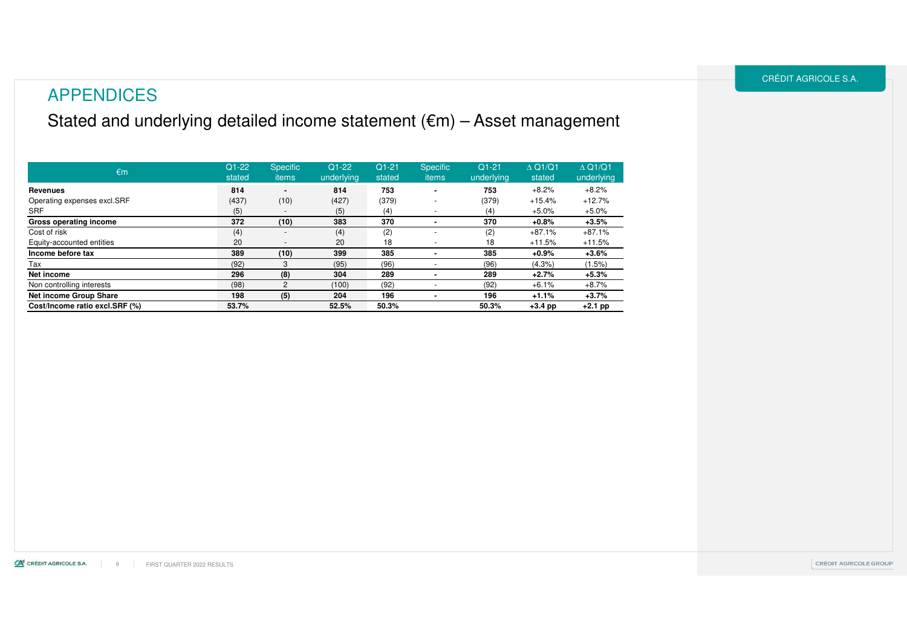# APPENDICES

## Stated and underlying detailed income statement (€m) – Asset management

| €m | Q1-22 stated | Specific items | Q1-22 underlying | Q1-21 stated | Specific items | Q1-21 underlying | ∆ Q1/Q1 stated | ∆ Q1/Q1 underlying |
|---|---|---|---|---|---|---|---|---|
| **Revenues** | **814** | **-** | **814** | **753** | **-** | **753** | +8.2% | +8.2% |
| Operating expenses excl.SRF | (437) | (10) | (427) | (379) | - | (379) | +15.4% | +12.7% |
| SRF | (5) | - | (5) | (4) | - | (4) | +5.0% | +5.0% |
| **Gross operating income** | **372** | **(10)** | **383** | **370** | **-** | **370** | **+0.8%** | **+3.5%** |
| Cost of risk | (4) | - | (4) | (2) | - | (2) | +87.1% | +87.1% |
| Equity-accounted entities | 20 | - | 20 | 18 | - | 18 | +11.5% | +11.5% |
| **Income before tax** | **389** | **(10)** | **399** | **385** | **-** | **385** | **+0.9%** | **+3.6%** |
| Tax | (92) | 3 | (95) | (96) | - | (96) | (4.3%) | (1.5%) |
| **Net income** | **296** | **(8)** | **304** | **289** | **-** | **289** | **+2.7%** | **+5.3%** |
| Non controlling interests | (98) | 2 | (100) | (92) | - | (92) | +6.1% | +8.7% |
| **Net income Group Share** | **198** | **(5)** | **204** | **196** | **-** | **196** | **+1.1%** | **+3.7%** |
| **Cost/Income ratio excl.SRF (%)** | **53.7%** | | **52.5%** | **50.3%** | | **50.3%** | **+3.4 pp** | **+2.1 pp** |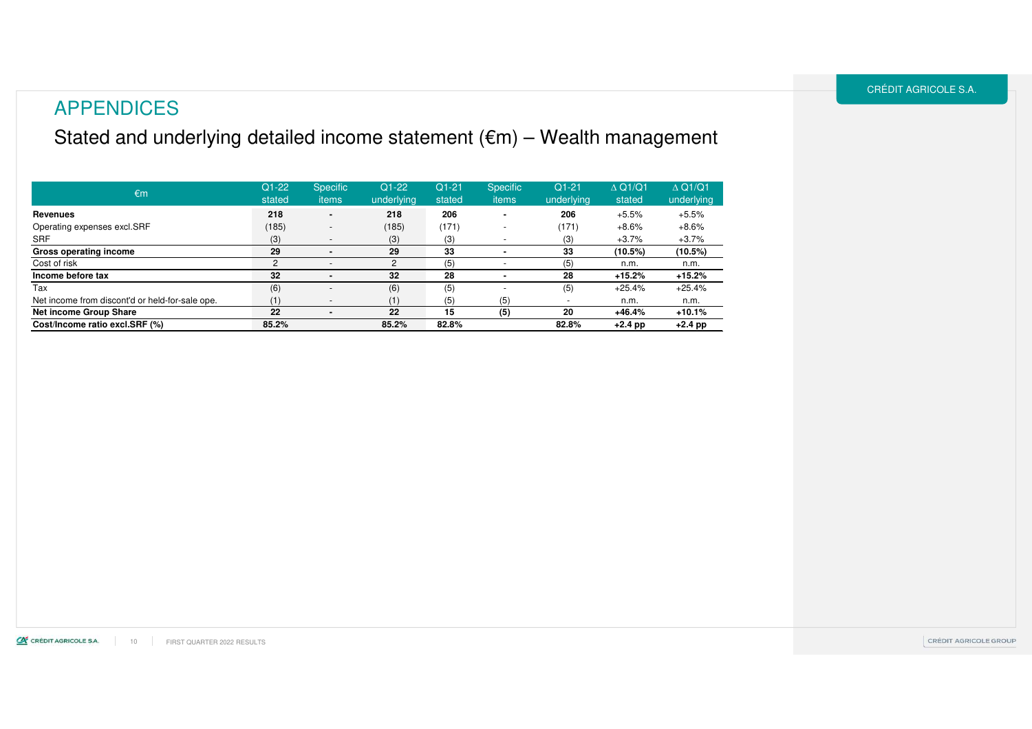# APPENDICES

## Stated and underlying detailed income statement (€m) – Wealth management

| €m | Q1-22 stated | Specific items | Q1-22 underlying | Q1-21 stated | Specific items | Q1-21 underlying | ∆ Q1/Q1 stated | ∆ Q1/Q1 underlying |
|---|---|---|---|---|---|---|---|---|
| **Revenues** | **218** | **-** | **218** | **206** | **-** | **206** | +5.5% | +5.5% |
| Operating expenses excl.SRF | (185) | - | (185) | (171) | - | (171) | +8.6% | +8.6% |
| SRF | (3) | - | (3) | (3) | - | (3) | +3.7% | +3.7% |
| **Gross operating income** | **29** | **-** | **29** | **33** | **-** | **33** | **(10.5%)** | **(10.5%)** |
| Cost of risk | 2 | - | 2 | (5) | - | (5) | n.m. | n.m. |
| **Income before tax** | **32** | **-** | **32** | **28** | **-** | **28** | **+15.2%** | **+15.2%** |
| Tax | (6) | - | (6) | (5) | - | (5) | +25.4% | +25.4% |
| Net income from discont'd or held-for-sale ope. | (1) | - | (1) | (5) | (5) | - | n.m. | n.m. |
| **Net income Group Share** | **22** | **-** | **22** | **15** | **(5)** | **20** | **+46.4%** | **+10.1%** |
| **Cost/Income ratio excl.SRF (%)** | **85.2%** | | **85.2%** | **82.8%** | | **82.8%** | **+2.4 pp** | **+2.4 pp** |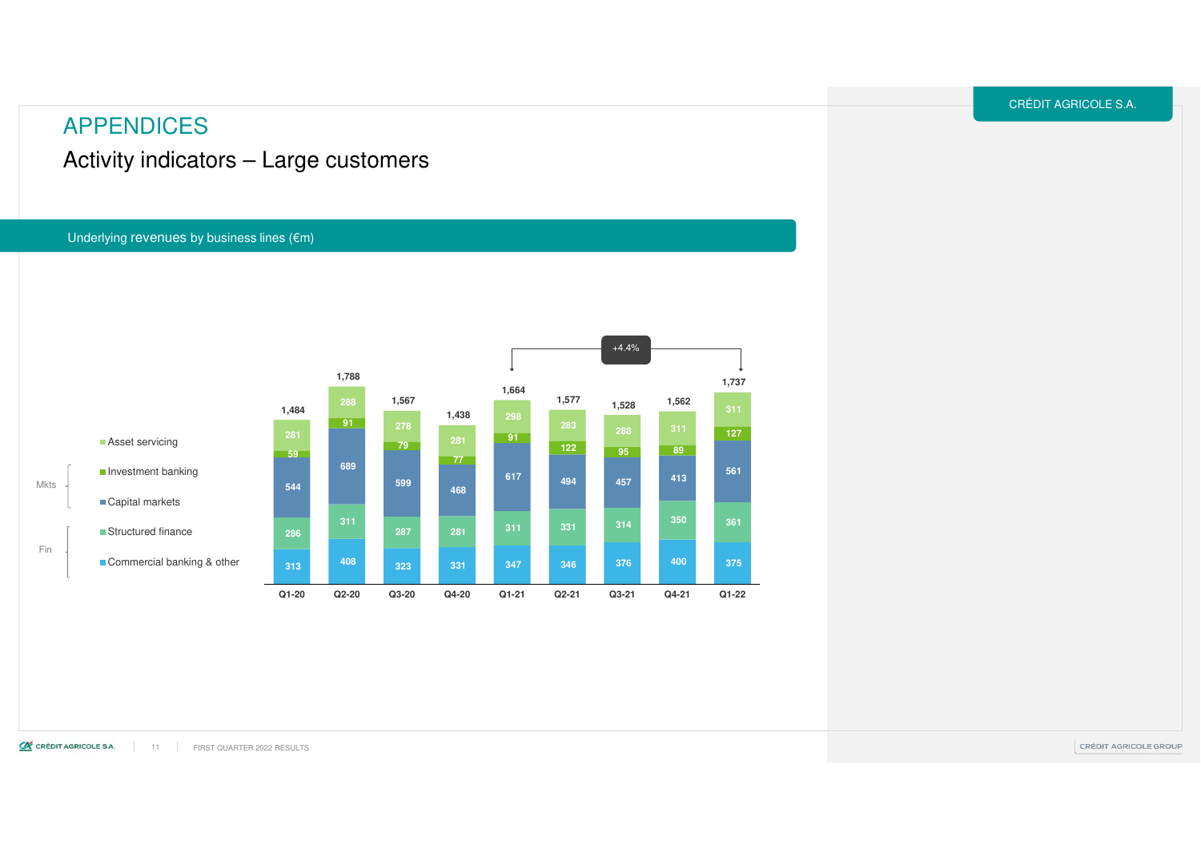# APPENDICES

## Activity indicators – Large customers

### Underlying revenues by business lines (€m)

| | | Q1-20 | Q2-20 | Q3-20 | Q4-20 | Q1-21 | Q2-21 | Q3-21 | Q4-21 | Q1-22 |
|---|---|---|---|---|---|---|---|---|---|---|
| | Asset servicing | 281 | 288 | 278 | 281 | 298 | 283 | 288 | 311 | 311 |
| Mkts | Investment banking | 59 | 91 | 79 | 77 | 91 | 122 | 95 | 89 | 127 |
| Mkts | Capital markets | 544 | 689 | 599 | 468 | 617 | 494 | 457 | 413 | 561 |
| Fin | Structured finance | 286 | 311 | 287 | 281 | 311 | 331 | 314 | 350 | 361 |
| Fin | Commercial banking & other | 313 | 408 | 323 | 331 | 347 | 346 | 376 | 400 | 375 |
| | **Total** | 1,484 | 1,788 | 1,567 | 1,438 | 1,664 | 1,577 | 1,528 | 1,562 | 1,737 |

+4.4% (Q1-21 to Q1-22)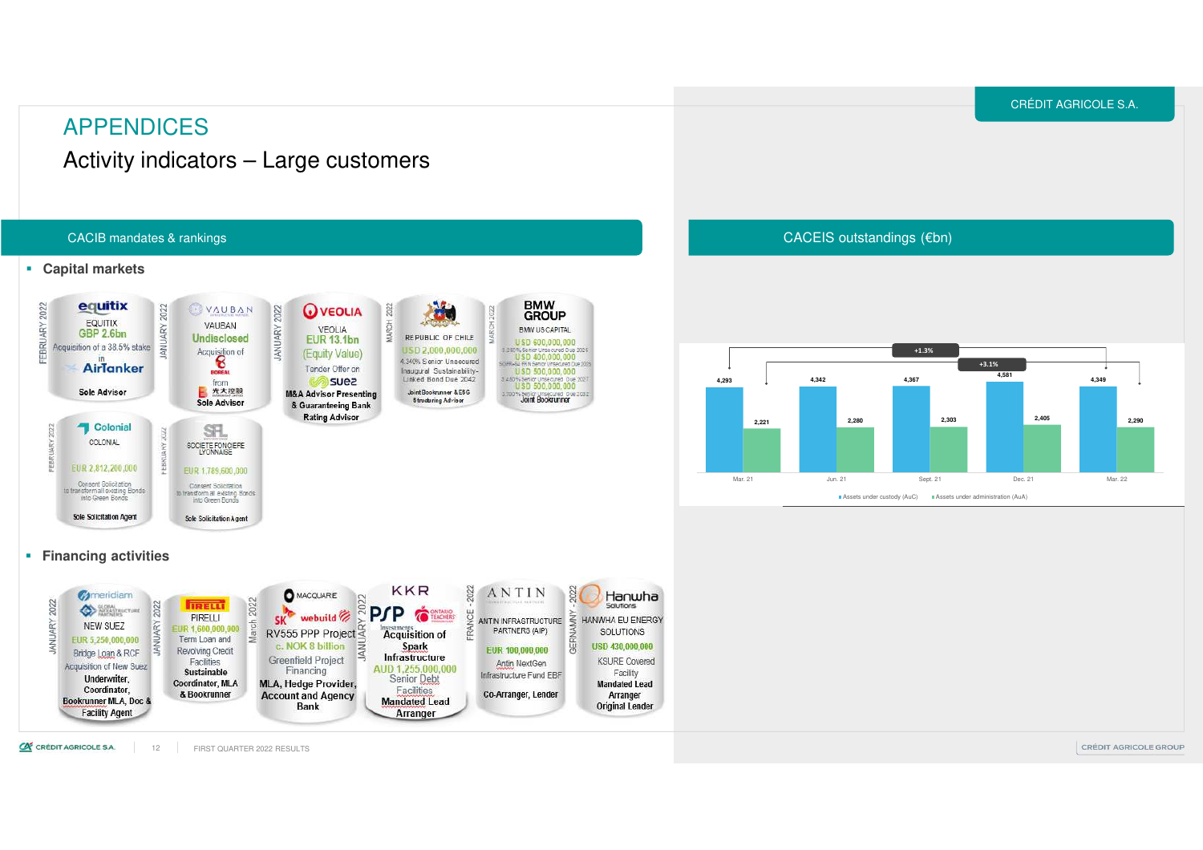# APPENDICES

## Activity indicators – Large customers

### CACIB mandates & rankings

- **Capital markets**

| Date | Client | Amount | Transaction | Role |
|---|---|---|---|---|
| FEBRUARY 2022 | EQUITIX | GBP 2.6bn | Acquisition of a 38.5% stake in AirTanker | Sole Advisor |
| JANUARY 2022 | VAUBAN | Undisclosed | Acquisition of Boreal from 光大控股 | Sole Advisor |
| JANUARY 2022 | VEOLIA | EUR 13.1bn (Equity Value) | Tender Offer on Suez | M&A Advisor Presenting & Guaranteeing Bank Rating Advisor |
| MARCH 2022 | REPUBLIC OF CHILE | USD 2,000,000,000 | 4.340% Senior Unsecured Inaugural Sustainability-Linked Bond Due 2042 | Joint Bookrunner & ESG Structuring Advisor |
| MARCH 2022 | BMW US CAPITAL | USD 600,000,000 / USD 400,000,000 / USD 500,000,000 / USD 500,000,000 / USD 500,000,000 | Senior Unsecured Notes | Joint Bookrunner |
| FEBRUARY 2022 | COLONIAL | EUR 2,812,200,000 | Consent Solicitation to transform all existing Bonds into Green Bonds | Sole Solicitation Agent |
| FEBRUARY 2022 | SOCIETE FONCIERE LYONNAISE | EUR 1,789,600,000 | Consent Solicitation to transform all existing Bonds into Green Bonds | Sole Solicitation Agent |

- **Financing activities**

| Date | Client | Amount | Transaction | Role |
|---|---|---|---|---|
| JANUARY 2022 | NEW SUEZ (Meridiam, Global Infrastructure Partners) | EUR 5,250,000,000 | Bridge Loan & RCF Acquisition of New Suez | Underwriter, Coordinator, Bookrunner MLA, Doc & Facility Agent |
| JANUARY 2022 | PIRELLI | EUR 1,600,000,000 | Term Loan and Revolving Credit Facilities | Sustainable Coordinator, MLA & Bookrunner |
| March 2022 | Macquarie, SK, webuild – RV555 PPP Project | c. NOK 8 billion | Greenfield Project Financing | MLA, Hedge Provider, Account and Agency Bank |
| JANUARY 2022 | KKR, PSP Investments, Ontario Teachers' | AUD 1,255,000,000 | Acquisition of Spark Infrastructure Senior Debt Facilities | Mandated Lead Arranger |
| FRANCE - 2022 | ANTIN INFRASTRUCTURE PARTNERS (AIP) | EUR 100,000,000 | Antin NextGen Infrastructure Fund EBF | Co-Arranger, Lender |
| GERMANY - 2022 | HANWHA EU ENERGY SOLUTIONS | USD 430,000,000 | KSURE Covered Facility | Mandated Lead Arranger Original Lender |

### CACEIS outstandings (€bn)

| | Mar. 21 | Jun. 21 | Sept. 21 | Dec. 21 | Mar. 22 |
|---|---|---|---|---|---|
| Assets under custody (AuC) | 4,293 | 4,342 | 4,367 | 4,581 | 4,349 |
| Assets under administration (AuA) | 2,221 | 2,280 | 2,303 | 2,405 | 2,290 |

+1.3% (AuC, Mar. 21 to Mar. 22); +3.1% (AuA, Mar. 21 to Mar. 22)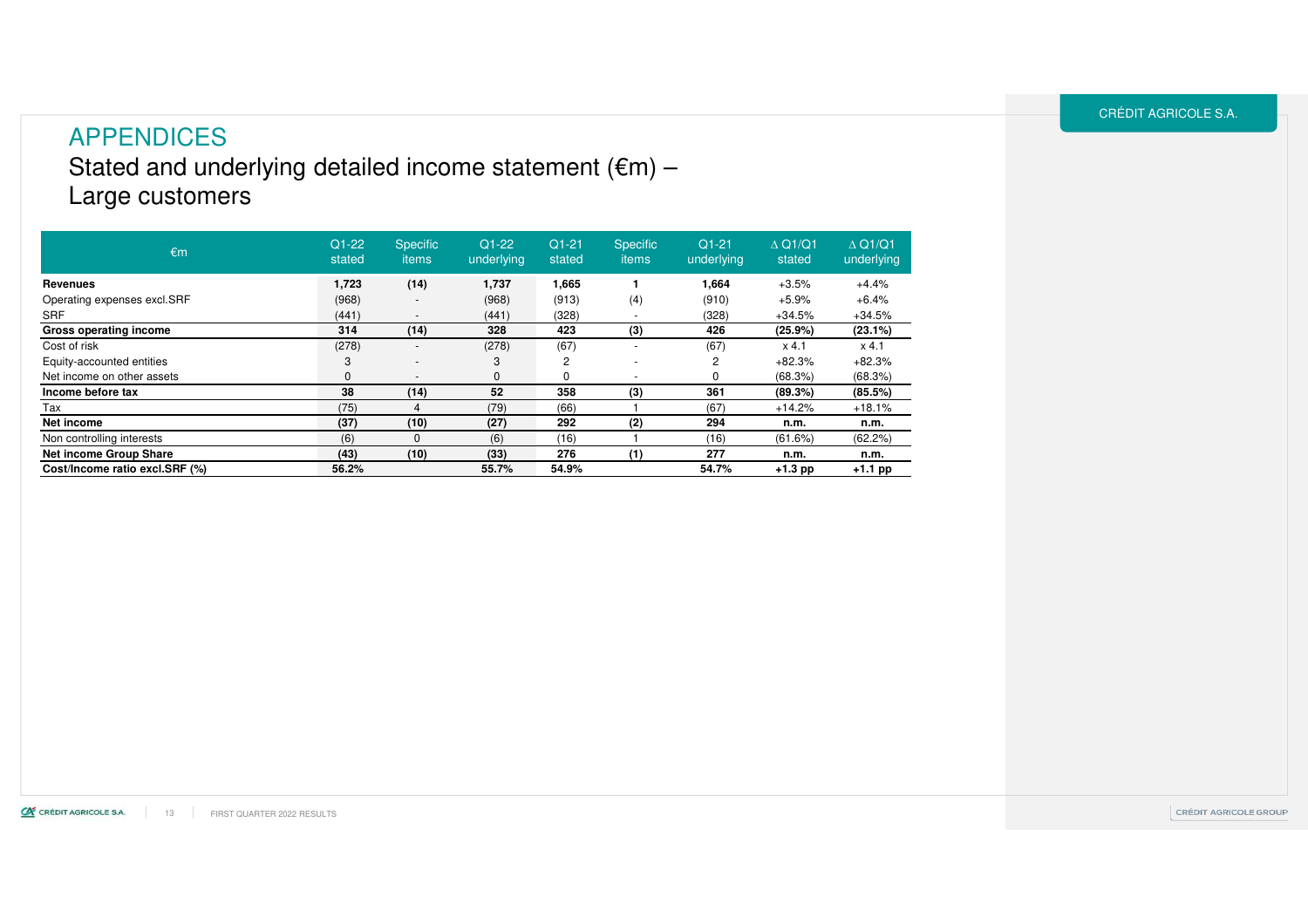# APPENDICES

## Stated and underlying detailed income statement (€m) – Large customers

| €m | Q1-22 stated | Specific items | Q1-22 underlying | Q1-21 stated | Specific items | Q1-21 underlying | ∆ Q1/Q1 stated | ∆ Q1/Q1 underlying |
|---|---|---|---|---|---|---|---|---|
| **Revenues** | **1,723** | **(14)** | **1,737** | **1,665** | **1** | **1,664** | +3.5% | +4.4% |
| Operating expenses excl.SRF | (968) | - | (968) | (913) | (4) | (910) | +5.9% | +6.4% |
| SRF | (441) | - | (441) | (328) | - | (328) | +34.5% | +34.5% |
| **Gross operating income** | **314** | **(14)** | **328** | **423** | **(3)** | **426** | **(25.9%)** | **(23.1%)** |
| Cost of risk | (278) | - | (278) | (67) | - | (67) | x 4.1 | x 4.1 |
| Equity-accounted entities | 3 | - | 3 | 2 | - | 2 | +82.3% | +82.3% |
| Net income on other assets | 0 | - | 0 | 0 | - | 0 | (68.3%) | (68.3%) |
| **Income before tax** | **38** | **(14)** | **52** | **358** | **(3)** | **361** | **(89.3%)** | **(85.5%)** |
| Tax | (75) | 4 | (79) | (66) | 1 | (67) | +14.2% | +18.1% |
| **Net income** | **(37)** | **(10)** | **(27)** | **292** | **(2)** | **294** | **n.m.** | **n.m.** |
| Non controlling interests | (6) | 0 | (6) | (16) | 1 | (16) | (61.6%) | (62.2%) |
| **Net income Group Share** | **(43)** | **(10)** | **(33)** | **276** | **(1)** | **277** | **n.m.** | **n.m.** |
| **Cost/Income ratio excl.SRF (%)** | **56.2%** | | **55.7%** | **54.9%** | | **54.7%** | **+1.3 pp** | **+1.1 pp** |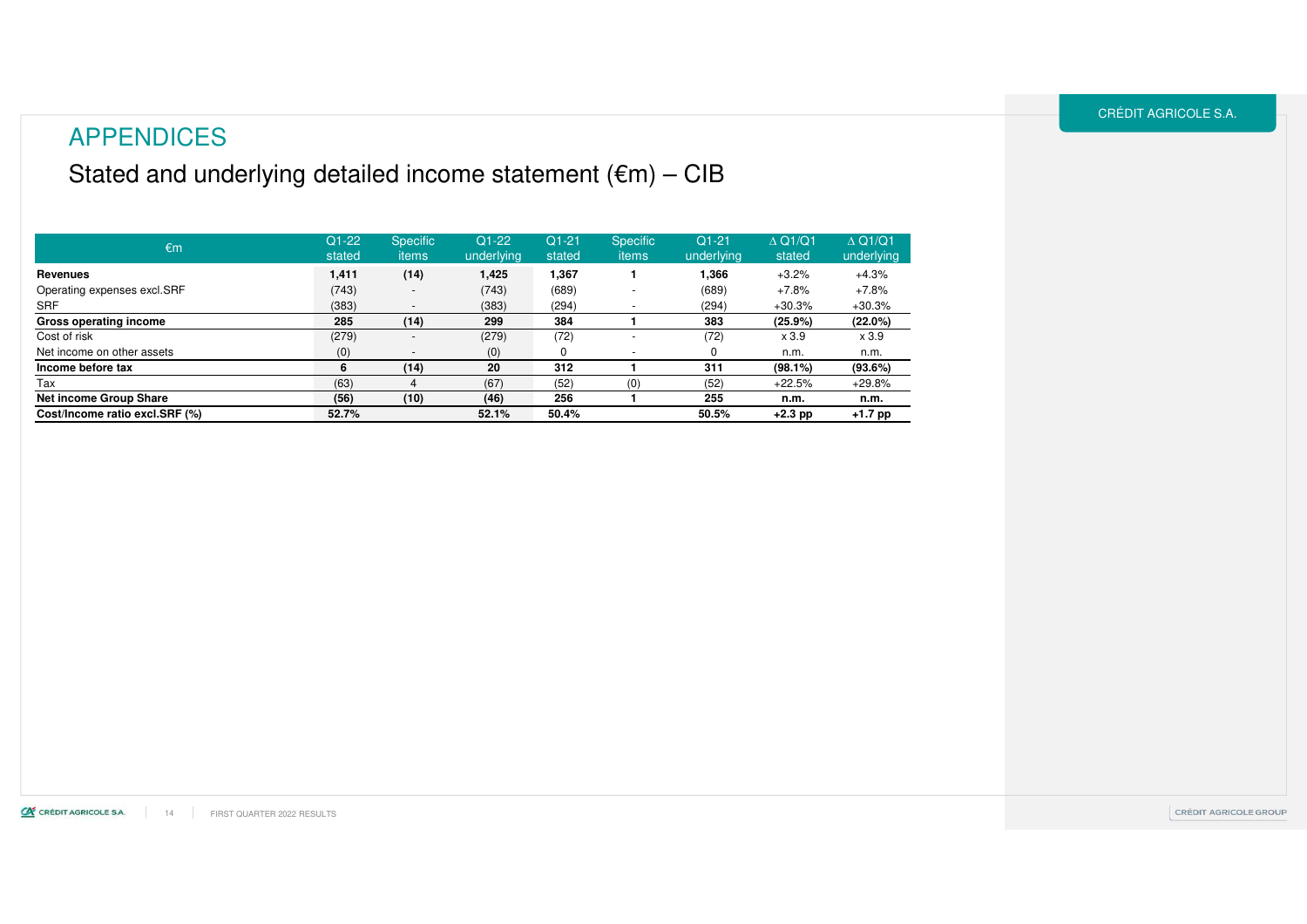# APPENDICES

## Stated and underlying detailed income statement (€m) – CIB

| €m | Q1-22 stated | Specific items | Q1-22 underlying | Q1-21 stated | Specific items | Q1-21 underlying | ∆ Q1/Q1 stated | ∆ Q1/Q1 underlying |
|---|---|---|---|---|---|---|---|---|
| **Revenues** | **1,411** | **(14)** | **1,425** | **1,367** | **1** | **1,366** | +3.2% | +4.3% |
| Operating expenses excl.SRF | (743) | - | (743) | (689) | - | (689) | +7.8% | +7.8% |
| SRF | (383) | - | (383) | (294) | - | (294) | +30.3% | +30.3% |
| **Gross operating income** | **285** | **(14)** | **299** | **384** | **1** | **383** | **(25.9%)** | **(22.0%)** |
| Cost of risk | (279) | - | (279) | (72) | - | (72) | x 3.9 | x 3.9 |
| Net income on other assets | (0) | - | (0) | 0 | - | 0 | n.m. | n.m. |
| **Income before tax** | **6** | **(14)** | **20** | **312** | **1** | **311** | **(98.1%)** | **(93.6%)** |
| Tax | (63) | 4 | (67) | (52) | (0) | (52) | +22.5% | +29.8% |
| **Net income Group Share** | **(56)** | **(10)** | **(46)** | **256** | **1** | **255** | **n.m.** | **n.m.** |
| **Cost/Income ratio excl.SRF (%)** | **52.7%** | | **52.1%** | **50.4%** | | **50.5%** | **+2.3 pp** | **+1.7 pp** |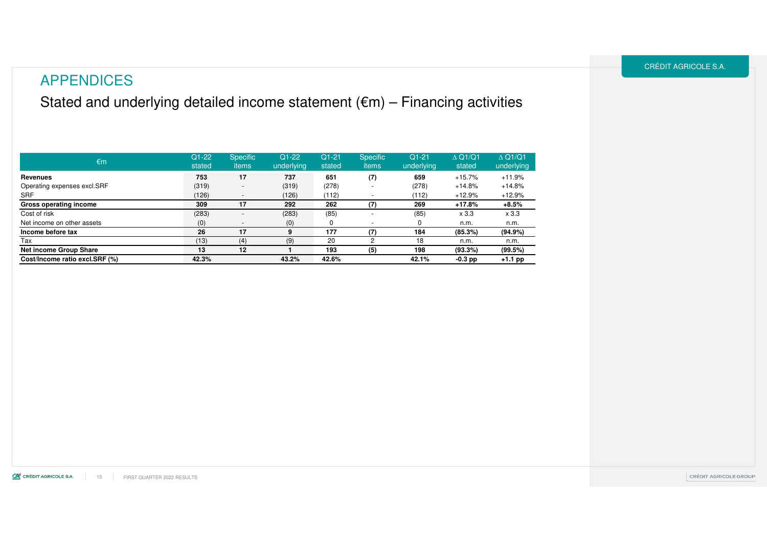# APPENDICES

## Stated and underlying detailed income statement (€m) – Financing activities

| €m | Q1-22 stated | Specific items | Q1-22 underlying | Q1-21 stated | Specific items | Q1-21 underlying | ∆ Q1/Q1 stated | ∆ Q1/Q1 underlying |
|---|---|---|---|---|---|---|---|---|
| **Revenues** | **753** | **17** | **737** | **651** | **(7)** | **659** | +15.7% | +11.9% |
| Operating expenses excl.SRF | (319) | - | (319) | (278) | - | (278) | +14.8% | +14.8% |
| SRF | (126) | - | (126) | (112) | - | (112) | +12.9% | +12.9% |
| **Gross operating income** | **309** | **17** | **292** | **262** | **(7)** | **269** | **+17.8%** | **+8.5%** |
| Cost of risk | (283) | - | (283) | (85) | - | (85) | x 3.3 | x 3.3 |
| Net income on other assets | (0) | - | (0) | 0 | - | 0 | n.m. | n.m. |
| **Income before tax** | **26** | **17** | **9** | **177** | **(7)** | **184** | **(85.3%)** | **(94.9%)** |
| Tax | (13) | (4) | (9) | 20 | 2 | 18 | n.m. | n.m. |
| **Net income Group Share** | **13** | **12** | **1** | **193** | **(5)** | **198** | **(93.3%)** | **(99.5%)** |
| **Cost/Income ratio excl.SRF (%)** | **42.3%** | | **43.2%** | **42.6%** | | **42.1%** | **-0.3 pp** | **+1.1 pp** |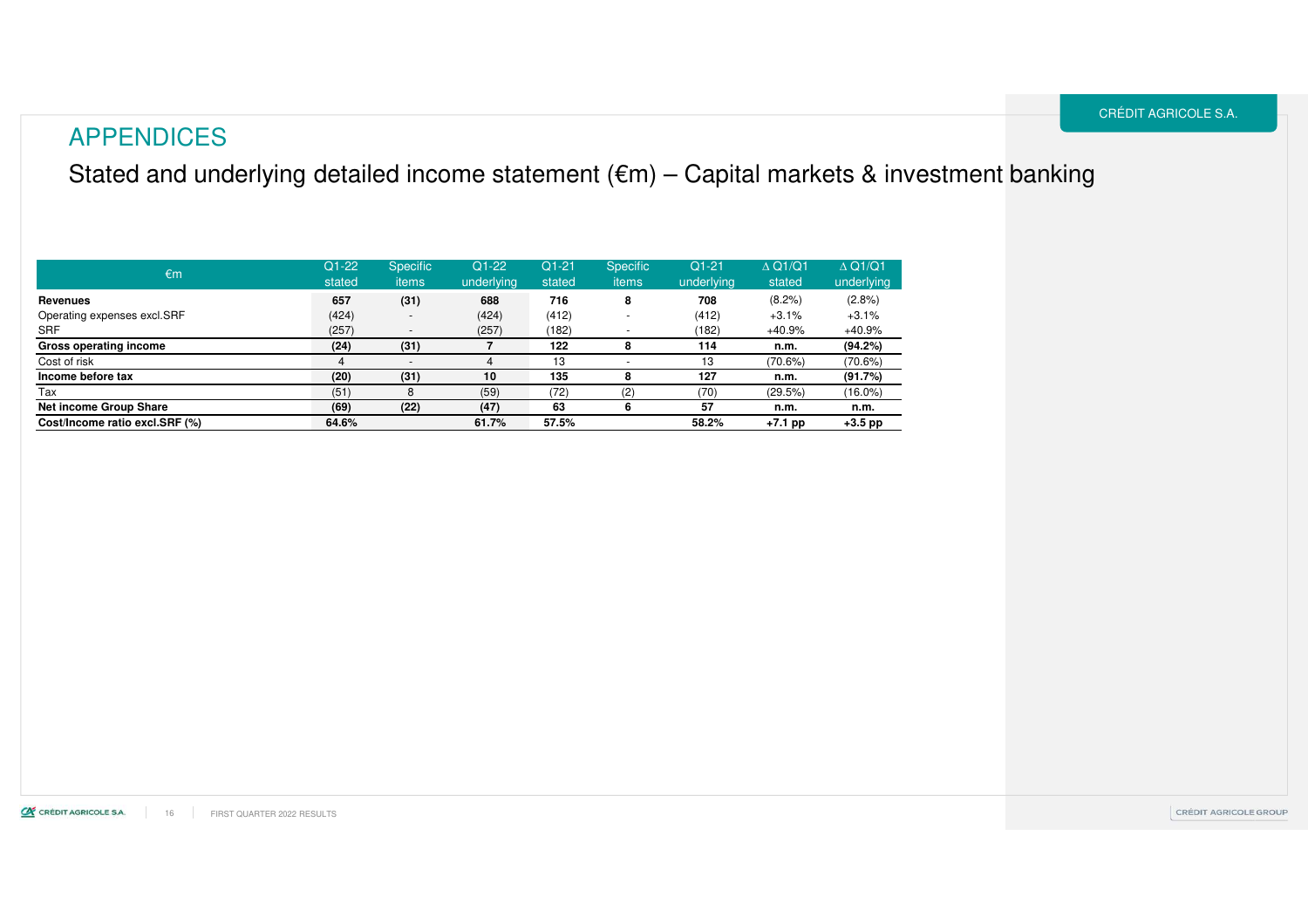# APPENDICES

## Stated and underlying detailed income statement (€m) – Capital markets & investment banking

| €m | Q1-22 stated | Specific items | Q1-22 underlying | Q1-21 stated | Specific items | Q1-21 underlying | ∆ Q1/Q1 stated | ∆ Q1/Q1 underlying |
|---|---|---|---|---|---|---|---|---|
| **Revenues** | **657** | **(31)** | **688** | **716** | **8** | **708** | (8.2%) | (2.8%) |
| Operating expenses excl.SRF | (424) | - | (424) | (412) | - | (412) | +3.1% | +3.1% |
| SRF | (257) | - | (257) | (182) | - | (182) | +40.9% | +40.9% |
| **Gross operating income** | **(24)** | **(31)** | **7** | **122** | **8** | **114** | **n.m.** | **(94.2%)** |
| Cost of risk | 4 | - | 4 | 13 | - | 13 | (70.6%) | (70.6%) |
| **Income before tax** | **(20)** | **(31)** | **10** | **135** | **8** | **127** | **n.m.** | **(91.7%)** |
| Tax | (51) | 8 | (59) | (72) | (2) | (70) | (29.5%) | (16.0%) |
| **Net income Group Share** | **(69)** | **(22)** | **(47)** | **63** | **6** | **57** | **n.m.** | **n.m.** |
| **Cost/Income ratio excl.SRF (%)** | **64.6%** | | **61.7%** | **57.5%** | | **58.2%** | **+7.1 pp** | **+3.5 pp** |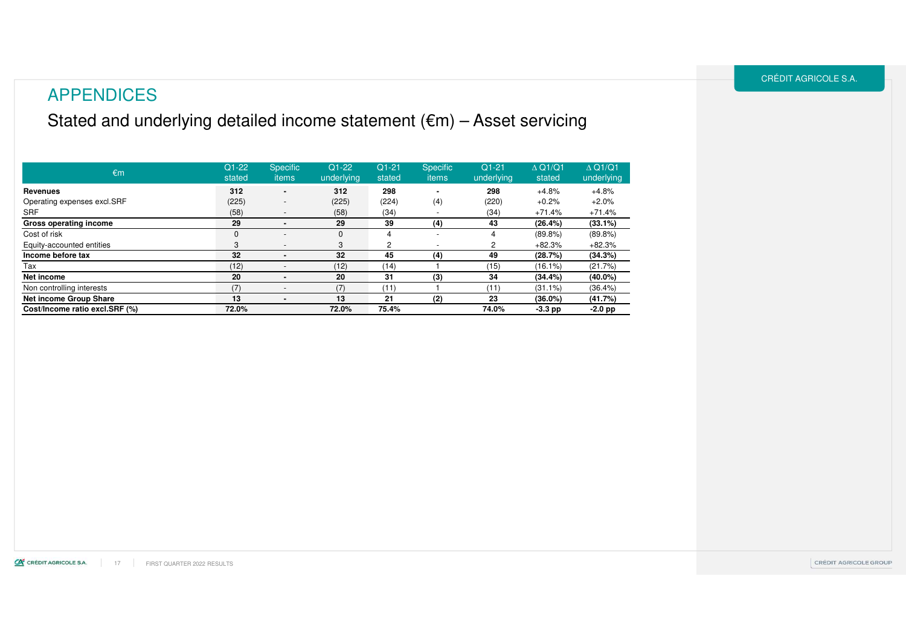# APPENDICES

## Stated and underlying detailed income statement (€m) – Asset servicing

| €m | Q1-22 stated | Specific items | Q1-22 underlying | Q1-21 stated | Specific items | Q1-21 underlying | ∆ Q1/Q1 stated | ∆ Q1/Q1 underlying |
|---|---|---|---|---|---|---|---|---|
| **Revenues** | **312** | **-** | **312** | **298** | **-** | **298** | +4.8% | +4.8% |
| Operating expenses excl.SRF | (225) | - | (225) | (224) | (4) | (220) | +0.2% | +2.0% |
| SRF | (58) | - | (58) | (34) | - | (34) | +71.4% | +71.4% |
| **Gross operating income** | **29** | **-** | **29** | **39** | **(4)** | **43** | **(26.4%)** | **(33.1%)** |
| Cost of risk | 0 | - | 0 | 4 | - | 4 | (89.8%) | (89.8%) |
| Equity-accounted entities | 3 | - | 3 | 2 | - | 2 | +82.3% | +82.3% |
| **Income before tax** | **32** | **-** | **32** | **45** | **(4)** | **49** | **(28.7%)** | **(34.3%)** |
| Tax | (12) | - | (12) | (14) | 1 | (15) | (16.1%) | (21.7%) |
| **Net income** | **20** | **-** | **20** | **31** | **(3)** | **34** | **(34.4%)** | **(40.0%)** |
| Non controlling interests | (7) | - | (7) | (11) | 1 | (11) | (31.1%) | (36.4%) |
| **Net income Group Share** | **13** | **-** | **13** | **21** | **(2)** | **23** | **(36.0%)** | **(41.7%)** |
| **Cost/Income ratio excl.SRF (%)** | **72.0%** | | **72.0%** | **75.4%** | | **74.0%** | **-3.3 pp** | **-2.0 pp** |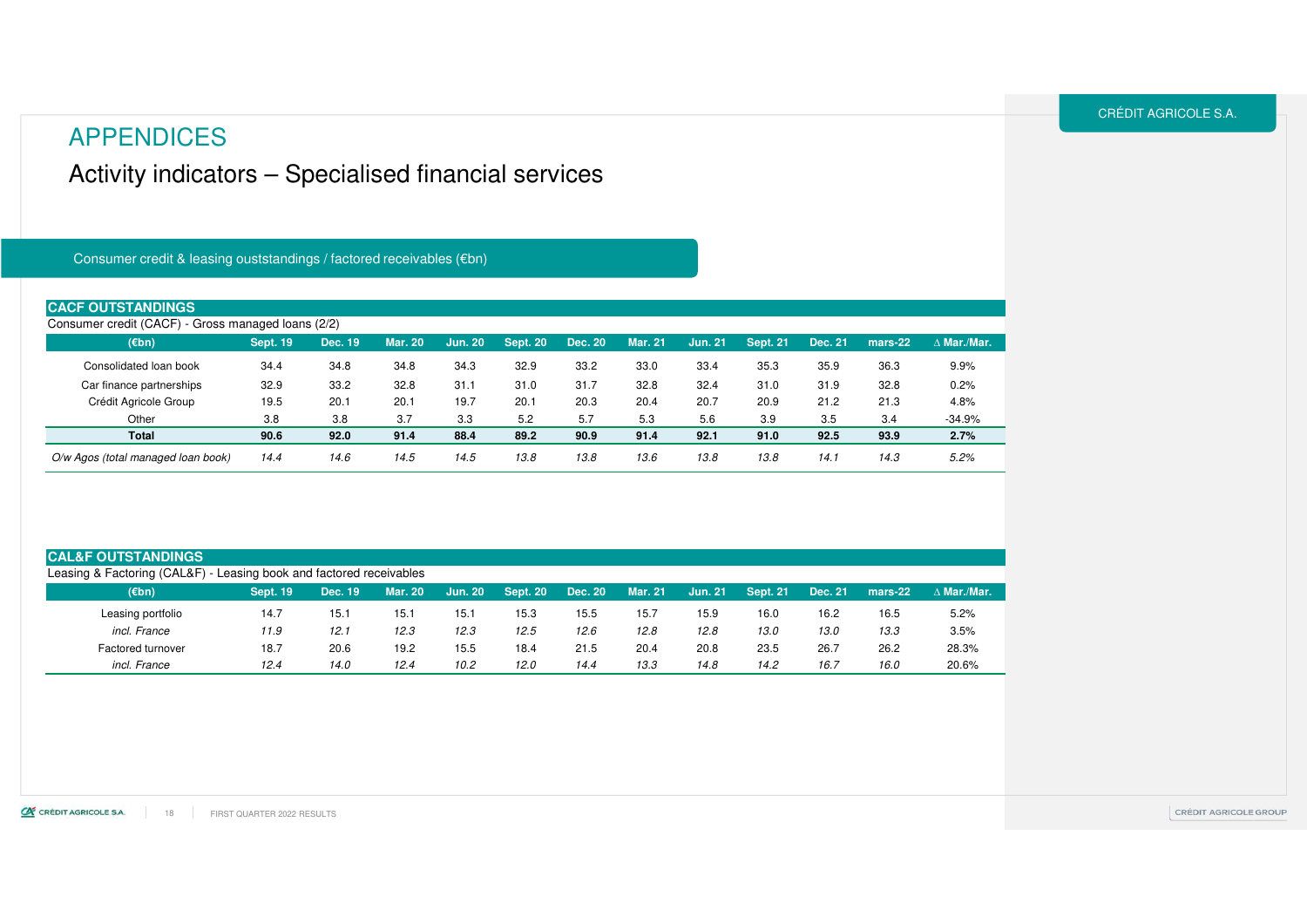# APPENDICES

## Activity indicators – Specialised financial services

Consumer credit & leasing ouststandings / factored receivables (€bn)

**CACF OUTSTANDINGS**

Consumer credit (CACF) - Gross managed loans (2/2)

| (€bn) | Sept. 19 | Dec. 19 | Mar. 20 | Jun. 20 | Sept. 20 | Dec. 20 | Mar. 21 | Jun. 21 | Sept. 21 | Dec. 21 | mars-22 | ∆ Mar./Mar. |
|---|---|---|---|---|---|---|---|---|---|---|---|---|
| Consolidated loan book | 34.4 | 34.8 | 34.8 | 34.3 | 32.9 | 33.2 | 33.0 | 33.4 | 35.3 | 35.9 | 36.3 | 9.9% |
| Car finance partnerships | 32.9 | 33.2 | 32.8 | 31.1 | 31.0 | 31.7 | 32.8 | 32.4 | 31.0 | 31.9 | 32.8 | 0.2% |
| Crédit Agricole Group | 19.5 | 20.1 | 20.1 | 19.7 | 20.1 | 20.3 | 20.4 | 20.7 | 20.9 | 21.2 | 21.3 | 4.8% |
| Other | 3.8 | 3.8 | 3.7 | 3.3 | 5.2 | 5.7 | 5.3 | 5.6 | 3.9 | 3.5 | 3.4 | -34.9% |
| **Total** | **90.6** | **92.0** | **91.4** | **88.4** | **89.2** | **90.9** | **91.4** | **92.1** | **91.0** | **92.5** | **93.9** | **2.7%** |
| *O/w Agos (total managed loan book)* | *14.4* | *14.6* | *14.5* | *14.5* | *13.8* | *13.8* | *13.6* | *13.8* | *13.8* | *14.1* | *14.3* | *5.2%* |

**CAL&F OUTSTANDINGS**

Leasing & Factoring (CAL&F) - Leasing book and factored receivables

| (€bn) | Sept. 19 | Dec. 19 | Mar. 20 | Jun. 20 | Sept. 20 | Dec. 20 | Mar. 21 | Jun. 21 | Sept. 21 | Dec. 21 | mars-22 | ∆ Mar./Mar. |
|---|---|---|---|---|---|---|---|---|---|---|---|---|
| Leasing portfolio | 14.7 | 15.1 | 15.1 | 15.1 | 15.3 | 15.5 | 15.7 | 15.9 | 16.0 | 16.2 | 16.5 | 5.2% |
| *incl. France* | *11.9* | *12.1* | *12.3* | *12.3* | *12.5* | *12.6* | *12.8* | *12.8* | *13.0* | *13.0* | *13.3* | 3.5% |
| Factored turnover | 18.7 | 20.6 | 19.2 | 15.5 | 18.4 | 21.5 | 20.4 | 20.8 | 23.5 | 26.7 | 26.2 | 28.3% |
| *incl. France* | *12.4* | *14.0* | *12.4* | *10.2* | *12.0* | *14.4* | *13.3* | *14.8* | *14.2* | *16.7* | *16.0* | 20.6% |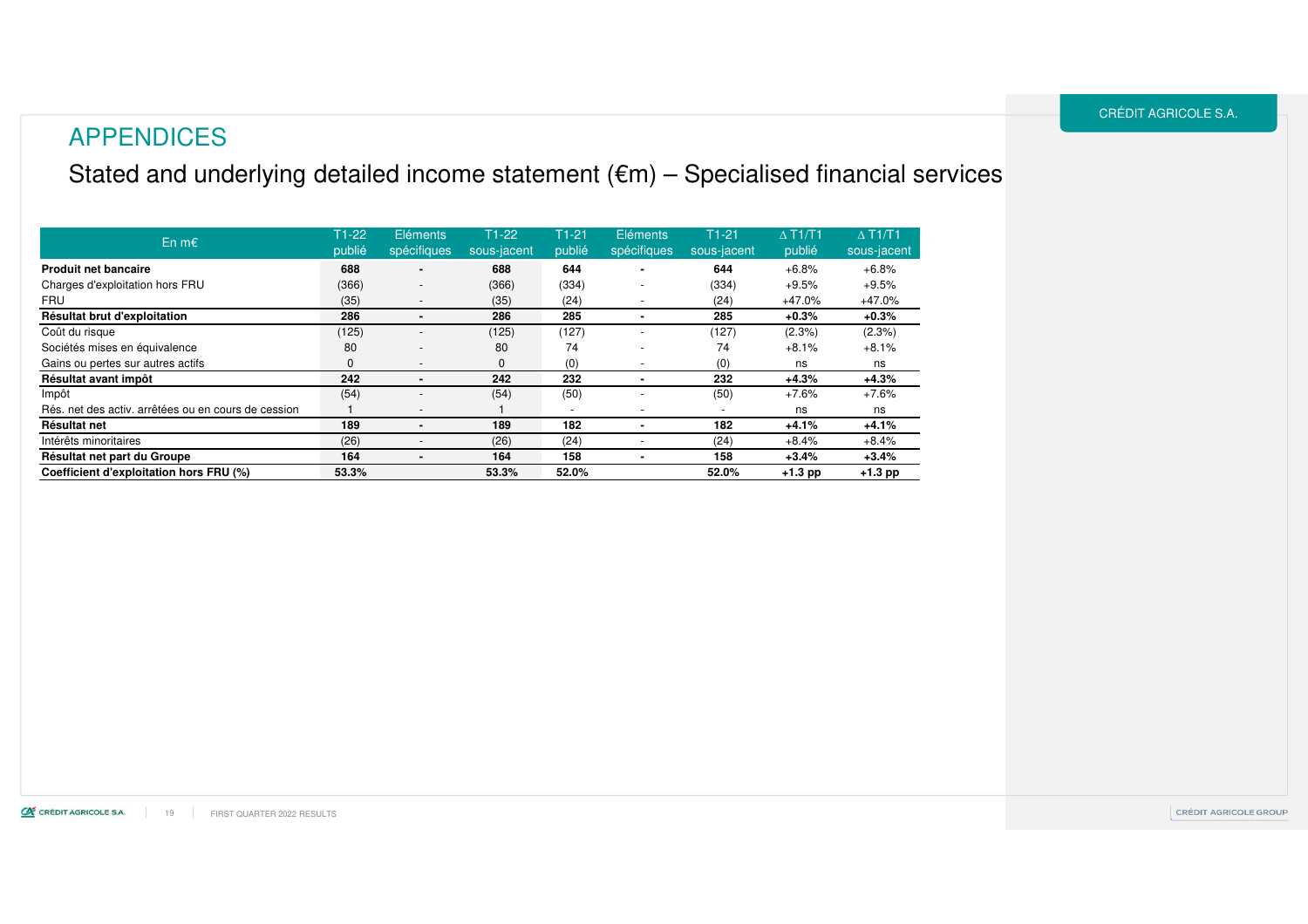# APPENDICES

## Stated and underlying detailed income statement (€m) – Specialised financial services

| En m€ | T1-22 publié | Eléments spécifiques | T1-22 sous-jacent | T1-21 publié | Eléments spécifiques | T1-21 sous-jacent | ∆ T1/T1 publié | ∆ T1/T1 sous-jacent |
|---|---|---|---|---|---|---|---|---|
| **Produit net bancaire** | **688** | **-** | **688** | **644** | **-** | **644** | +6.8% | +6.8% |
| Charges d'exploitation hors FRU | (366) | - | (366) | (334) | - | (334) | +9.5% | +9.5% |
| FRU | (35) | - | (35) | (24) | - | (24) | +47.0% | +47.0% |
| **Résultat brut d'exploitation** | **286** | **-** | **286** | **285** | **-** | **285** | **+0.3%** | **+0.3%** |
| Coût du risque | (125) | - | (125) | (127) | - | (127) | (2.3%) | (2.3%) |
| Sociétés mises en équivalence | 80 | - | 80 | 74 | - | 74 | +8.1% | +8.1% |
| Gains ou pertes sur autres actifs | 0 | - | 0 | (0) | - | (0) | ns | ns |
| **Résultat avant impôt** | **242** | **-** | **242** | **232** | **-** | **232** | **+4.3%** | **+4.3%** |
| Impôt | (54) | - | (54) | (50) | - | (50) | +7.6% | +7.6% |
| Rés. net des activ. arrêtées ou en cours de cession | 1 | - | 1 | - | - | - | ns | ns |
| **Résultat net** | **189** | **-** | **189** | **182** | **-** | **182** | **+4.1%** | **+4.1%** |
| Intérêts minoritaires | (26) | - | (26) | (24) | - | (24) | +8.4% | +8.4% |
| **Résultat net part du Groupe** | **164** | **-** | **164** | **158** | **-** | **158** | **+3.4%** | **+3.4%** |
| **Coefficient d'exploitation hors FRU (%)** | **53.3%** | | **53.3%** | **52.0%** | | **52.0%** | **+1.3 pp** | **+1.3 pp** |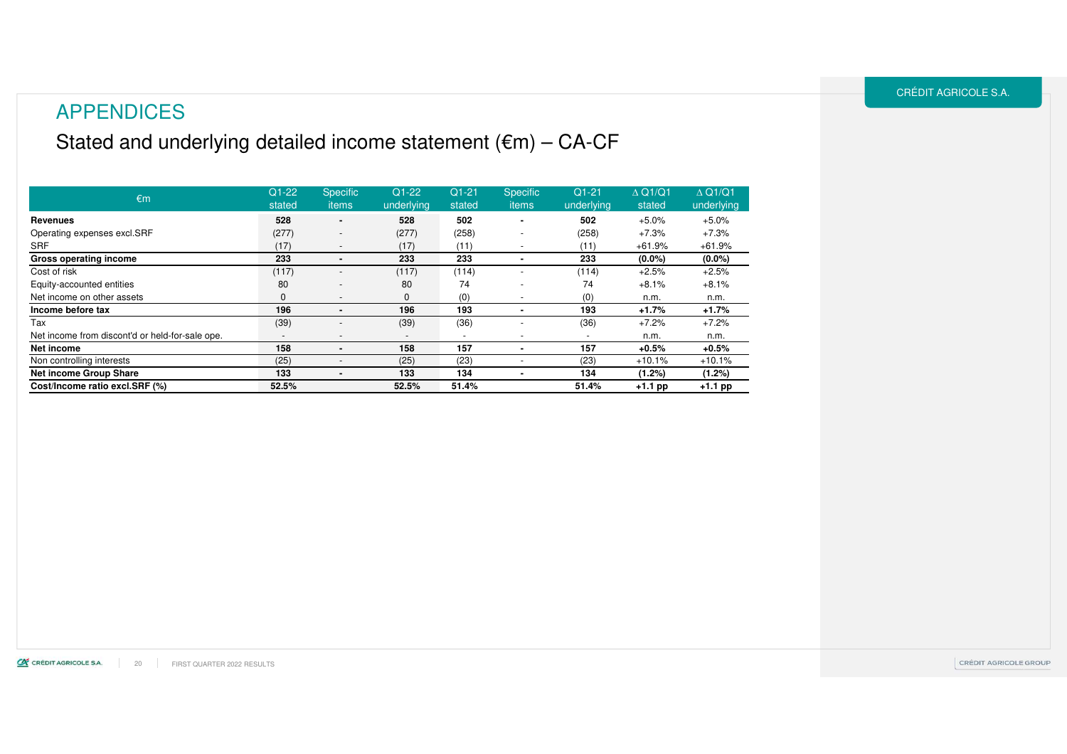# APPENDICES

## Stated and underlying detailed income statement (€m) – CA-CF

| €m | Q1-22 stated | Specific items | Q1-22 underlying | Q1-21 stated | Specific items | Q1-21 underlying | ∆ Q1/Q1 stated | ∆ Q1/Q1 underlying |
|---|---|---|---|---|---|---|---|---|
| **Revenues** | **528** | **-** | **528** | **502** | **-** | **502** | +5.0% | +5.0% |
| Operating expenses excl.SRF | (277) | - | (277) | (258) | - | (258) | +7.3% | +7.3% |
| SRF | (17) | - | (17) | (11) | - | (11) | +61.9% | +61.9% |
| **Gross operating income** | **233** | **-** | **233** | **233** | **-** | **233** | **(0.0%)** | **(0.0%)** |
| Cost of risk | (117) | - | (117) | (114) | - | (114) | +2.5% | +2.5% |
| Equity-accounted entities | 80 | - | 80 | 74 | - | 74 | +8.1% | +8.1% |
| Net income on other assets | 0 | - | 0 | (0) | - | (0) | n.m. | n.m. |
| **Income before tax** | **196** | **-** | **196** | **193** | **-** | **193** | **+1.7%** | **+1.7%** |
| Tax | (39) | - | (39) | (36) | - | (36) | +7.2% | +7.2% |
| Net income from discont'd or held-for-sale ope. | - | - | - | - | - | - | n.m. | n.m. |
| **Net income** | **158** | **-** | **158** | **157** | **-** | **157** | **+0.5%** | **+0.5%** |
| Non controlling interests | (25) | - | (25) | (23) | - | (23) | +10.1% | +10.1% |
| **Net income Group Share** | **133** | **-** | **133** | **134** | **-** | **134** | **(1.2%)** | **(1.2%)** |
| **Cost/Income ratio excl.SRF (%)** | **52.5%** | | **52.5%** | **51.4%** | | **51.4%** | **+1.1 pp** | **+1.1 pp** |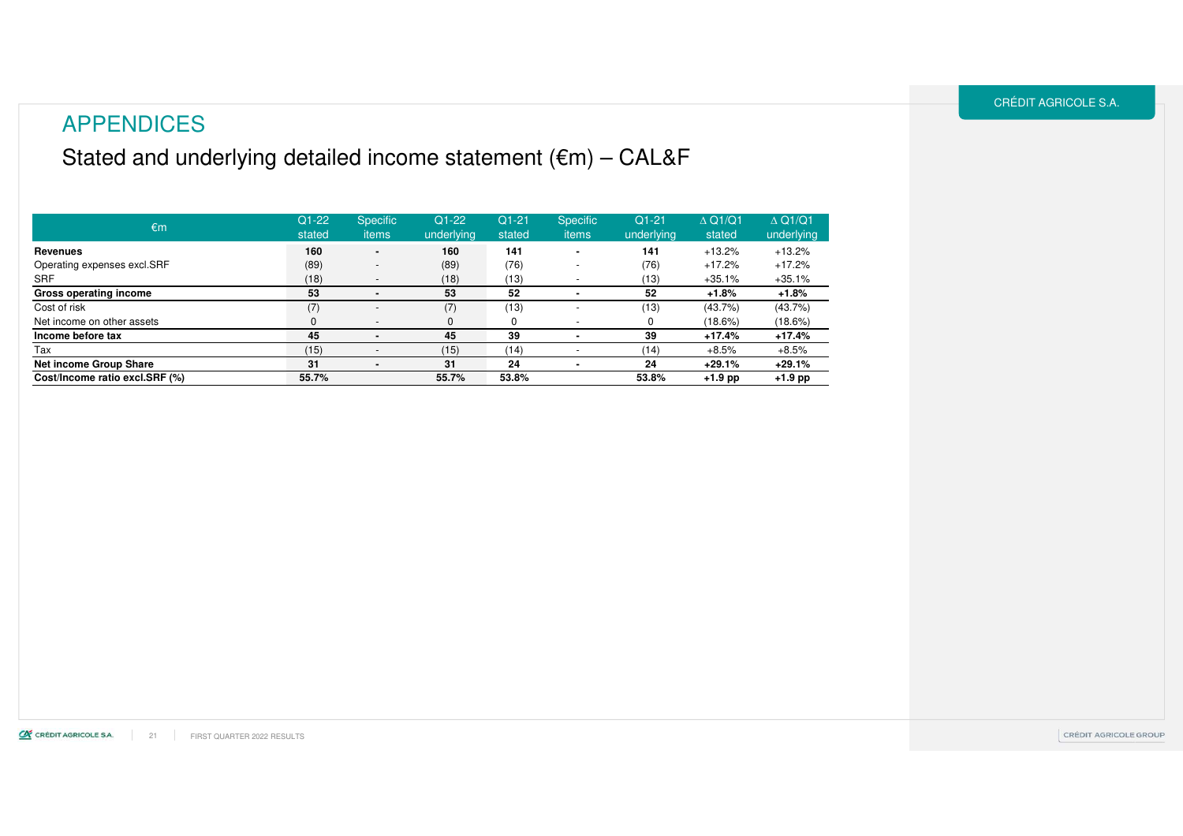# APPENDICES

## Stated and underlying detailed income statement (€m) – CAL&F

| €m | Q1-22 stated | Specific items | Q1-22 underlying | Q1-21 stated | Specific items | Q1-21 underlying | ∆ Q1/Q1 stated | ∆ Q1/Q1 underlying |
|---|---|---|---|---|---|---|---|---|
| **Revenues** | **160** | **-** | **160** | **141** | **-** | **141** | +13.2% | +13.2% |
| Operating expenses excl.SRF | (89) | - | (89) | (76) | - | (76) | +17.2% | +17.2% |
| SRF | (18) | - | (18) | (13) | - | (13) | +35.1% | +35.1% |
| **Gross operating income** | **53** | **-** | **53** | **52** | **-** | **52** | **+1.8%** | **+1.8%** |
| Cost of risk | (7) | - | (7) | (13) | - | (13) | (43.7%) | (43.7%) |
| Net income on other assets | 0 | - | 0 | 0 | - | 0 | (18.6%) | (18.6%) |
| **Income before tax** | **45** | **-** | **45** | **39** | **-** | **39** | **+17.4%** | **+17.4%** |
| Tax | (15) | - | (15) | (14) | - | (14) | +8.5% | +8.5% |
| **Net income Group Share** | **31** | **-** | **31** | **24** | **-** | **24** | **+29.1%** | **+29.1%** |
| **Cost/Income ratio excl.SRF (%)** | **55.7%** | | **55.7%** | **53.8%** | | **53.8%** | **+1.9 pp** | **+1.9 pp** |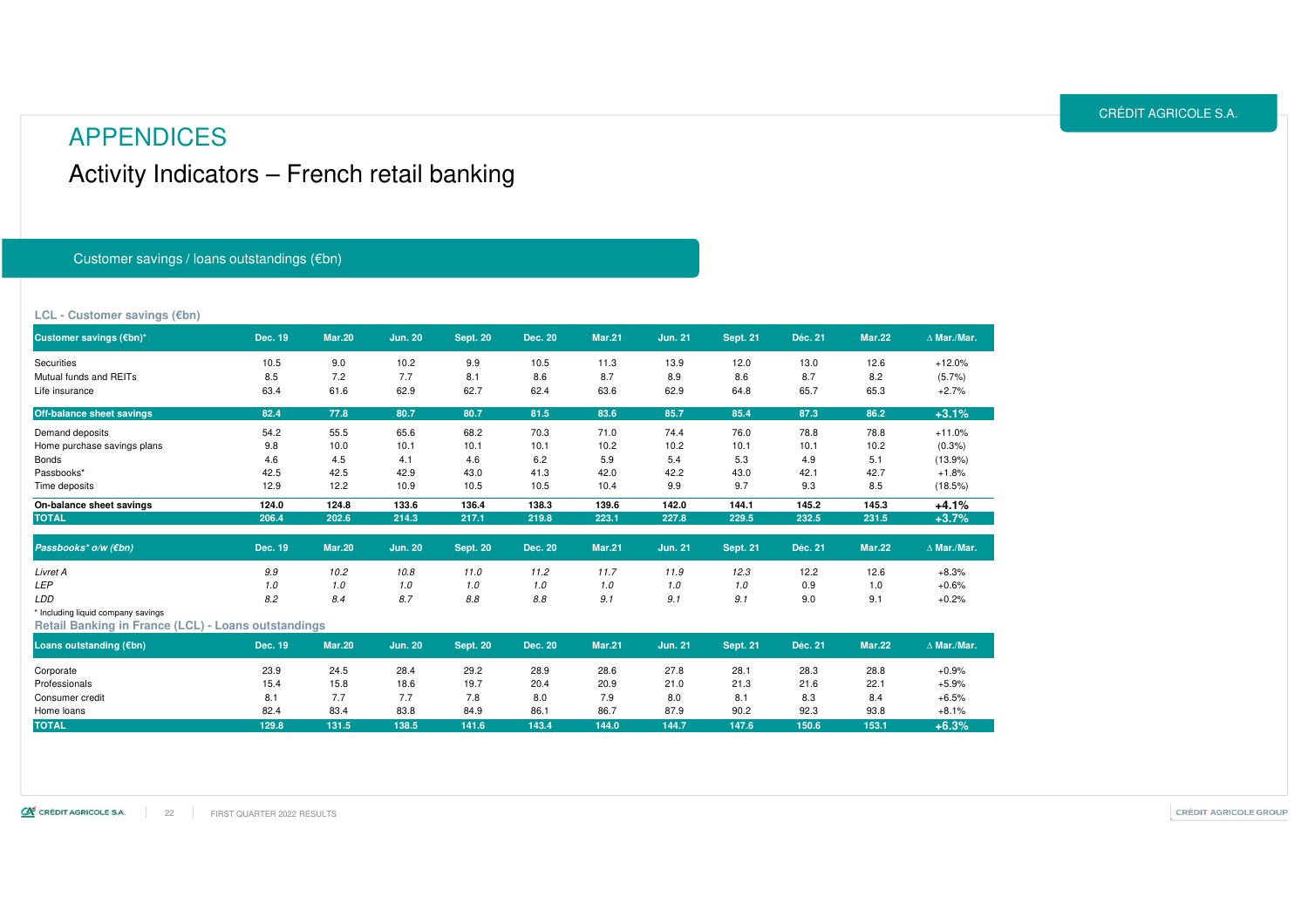# APPENDICES

## Activity Indicators – French retail banking

### Customer savings / loans outstandings (€bn)

**LCL - Customer savings (€bn)**

| Customer savings (€bn)* | Dec. 19 | Mar.20 | Jun. 20 | Sept. 20 | Dec. 20 | Mar.21 | Jun. 21 | Sept. 21 | Déc. 21 | Mar.22 | ∆ Mar./Mar. |
|---|---|---|---|---|---|---|---|---|---|---|---|
| Securities | 10.5 | 9.0 | 10.2 | 9.9 | 10.5 | 11.3 | 13.9 | 12.0 | 13.0 | 12.6 | +12.0% |
| Mutual funds and REITs | 8.5 | 7.2 | 7.7 | 8.1 | 8.6 | 8.7 | 8.9 | 8.6 | 8.7 | 8.2 | (5.7%) |
| Life insurance | 63.4 | 61.6 | 62.9 | 62.7 | 62.4 | 63.6 | 62.9 | 64.8 | 65.7 | 65.3 | +2.7% |
| **Off-balance sheet savings** | **82.4** | **77.8** | **80.7** | **80.7** | **81.5** | **83.6** | **85.7** | **85.4** | **87.3** | **86.2** | **+3.1%** |
| Demand deposits | 54.2 | 55.5 | 65.6 | 68.2 | 70.3 | 71.0 | 74.4 | 76.0 | 78.8 | 78.8 | +11.0% |
| Home purchase savings plans | 9.8 | 10.0 | 10.1 | 10.1 | 10.1 | 10.2 | 10.2 | 10.1 | 10.1 | 10.2 | (0.3%) |
| Bonds | 4.6 | 4.5 | 4.1 | 4.6 | 6.2 | 5.9 | 5.4 | 5.3 | 4.9 | 5.1 | (13.9%) |
| Passbooks* | 42.5 | 42.5 | 42.9 | 43.0 | 41.3 | 42.0 | 42.2 | 43.0 | 42.1 | 42.7 | +1.8% |
| Time deposits | 12.9 | 12.2 | 10.9 | 10.5 | 10.5 | 10.4 | 9.9 | 9.7 | 9.3 | 8.5 | (18.5%) |
| **On-balance sheet savings** | **124.0** | **124.8** | **133.6** | **136.4** | **138.3** | **139.6** | **142.0** | **144.1** | **145.2** | **145.3** | **+4.1%** |
| **TOTAL** | **206.4** | **202.6** | **214.3** | **217.1** | **219.8** | **223.1** | **227.8** | **229.5** | **232.5** | **231.5** | **+3.7%** |

| *Passbooks\* o/w (€bn)* | Dec. 19 | Mar.20 | Jun. 20 | Sept. 20 | Dec. 20 | Mar.21 | Jun. 21 | Sept. 21 | Déc. 21 | Mar.22 | ∆ Mar./Mar. |
|---|---|---|---|---|---|---|---|---|---|---|---|
| *Livret A* | *9.9* | *10.2* | *10.8* | *11.0* | *11.2* | *11.7* | *11.9* | *12.3* | 12.2 | 12.6 | +8.3% |
| *LEP* | *1.0* | *1.0* | *1.0* | *1.0* | *1.0* | *1.0* | *1.0* | *1.0* | 0.9 | 1.0 | +0.6% |
| *LDD* | *8.2* | *8.4* | *8.7* | *8.8* | *8.8* | *9.1* | *9.1* | *9.1* | 9.0 | 9.1 | +0.2% |

\* Including liquid company savings

**Retail Banking in France (LCL) - Loans outstandings**

| Loans outstanding (€bn) | Dec. 19 | Mar.20 | Jun. 20 | Sept. 20 | Dec. 20 | Mar.21 | Jun. 21 | Sept. 21 | Déc. 21 | Mar.22 | ∆ Mar./Mar. |
|---|---|---|---|---|---|---|---|---|---|---|---|
| Corporate | 23.9 | 24.5 | 28.4 | 29.2 | 28.9 | 28.6 | 27.8 | 28.1 | 28.3 | 28.8 | +0.9% |
| Professionals | 15.4 | 15.8 | 18.6 | 19.7 | 20.4 | 20.9 | 21.0 | 21.3 | 21.6 | 22.1 | +5.9% |
| Consumer credit | 8.1 | 7.7 | 7.7 | 7.8 | 8.0 | 7.9 | 8.0 | 8.1 | 8.3 | 8.4 | +6.5% |
| Home loans | 82.4 | 83.4 | 83.8 | 84.9 | 86.1 | 86.7 | 87.9 | 90.2 | 92.3 | 93.8 | +8.1% |
| **TOTAL** | **129.8** | **131.5** | **138.5** | **141.6** | **143.4** | **144.0** | **144.7** | **147.6** | **150.6** | **153.1** | **+6.3%** |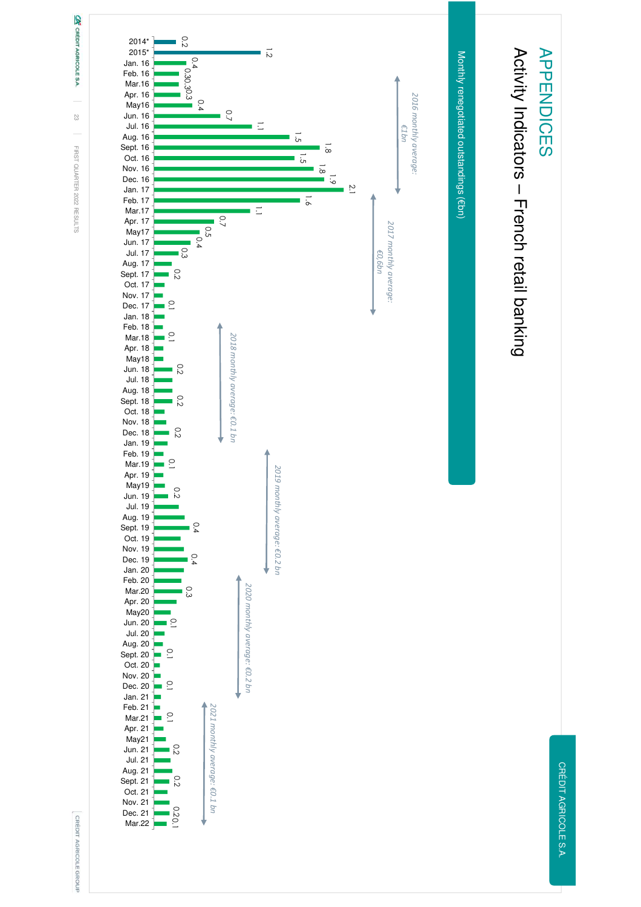# APPENDICES

## Activity Indicators – French retail banking

**Monthly renegotiated outstandings (€bn)**

| Month | Value (€bn) |
|---|---|
| 2014* | 0.2 |
| 2015* | 1.2 |
| Jan. 16 | 0.4 |
| Feb. 16 | 0.3 |
| Mar.16 | 0.3 |
| Apr. 16 | 0.3 |
| May16 | 0.4 |
| Jun. 16 | 0.7 |
| Jul. 16 | 1.1 |
| Aug. 16 | 1.5 |
| Sept. 16 | 1.8 |
| Oct. 16 | 1.5 |
| Nov. 16 | 1.8 |
| Dec. 16 | 1.9 |
| Jan. 17 | 2.1 |
| Feb. 17 | 1.6 |
| Mar.17 | 1.1 |
| Apr. 17 | 0.7 |
| May17 | 0.5 |
| Jun. 17 | 0.4 |
| Jul. 17 | 0.3 |
| Aug. 17 | |
| Sept. 17 | 0.2 |
| Oct. 17 | |
| Nov. 17 | |
| Dec. 17 | 0.1 |
| Jan. 18 | |
| Feb. 18 | |
| Mar.18 | 0.1 |
| Apr. 18 | |
| May18 | |
| Jun. 18 | 0.2 |
| Jul. 18 | |
| Aug. 18 | |
| Sept. 18 | 0.2 |
| Oct. 18 | |
| Nov. 18 | |
| Dec. 18 | 0.2 |
| Jan. 19 | |
| Feb. 19 | |
| Mar.19 | 0.1 |
| Apr. 19 | |
| May19 | |
| Jun. 19 | 0.2 |
| Jul. 19 | |
| Aug. 19 | |
| Sept. 19 | 0.4 |
| Oct. 19 | |
| Nov. 19 | |
| Dec. 19 | 0.4 |
| Jan. 20 | |
| Feb. 20 | |
| Mar.20 | 0.3 |
| Apr. 20 | |
| May20 | |
| Jun. 20 | 0.1 |
| Jul. 20 | |
| Aug. 20 | |
| Sept. 20 | 0.1 |
| Oct. 20 | |
| Nov. 20 | |
| Dec. 20 | 0.1 |
| Jan. 21 | |
| Feb. 21 | |
| Mar.21 | 0.1 |
| Apr. 21 | |
| May21 | |
| Jun. 21 | 0.2 |
| Jul. 21 | |
| Aug. 21 | |
| Sept. 21 | 0.2 |
| Oct. 21 | |
| Nov. 21 | |
| Dec. 21 | 0.2 |
| Mar.22 | 0.1 |

*2016 monthly average: €1bn*

*2017 monthly average: €0,6bn*

*2018 monthly average: €0.1 bn*

*2019 monthly average: €0.2 bn*

*2020 monthly average: €0.2 bn*

*2021 monthly average: €0.1 bn*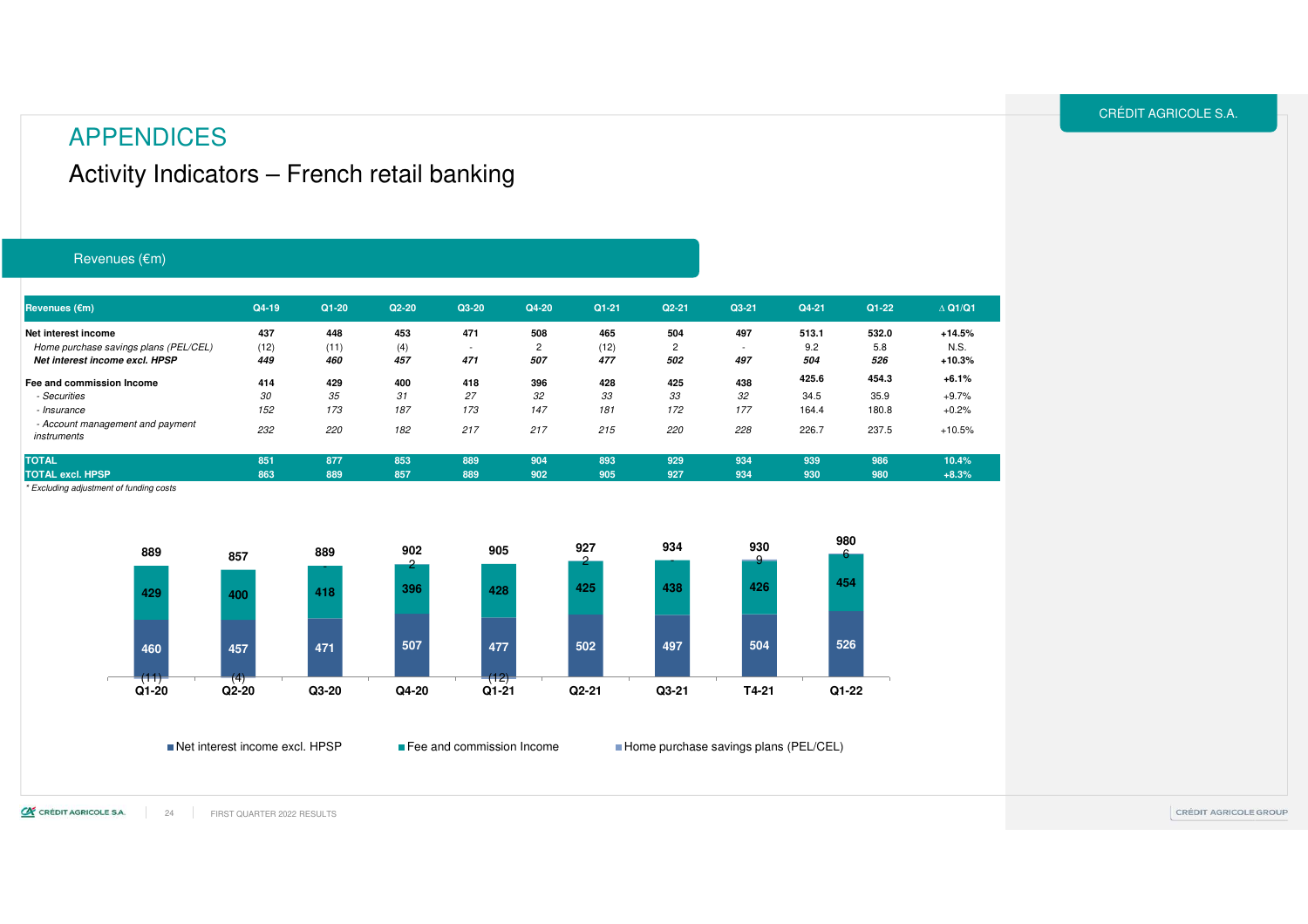# APPENDICES

## Activity Indicators – French retail banking

### Revenues (€m)

| Revenues (€m) | Q4-19 | Q1-20 | Q2-20 | Q3-20 | Q4-20 | Q1-21 | Q2-21 | Q3-21 | Q4-21 | Q1-22 | ∆ Q1/Q1 |
|---|---|---|---|---|---|---|---|---|---|---|---|
| **Net interest income** | 437 | 448 | 453 | 471 | 508 | 465 | 504 | 497 | 513.1 | 532.0 | +14.5% |
| *Home purchase savings plans (PEL/CEL)* | (12) | (11) | (4) | - | 2 | (12) | 2 | - | 9.2 | 5.8 | N.S. |
| ***Net interest income excl. HPSP*** | *449* | *460* | *457* | *471* | *507* | *477* | *502* | *497* | *504* | *526* | +10.3% |
| **Fee and commission Income** | 414 | 429 | 400 | 418 | 396 | 428 | 425 | 438 | 425.6 | 454.3 | +6.1% |
| *- Securities* | 30 | 35 | 31 | 27 | 32 | 33 | 33 | 32 | 34.5 | 35.9 | +9.7% |
| *- Insurance* | 152 | 173 | 187 | 173 | 147 | 181 | 172 | 177 | 164.4 | 180.8 | +0.2% |
| *- Account management and payment instruments* | 232 | 220 | 182 | 217 | 217 | 215 | 220 | 228 | 226.7 | 237.5 | +10.5% |
| **TOTAL** | 851 | 877 | 853 | 889 | 904 | 893 | 929 | 934 | 939 | 986 | 10.4% |
| **TOTAL excl. HPSP** | 863 | 889 | 857 | 889 | 902 | 905 | 927 | 934 | 930 | 980 | +8.3% |

*\* Excluding adjustment of funding costs*

| | Q1-20 | Q2-20 | Q3-20 | Q4-20 | Q1-21 | Q2-21 | Q3-21 | T4-21 | Q1-22 |
|---|---|---|---|---|---|---|---|---|---|
| Total | 889 | 857 | 889 | 902 | 905 | 927 | 934 | 930 | 980 |
| Home purchase savings plans (PEL/CEL) | (11) | (4) | - | 2 | (12) | 2 | - | 9 | 6 |
| Fee and commission Income | 429 | 400 | 418 | 396 | 428 | 425 | 438 | 426 | 454 |
| Net interest income excl. HPSP | 460 | 457 | 471 | 507 | 477 | 502 | 497 | 504 | 526 |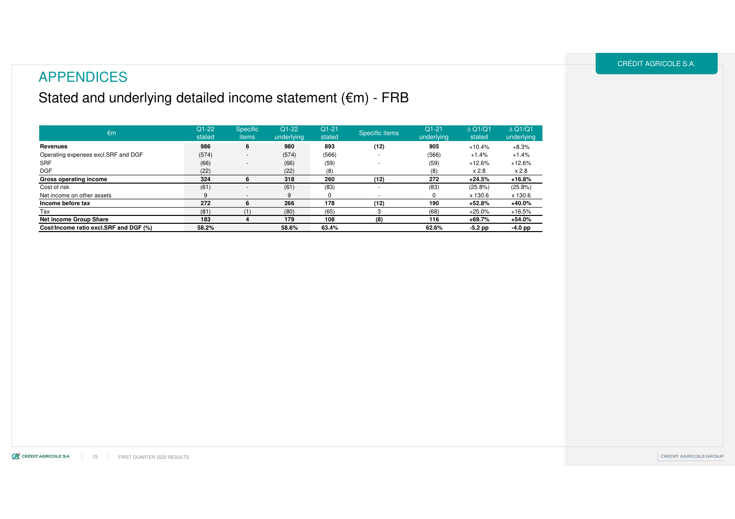# APPENDICES

## Stated and underlying detailed income statement (€m) - FRB

| €m | Q1-22 stated | Specific items | Q1-22 underlying | Q1-21 stated | Specific items | Q1-21 underlying | ∆ Q1/Q1 stated | ∆ Q1/Q1 underlying |
|---|---|---|---|---|---|---|---|---|
| **Revenues** | **986** | **6** | **980** | **893** | **(12)** | **905** | +10.4% | +8.3% |
| Operating expenses excl.SRF and DGF | (574) | - | (574) | (566) | - | (566) | +1.4% | +1.4% |
| SRF | (66) | - | (66) | (59) | - | (59) | +12.6% | +12.6% |
| DGF | (22) | | (22) | (8) | | (8) | x 2.8 | x 2.8 |
| **Gross operating income** | **324** | **6** | **318** | **260** | **(12)** | **272** | **+24.5%** | **+16.8%** |
| Cost of risk | (61) | - | (61) | (83) | - | (83) | (25.8%) | (25.8%) |
| Net income on other assets | 9 | - | 9 | 0 | - | 0 | x 130.6 | x 130.6 |
| **Income before tax** | **272** | **6** | **266** | **178** | **(12)** | **190** | **+52.8%** | **+40.0%** |
| Tax | (81) | (1) | (80) | (65) | 3 | (68) | +25.0% | +16.5% |
| **Net income Group Share** | **183** | **4** | **179** | **108** | **(8)** | **116** | **+69.7%** | **+54.0%** |
| **Cost/Income ratio excl.SRF and DGF (%)** | **58.2%** | | **58.6%** | **63.4%** | | **62.6%** | **-5.2 pp** | **-4.0 pp** |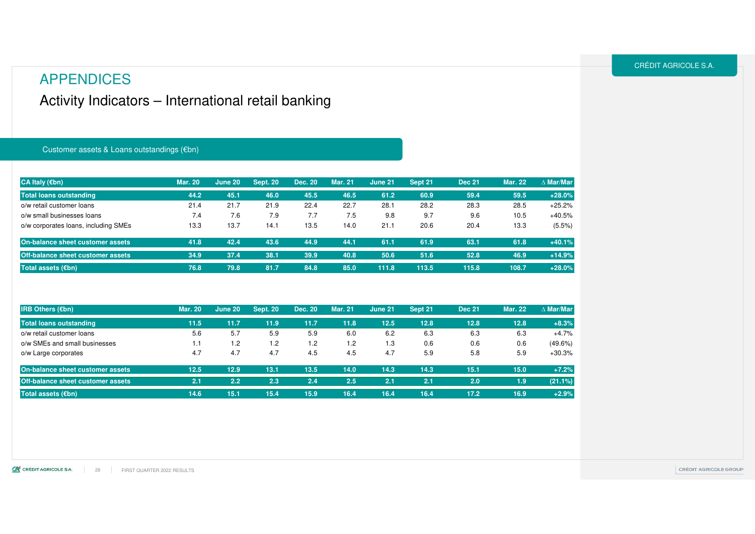# APPENDICES

## Activity Indicators – International retail banking

### Customer assets & Loans outstandings (€bn)

| CA Italy (€bn) | Mar. 20 | June 20 | Sept. 20 | Dec. 20 | Mar. 21 | June 21 | Sept 21 | Dec 21 | Mar. 22 | ∆ Mar/Mar |
|---|---|---|---|---|---|---|---|---|---|---|
| **Total loans outstanding** | **44.2** | **45.1** | **46.0** | **45.5** | **46.5** | **61.2** | **60.9** | **59.4** | **59.5** | **+28.0%** |
| o/w retail customer loans | 21.4 | 21.7 | 21.9 | 22.4 | 22.7 | 28.1 | 28.2 | 28.3 | 28.5 | +25.2% |
| o/w small businesses loans | 7.4 | 7.6 | 7.9 | 7.7 | 7.5 | 9.8 | 9.7 | 9.6 | 10.5 | +40.5% |
| o/w corporates loans, including SMEs | 13.3 | 13.7 | 14.1 | 13.5 | 14.0 | 21.1 | 20.6 | 20.4 | 13.3 | (5.5%) |
| **On-balance sheet customer assets** | **41.8** | **42.4** | **43.6** | **44.9** | **44.1** | **61.1** | **61.9** | **63.1** | **61.8** | **+40.1%** |
| **Off-balance sheet customer assets** | **34.9** | **37.4** | **38.1** | **39.9** | **40.8** | **50.6** | **51.6** | **52.8** | **46.9** | **+14.9%** |
| **Total assets (€bn)** | **76.8** | **79.8** | **81.7** | **84.8** | **85.0** | **111.8** | **113.5** | **115.8** | **108.7** | **+28.0%** |

| IRB Others (€bn) | Mar. 20 | June 20 | Sept. 20 | Dec. 20 | Mar. 21 | June 21 | Sept 21 | Dec 21 | Mar. 22 | ∆ Mar/Mar |
|---|---|---|---|---|---|---|---|---|---|---|
| **Total loans outstanding** | **11.5** | **11.7** | **11.9** | **11.7** | **11.8** | **12.5** | **12.8** | **12.8** | **12.8** | **+8.3%** |
| o/w retail customer loans | 5.6 | 5.7 | 5.9 | 5.9 | 6.0 | 6.2 | 6.3 | 6.3 | 6.3 | +4.7% |
| o/w SMEs and small businesses | 1.1 | 1.2 | 1.2 | 1.2 | 1.2 | 1.3 | 0.6 | 0.6 | 0.6 | (49.6%) |
| o/w Large corporates | 4.7 | 4.7 | 4.7 | 4.5 | 4.5 | 4.7 | 5.9 | 5.8 | 5.9 | +30.3% |
| **On-balance sheet customer assets** | **12.5** | **12.9** | **13.1** | **13.5** | **14.0** | **14.3** | **14.3** | **15.1** | **15.0** | **+7.2%** |
| **Off-balance sheet customer assets** | **2.1** | **2.2** | **2.3** | **2.4** | **2.5** | **2.1** | **2.1** | **2.0** | **1.9** | **(21.1%)** |
| **Total assets (€bn)** | **14.6** | **15.1** | **15.4** | **15.9** | **16.4** | **16.4** | **16.4** | **17.2** | **16.9** | **+2.9%** |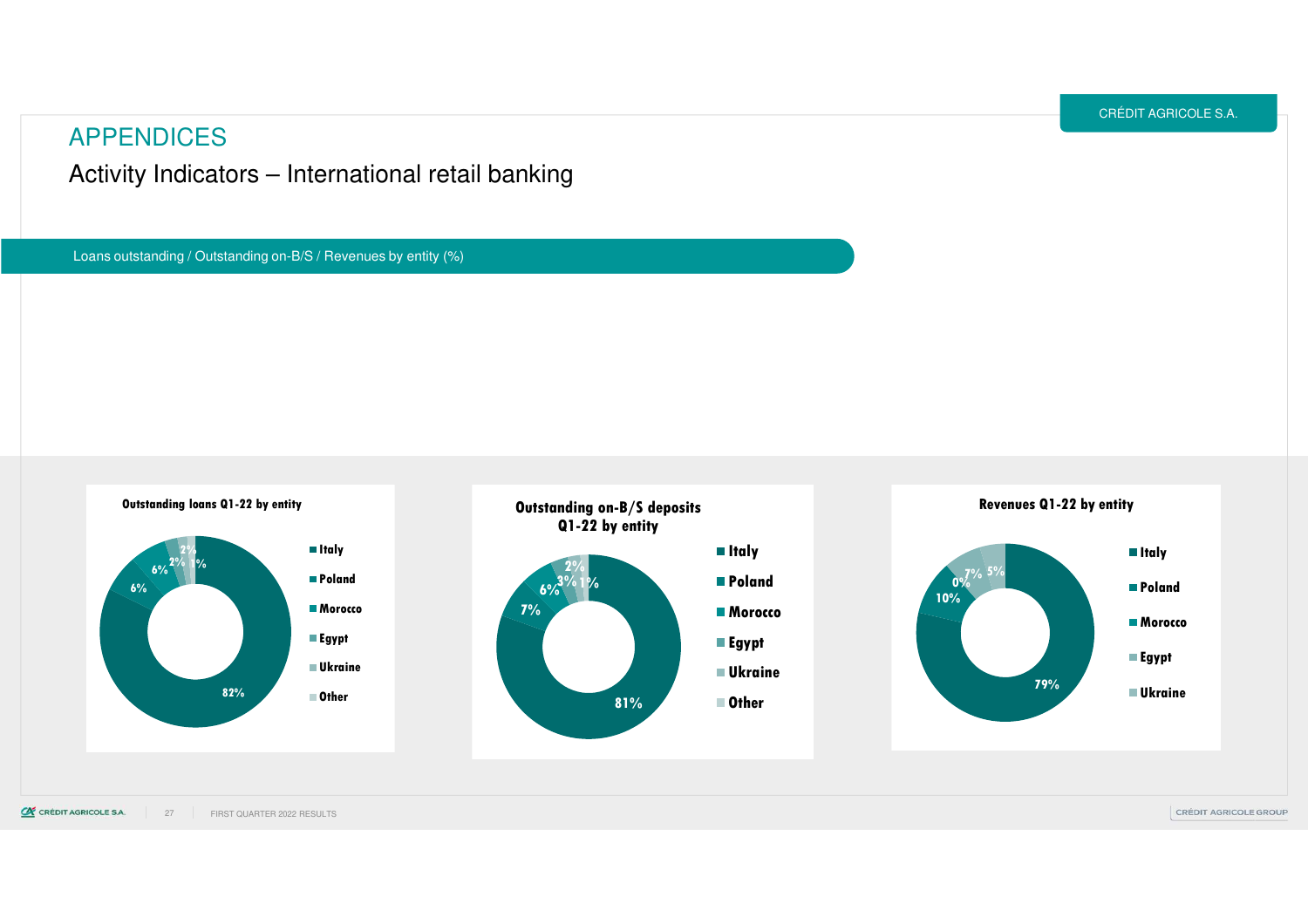# APPENDICES

## Activity Indicators – International retail banking

Loans outstanding / Outstanding on-B/S / Revenues by entity (%)

**Outstanding loans Q1-22 by entity**

| Entity | % |
|---|---|
| Italy | 82% |
| Poland | 6% |
| Morocco | 6% |
| Egypt | 2% |
| Ukraine | 2% |
| Other | 1% |

**Outstanding on-B/S deposits Q1-22 by entity**

| Entity | % |
|---|---|
| Italy | 81% |
| Poland | 7% |
| Morocco | 6% |
| Egypt | 3% |
| Ukraine | 2% |
| Other | 1% |

**Revenues Q1-22 by entity**

| Entity | % |
|---|---|
| Italy | 79% |
| Poland | 10% |
| Morocco | 0% |
| Egypt | 7% |
| Ukraine | 5% |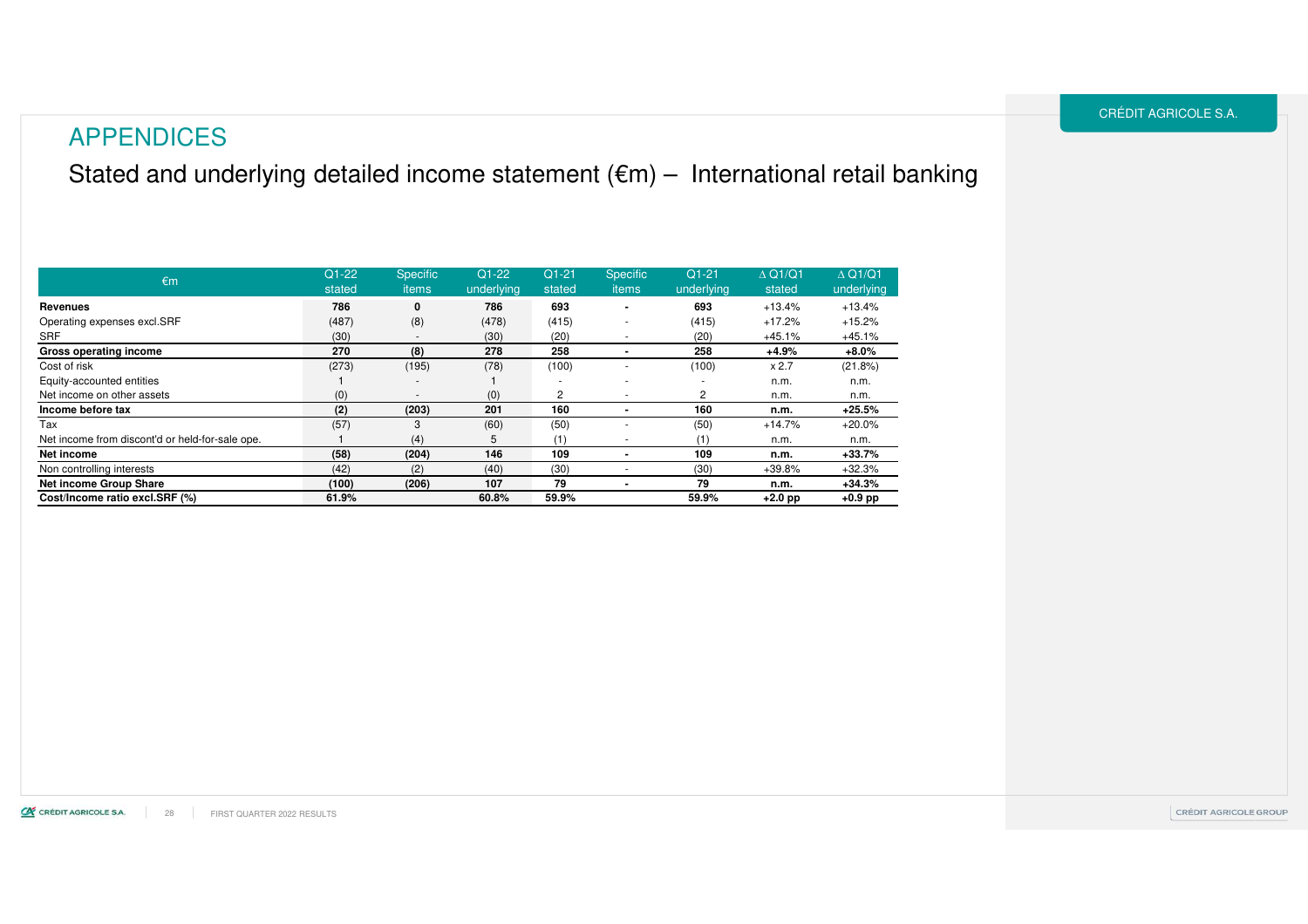# APPENDICES

## Stated and underlying detailed income statement (€m) – International retail banking

| €m | Q1-22 stated | Specific items | Q1-22 underlying | Q1-21 stated | Specific items | Q1-21 underlying | ∆ Q1/Q1 stated | ∆ Q1/Q1 underlying |
|---|---|---|---|---|---|---|---|---|
| **Revenues** | **786** | **0** | **786** | **693** | **-** | **693** | +13.4% | +13.4% |
| Operating expenses excl.SRF | (487) | (8) | (478) | (415) | - | (415) | +17.2% | +15.2% |
| SRF | (30) | - | (30) | (20) | - | (20) | +45.1% | +45.1% |
| **Gross operating income** | **270** | **(8)** | **278** | **258** | **-** | **258** | **+4.9%** | **+8.0%** |
| Cost of risk | (273) | (195) | (78) | (100) | - | (100) | x 2.7 | (21.8%) |
| Equity-accounted entities | 1 | - | 1 | - | - | - | n.m. | n.m. |
| Net income on other assets | (0) | - | (0) | 2 | - | 2 | n.m. | n.m. |
| **Income before tax** | **(2)** | **(203)** | **201** | **160** | **-** | **160** | **n.m.** | **+25.5%** |
| Tax | (57) | 3 | (60) | (50) | - | (50) | +14.7% | +20.0% |
| Net income from discont'd or held-for-sale ope. | 1 | (4) | 5 | (1) | - | (1) | n.m. | n.m. |
| **Net income** | **(58)** | **(204)** | **146** | **109** | **-** | **109** | **n.m.** | **+33.7%** |
| Non controlling interests | (42) | (2) | (40) | (30) | - | (30) | +39.8% | +32.3% |
| **Net income Group Share** | **(100)** | **(206)** | **107** | **79** | **-** | **79** | **n.m.** | **+34.3%** |
| **Cost/Income ratio excl.SRF (%)** | **61.9%** | | **60.8%** | **59.9%** | | **59.9%** | **+2.0 pp** | **+0.9 pp** |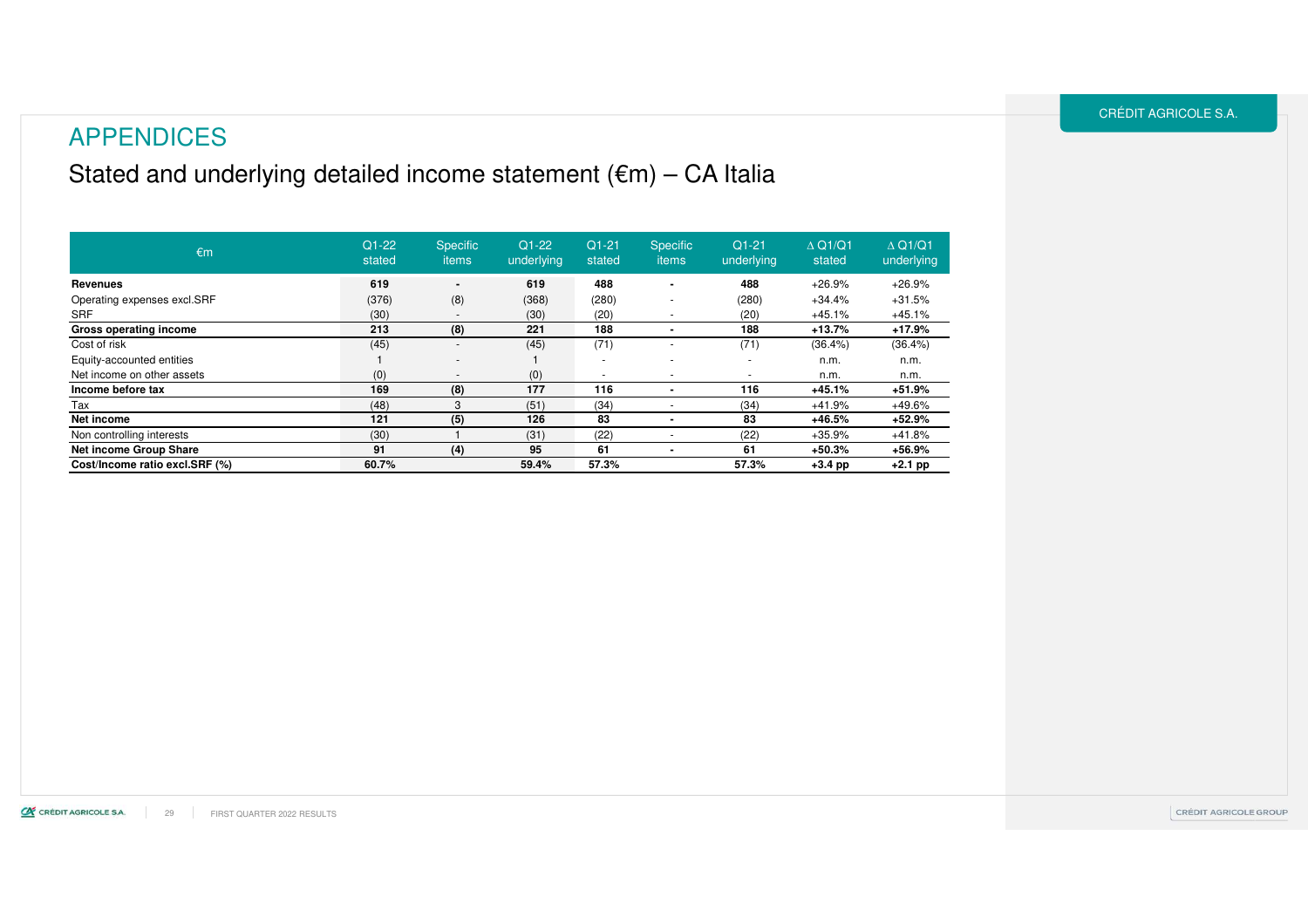# APPENDICES

## Stated and underlying detailed income statement (€m) – CA Italia

| €m | Q1-22 stated | Specific items | Q1-22 underlying | Q1-21 stated | Specific items | Q1-21 underlying | ∆ Q1/Q1 stated | ∆ Q1/Q1 underlying |
|---|---|---|---|---|---|---|---|---|
| **Revenues** | **619** | **-** | **619** | **488** | **-** | **488** | +26.9% | +26.9% |
| Operating expenses excl.SRF | (376) | (8) | (368) | (280) | - | (280) | +34.4% | +31.5% |
| SRF | (30) | - | (30) | (20) | - | (20) | +45.1% | +45.1% |
| **Gross operating income** | **213** | **(8)** | **221** | **188** | **-** | **188** | **+13.7%** | **+17.9%** |
| Cost of risk | (45) | - | (45) | (71) | - | (71) | (36.4%) | (36.4%) |
| Equity-accounted entities | 1 | - | 1 | - | - | - | n.m. | n.m. |
| Net income on other assets | (0) | - | (0) | - | - | - | n.m. | n.m. |
| **Income before tax** | **169** | **(8)** | **177** | **116** | **-** | **116** | **+45.1%** | **+51.9%** |
| Tax | (48) | 3 | (51) | (34) | - | (34) | +41.9% | +49.6% |
| **Net income** | **121** | **(5)** | **126** | **83** | **-** | **83** | **+46.5%** | **+52.9%** |
| Non controlling interests | (30) | 1 | (31) | (22) | - | (22) | +35.9% | +41.8% |
| **Net income Group Share** | **91** | **(4)** | **95** | **61** | **-** | **61** | **+50.3%** | **+56.9%** |
| **Cost/Income ratio excl.SRF (%)** | **60.7%** | | **59.4%** | **57.3%** | | **57.3%** | **+3.4 pp** | **+2.1 pp** |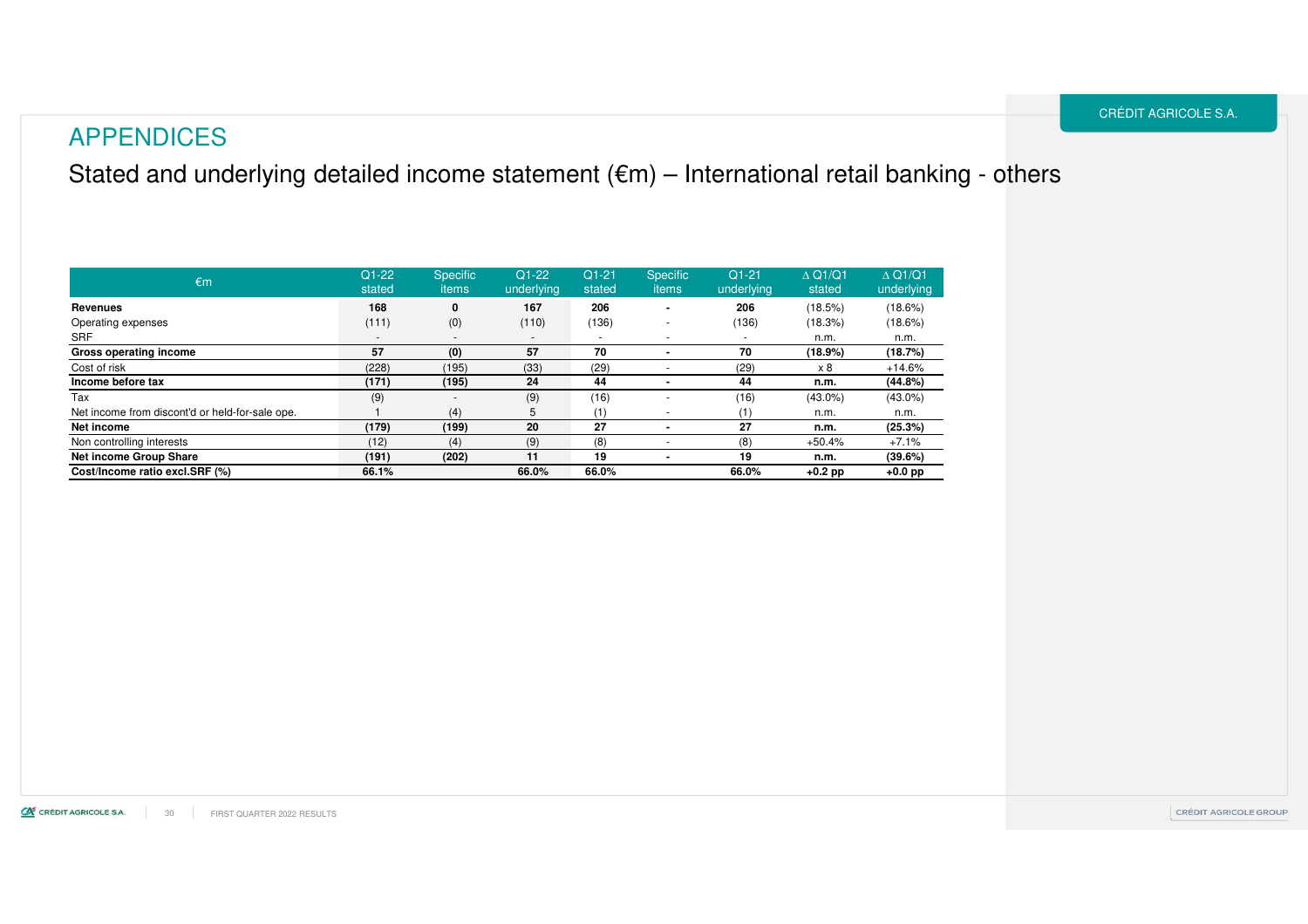# APPENDICES

## Stated and underlying detailed income statement (€m) – International retail banking - others

| €m | Q1-22 stated | Specific items | Q1-22 underlying | Q1-21 stated | Specific items | Q1-21 underlying | ∆ Q1/Q1 stated | ∆ Q1/Q1 underlying |
|---|---|---|---|---|---|---|---|---|
| **Revenues** | **168** | **0** | **167** | **206** | **-** | **206** | (18.5%) | (18.6%) |
| Operating expenses | (111) | (0) | (110) | (136) | - | (136) | (18.3%) | (18.6%) |
| SRF | - | - | - | - | - | - | n.m. | n.m. |
| **Gross operating income** | **57** | **(0)** | **57** | **70** | **-** | **70** | **(18.9%)** | **(18.7%)** |
| Cost of risk | (228) | (195) | (33) | (29) | - | (29) | x 8 | +14.6% |
| **Income before tax** | **(171)** | **(195)** | **24** | **44** | **-** | **44** | **n.m.** | **(44.8%)** |
| Tax | (9) | - | (9) | (16) | - | (16) | (43.0%) | (43.0%) |
| Net income from discont'd or held-for-sale ope. | 1 | (4) | 5 | (1) | - | (1) | n.m. | n.m. |
| **Net income** | **(179)** | **(199)** | **20** | **27** | **-** | **27** | **n.m.** | **(25.3%)** |
| Non controlling interests | (12) | (4) | (9) | (8) | - | (8) | +50.4% | +7.1% |
| **Net income Group Share** | **(191)** | **(202)** | **11** | **19** | **-** | **19** | **n.m.** | **(39.6%)** |
| **Cost/Income ratio excl.SRF (%)** | **66.1%** | | **66.0%** | **66.0%** | | **66.0%** | **+0.2 pp** | **+0.0 pp** |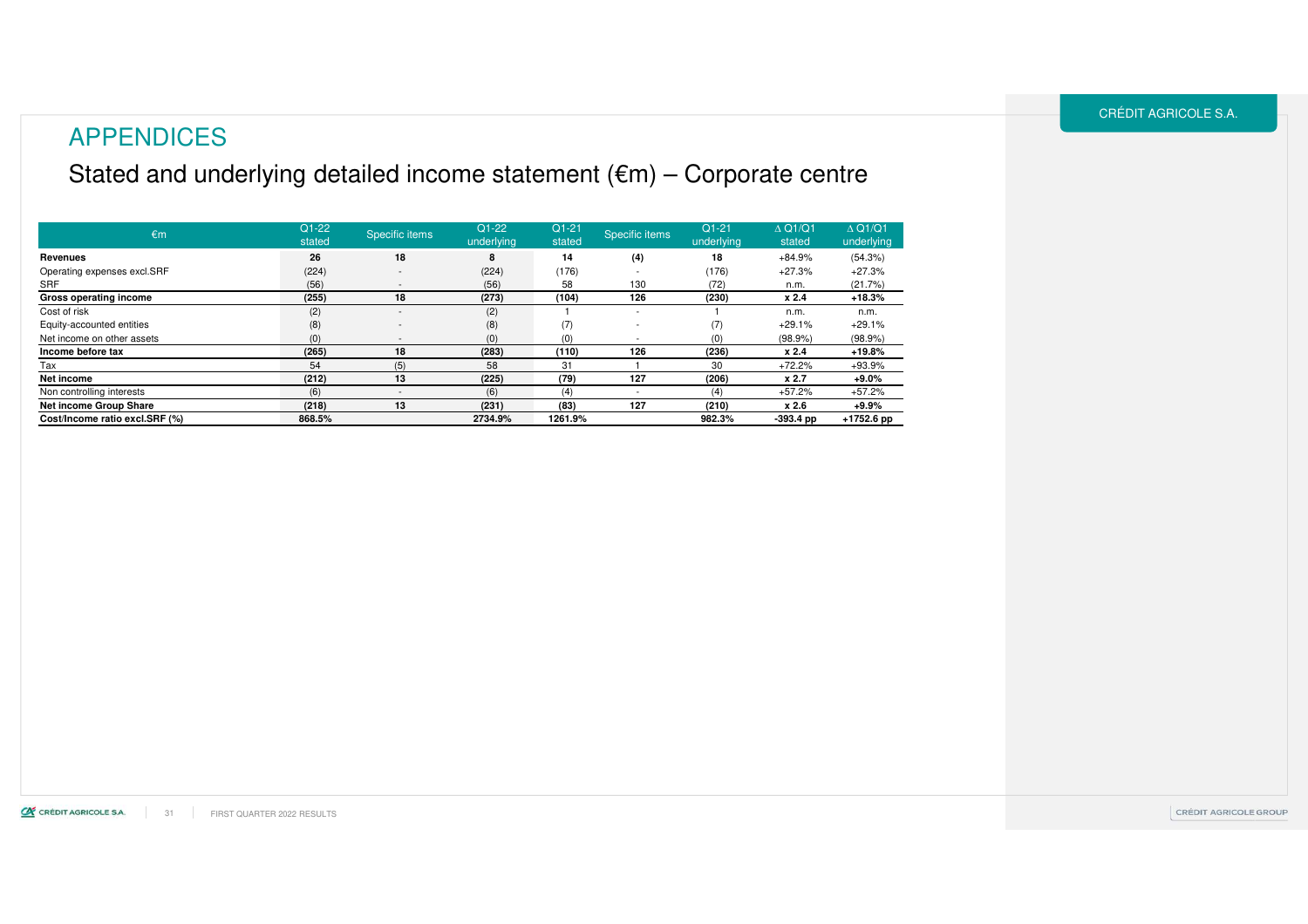# APPENDICES

## Stated and underlying detailed income statement (€m) – Corporate centre

| €m | Q1-22 stated | Specific items | Q1-22 underlying | Q1-21 stated | Specific items | Q1-21 underlying | ∆ Q1/Q1 stated | ∆ Q1/Q1 underlying |
|---|---|---|---|---|---|---|---|---|
| **Revenues** | **26** | **18** | **8** | **14** | **(4)** | **18** | +84.9% | (54.3%) |
| Operating expenses excl.SRF | (224) | - | (224) | (176) | - | (176) | +27.3% | +27.3% |
| SRF | (56) | - | (56) | 58 | 130 | (72) | n.m. | (21.7%) |
| **Gross operating income** | **(255)** | **18** | **(273)** | **(104)** | **126** | **(230)** | **x 2.4** | **+18.3%** |
| Cost of risk | (2) | - | (2) | 1 | - | 1 | n.m. | n.m. |
| Equity-accounted entities | (8) | - | (8) | (7) | - | (7) | +29.1% | +29.1% |
| Net income on other assets | (0) | - | (0) | (0) | - | (0) | (98.9%) | (98.9%) |
| **Income before tax** | **(265)** | **18** | **(283)** | **(110)** | **126** | **(236)** | **x 2.4** | **+19.8%** |
| Tax | 54 | (5) | 58 | 31 | 1 | 30 | +72.2% | +93.9% |
| **Net income** | **(212)** | **13** | **(225)** | **(79)** | **127** | **(206)** | **x 2.7** | **+9.0%** |
| Non controlling interests | (6) | - | (6) | (4) | - | (4) | +57.2% | +57.2% |
| **Net income Group Share** | **(218)** | **13** | **(231)** | **(83)** | **127** | **(210)** | **x 2.6** | **+9.9%** |
| **Cost/Income ratio excl.SRF (%)** | **868.5%** | | **2734.9%** | **1261.9%** | | **982.3%** | **-393.4 pp** | **+1752.6 pp** |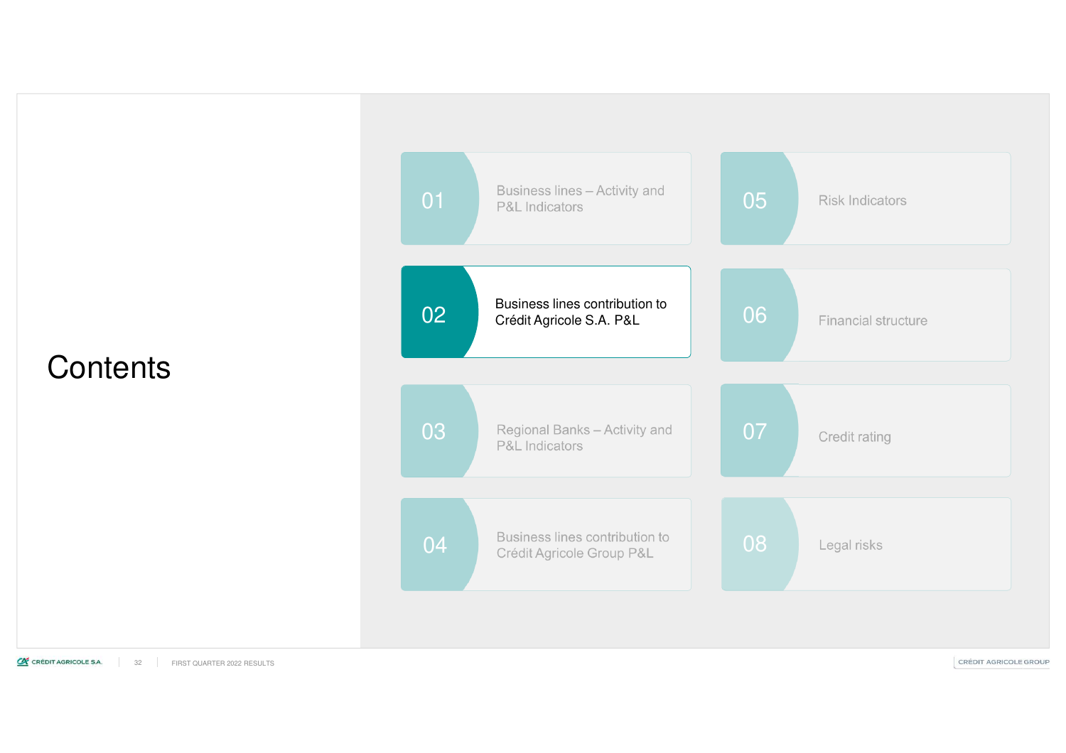# Contents

01 Business lines – Activity and P&L Indicators

02 **Business lines contribution to Crédit Agricole S.A. P&L**

03 Regional Banks – Activity and P&L Indicators

04 Business lines contribution to Crédit Agricole Group P&L

05 Risk Indicators

06 Financial structure

07 Credit rating

08 Legal risks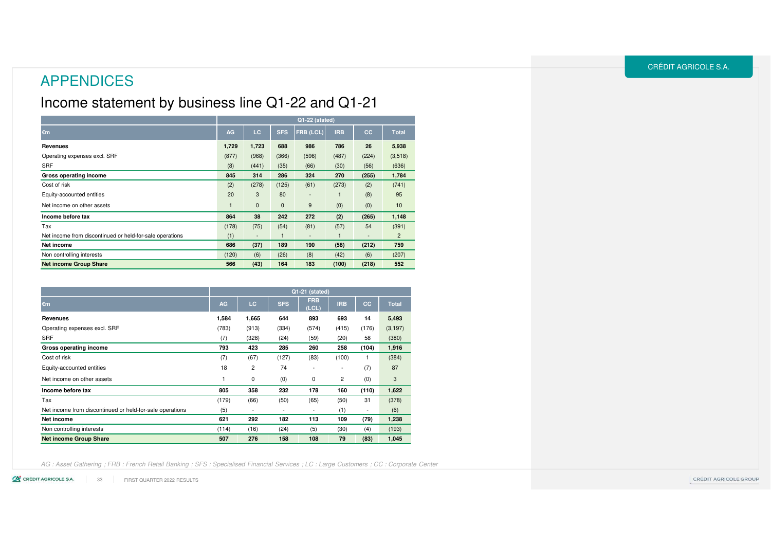# APPENDICES

## Income statement by business line Q1-22 and Q1-21

| €m | Q1-22 (stated) | | | | | | |
|---|---|---|---|---|---|---|---|
| | AG | LC | SFS | FRB (LCL) | IRB | CC | Total |
| **Revenues** | **1,729** | **1,723** | **688** | **986** | **786** | **26** | **5,938** |
| Operating expenses excl. SRF | (877) | (968) | (366) | (596) | (487) | (224) | (3,518) |
| SRF | (8) | (441) | (35) | (66) | (30) | (56) | (636) |
| **Gross operating income** | **845** | **314** | **286** | **324** | **270** | **(255)** | **1,784** |
| Cost of risk | (2) | (278) | (125) | (61) | (273) | (2) | (741) |
| Equity-accounted entities | 20 | 3 | 80 | - | 1 | (8) | 95 |
| Net income on other assets | 1 | 0 | 0 | 9 | (0) | (0) | 10 |
| **Income before tax** | **864** | **38** | **242** | **272** | **(2)** | **(265)** | **1,148** |
| Tax | (178) | (75) | (54) | (81) | (57) | 54 | (391) |
| Net income from discontinued or held-for-sale operations | (1) | - | 1 | - | 1 | - | 2 |
| **Net income** | **686** | **(37)** | **189** | **190** | **(58)** | **(212)** | **759** |
| Non controlling interests | (120) | (6) | (26) | (8) | (42) | (6) | (207) |
| **Net income Group Share** | **566** | **(43)** | **164** | **183** | **(100)** | **(218)** | **552** |

| €m | Q1-21 (stated) | | | | | | |
|---|---|---|---|---|---|---|---|
| | AG | LC | SFS | FRB (LCL) | IRB | CC | Total |
| **Revenues** | **1,584** | **1,665** | **644** | **893** | **693** | **14** | **5,493** |
| Operating expenses excl. SRF | (783) | (913) | (334) | (574) | (415) | (176) | (3,197) |
| SRF | (7) | (328) | (24) | (59) | (20) | 58 | (380) |
| **Gross operating income** | **793** | **423** | **285** | **260** | **258** | **(104)** | **1,916** |
| Cost of risk | (7) | (67) | (127) | (83) | (100) | 1 | (384) |
| Equity-accounted entities | 18 | 2 | 74 | - | - | (7) | 87 |
| Net income on other assets | 1 | 0 | (0) | 0 | 2 | (0) | 3 |
| **Income before tax** | **805** | **358** | **232** | **178** | **160** | **(110)** | **1,622** |
| Tax | (179) | (66) | (50) | (65) | (50) | 31 | (378) |
| Net income from discontinued or held-for-sale operations | (5) | - | - | - | (1) | - | (6) |
| **Net income** | **621** | **292** | **182** | **113** | **109** | **(79)** | **1,238** |
| Non controlling interests | (114) | (16) | (24) | (5) | (30) | (4) | (193) |
| **Net income Group Share** | **507** | **276** | **158** | **108** | **79** | **(83)** | **1,045** |

*AG : Asset Gathering ; FRB : French Retail Banking ; SFS : Specialised Financial Services ; LC : Large Customers ; CC : Corporate Center*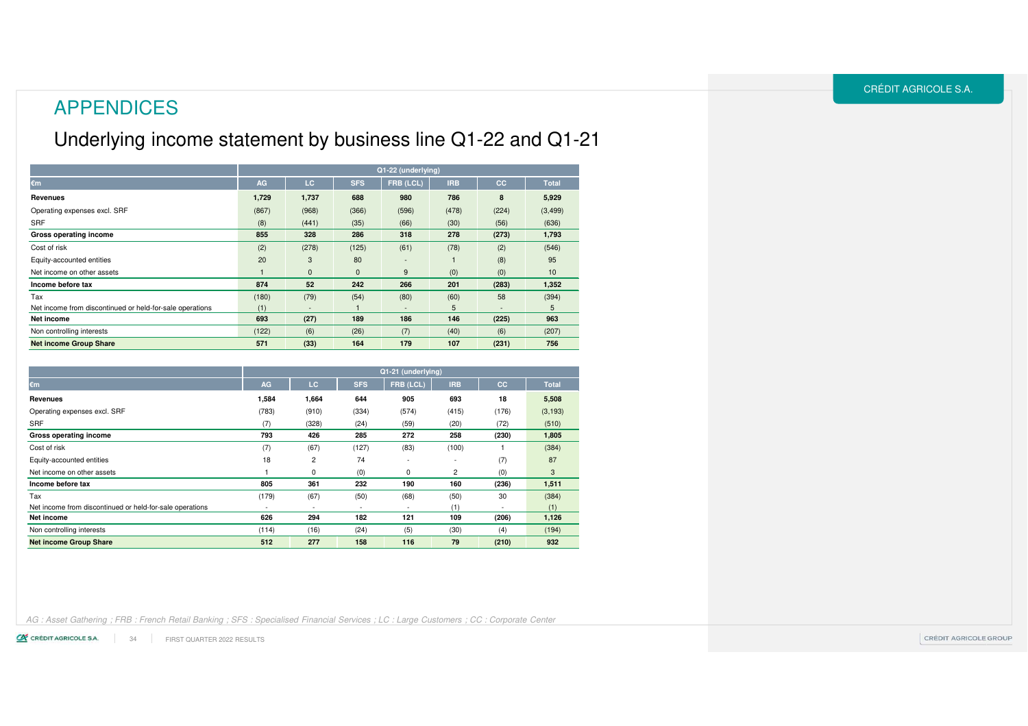# APPENDICES

## Underlying income statement by business line Q1-22 and Q1-21

| | Q1-22 (underlying) | | | | | | |
|---|---|---|---|---|---|---|---|
| €m | AG | LC | SFS | FRB (LCL) | IRB | CC | Total |
| **Revenues** | **1,729** | **1,737** | **688** | **980** | **786** | **8** | **5,929** |
| Operating expenses excl. SRF | (867) | (968) | (366) | (596) | (478) | (224) | (3,499) |
| SRF | (8) | (441) | (35) | (66) | (30) | (56) | (636) |
| **Gross operating income** | **855** | **328** | **286** | **318** | **278** | **(273)** | **1,793** |
| Cost of risk | (2) | (278) | (125) | (61) | (78) | (2) | (546) |
| Equity-accounted entities | 20 | 3 | 80 | - | 1 | (8) | 95 |
| Net income on other assets | 1 | 0 | 0 | 9 | (0) | (0) | 10 |
| **Income before tax** | **874** | **52** | **242** | **266** | **201** | **(283)** | **1,352** |
| Tax | (180) | (79) | (54) | (80) | (60) | 58 | (394) |
| Net income from discontinued or held-for-sale operations | (1) | - | 1 | - | 5 | - | 5 |
| **Net income** | **693** | **(27)** | **189** | **186** | **146** | **(225)** | **963** |
| Non controlling interests | (122) | (6) | (26) | (7) | (40) | (6) | (207) |
| **Net income Group Share** | **571** | **(33)** | **164** | **179** | **107** | **(231)** | **756** |

| | Q1-21 (underlying) | | | | | | |
|---|---|---|---|---|---|---|---|
| €m | AG | LC | SFS | FRB (LCL) | IRB | CC | Total |
| **Revenues** | **1,584** | **1,664** | **644** | **905** | **693** | **18** | **5,508** |
| Operating expenses excl. SRF | (783) | (910) | (334) | (574) | (415) | (176) | (3,193) |
| SRF | (7) | (328) | (24) | (59) | (20) | (72) | (510) |
| **Gross operating income** | **793** | **426** | **285** | **272** | **258** | **(230)** | **1,805** |
| Cost of risk | (7) | (67) | (127) | (83) | (100) | 1 | (384) |
| Equity-accounted entities | 18 | 2 | 74 | - | - | (7) | 87 |
| Net income on other assets | 1 | 0 | (0) | 0 | 2 | (0) | 3 |
| **Income before tax** | **805** | **361** | **232** | **190** | **160** | **(236)** | **1,511** |
| Tax | (179) | (67) | (50) | (68) | (50) | 30 | (384) |
| Net income from discontinued or held-for-sale operations | - | - | - | - | (1) | - | (1) |
| **Net income** | **626** | **294** | **182** | **121** | **109** | **(206)** | **1,126** |
| Non controlling interests | (114) | (16) | (24) | (5) | (30) | (4) | (194) |
| **Net income Group Share** | **512** | **277** | **158** | **116** | **79** | **(210)** | **932** |

*AG : Asset Gathering ; FRB : French Retail Banking ; SFS : Specialised Financial Services ; LC : Large Customers ; CC : Corporate Center*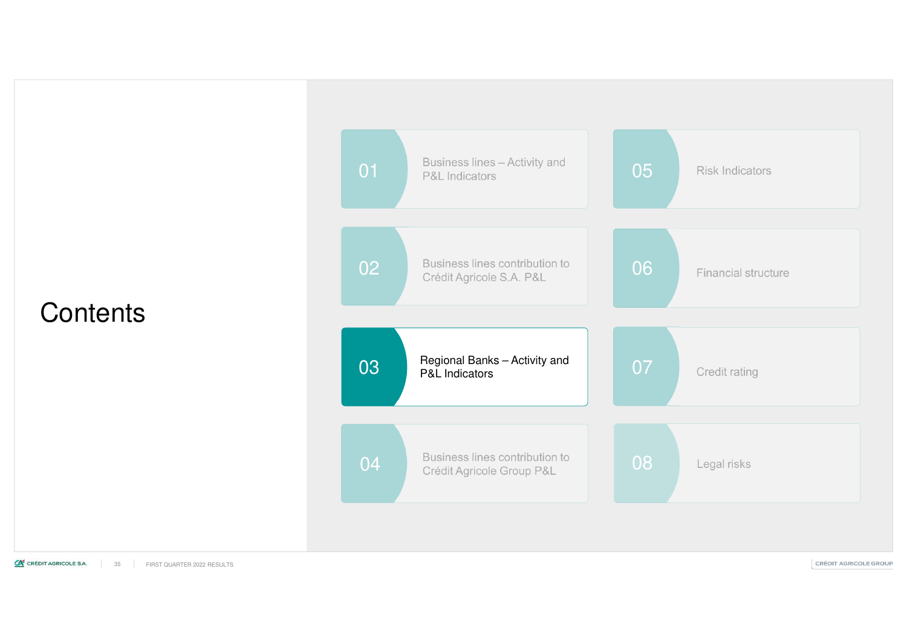# Contents

01 Business lines – Activity and P&L Indicators

02 Business lines contribution to Crédit Agricole S.A. P&L

03 **Regional Banks – Activity and P&L Indicators**

04 Business lines contribution to Crédit Agricole Group P&L

05 Risk Indicators

06 Financial structure

07 Credit rating

08 Legal risks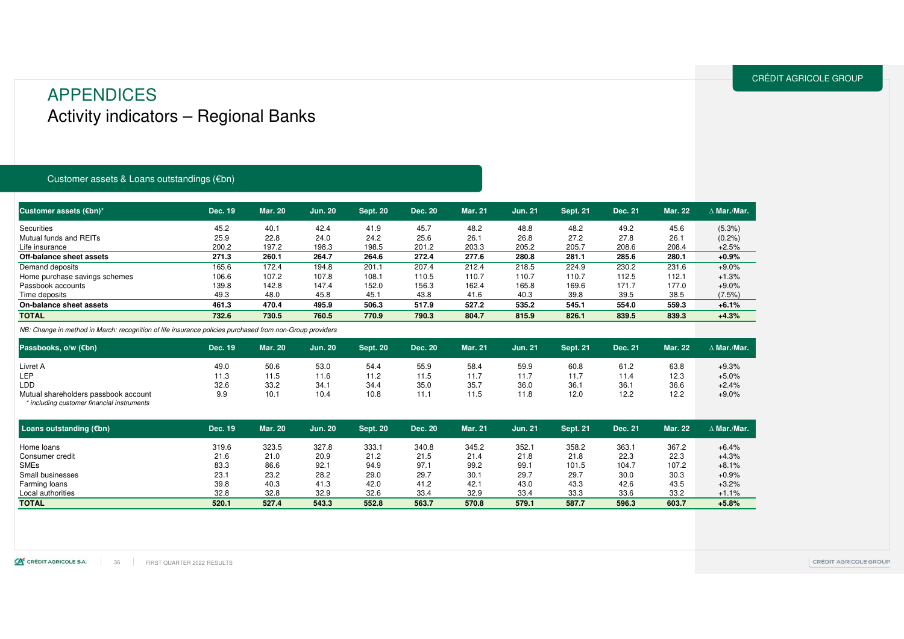# APPENDICES

## Activity indicators – Regional Banks

### Customer assets & Loans outstandings (€bn)

| Customer assets (€bn)* | Dec. 19 | Mar. 20 | Jun. 20 | Sept. 20 | Dec. 20 | Mar. 21 | Jun. 21 | Sept. 21 | Dec. 21 | Mar. 22 | ∆ Mar./Mar. |
|---|---|---|---|---|---|---|---|---|---|---|---|
| Securities | 45.2 | 40.1 | 42.4 | 41.9 | 45.7 | 48.2 | 48.8 | 48.2 | 49.2 | 45.6 | (5.3%) |
| Mutual funds and REITs | 25.9 | 22.8 | 24.0 | 24.2 | 25.6 | 26.1 | 26.8 | 27.2 | 27.8 | 26.1 | (0.2%) |
| Life insurance | 200.2 | 197.2 | 198.3 | 198.5 | 201.2 | 203.3 | 205.2 | 205.7 | 208.6 | 208.4 | +2.5% |
| **Off-balance sheet assets** | **271.3** | **260.1** | **264.7** | **264.6** | **272.4** | **277.6** | **280.8** | **281.1** | **285.6** | **280.1** | **+0.9%** |
| Demand deposits | 165.6 | 172.4 | 194.8 | 201.1 | 207.4 | 212.4 | 218.5 | 224.9 | 230.2 | 231.6 | +9.0% |
| Home purchase savings schemes | 106.6 | 107.2 | 107.8 | 108.1 | 110.5 | 110.7 | 110.7 | 110.7 | 112.5 | 112.1 | +1.3% |
| Passbook accounts | 139.8 | 142.8 | 147.4 | 152.0 | 156.3 | 162.4 | 165.8 | 169.6 | 171.7 | 177.0 | +9.0% |
| Time deposits | 49.3 | 48.0 | 45.8 | 45.1 | 43.8 | 41.6 | 40.3 | 39.8 | 39.5 | 38.5 | (7.5%) |
| **On-balance sheet assets** | **461.3** | **470.4** | **495.9** | **506.3** | **517.9** | **527.2** | **535.2** | **545.1** | **554.0** | **559.3** | **+6.1%** |
| **TOTAL** | **732.6** | **730.5** | **760.5** | **770.9** | **790.3** | **804.7** | **815.9** | **826.1** | **839.5** | **839.3** | **+4.3%** |

*NB: Change in method in March: recognition of life insurance policies purchased from non-Group providers*

| Passbooks, o/w (€bn) | Dec. 19 | Mar. 20 | Jun. 20 | Sept. 20 | Dec. 20 | Mar. 21 | Jun. 21 | Sept. 21 | Dec. 21 | Mar. 22 | ∆ Mar./Mar. |
|---|---|---|---|---|---|---|---|---|---|---|---|
| Livret A | 49.0 | 50.6 | 53.0 | 54.4 | 55.9 | 58.4 | 59.9 | 60.8 | 61.2 | 63.8 | +9.3% |
| LEP | 11.3 | 11.5 | 11.6 | 11.2 | 11.5 | 11.7 | 11.7 | 11.7 | 11.4 | 12.3 | +5.0% |
| LDD | 32.6 | 33.2 | 34.1 | 34.4 | 35.0 | 35.7 | 36.0 | 36.1 | 36.1 | 36.6 | +2.4% |
| Mutual shareholders passbook account | 9.9 | 10.1 | 10.4 | 10.8 | 11.1 | 11.5 | 11.8 | 12.0 | 12.2 | 12.2 | +9.0% |

*\* including customer financial instruments*

| Loans outstanding (€bn) | Dec. 19 | Mar. 20 | Jun. 20 | Sept. 20 | Dec. 20 | Mar. 21 | Jun. 21 | Sept. 21 | Dec. 21 | Mar. 22 | ∆ Mar./Mar. |
|---|---|---|---|---|---|---|---|---|---|---|---|
| Home loans | 319.6 | 323.5 | 327.8 | 333.1 | 340.8 | 345.2 | 352.1 | 358.2 | 363.1 | 367.2 | +6.4% |
| Consumer credit | 21.6 | 21.0 | 20.9 | 21.2 | 21.5 | 21.4 | 21.8 | 21.8 | 22.3 | 22.3 | +4.3% |
| SMEs | 83.3 | 86.6 | 92.1 | 94.9 | 97.1 | 99.2 | 99.1 | 101.5 | 104.7 | 107.2 | +8.1% |
| Small businesses | 23.1 | 23.2 | 28.2 | 29.0 | 29.7 | 30.1 | 29.7 | 29.7 | 30.0 | 30.3 | +0.9% |
| Farming loans | 39.8 | 40.3 | 41.3 | 42.0 | 41.2 | 42.1 | 43.0 | 43.3 | 42.6 | 43.5 | +3.2% |
| Local authorities | 32.8 | 32.8 | 32.9 | 32.6 | 33.4 | 32.9 | 33.4 | 33.3 | 33.6 | 33.2 | +1.1% |
| **TOTAL** | **520.1** | **527.4** | **543.3** | **552.8** | **563.7** | **570.8** | **579.1** | **587.7** | **596.3** | **603.7** | **+5.8%** |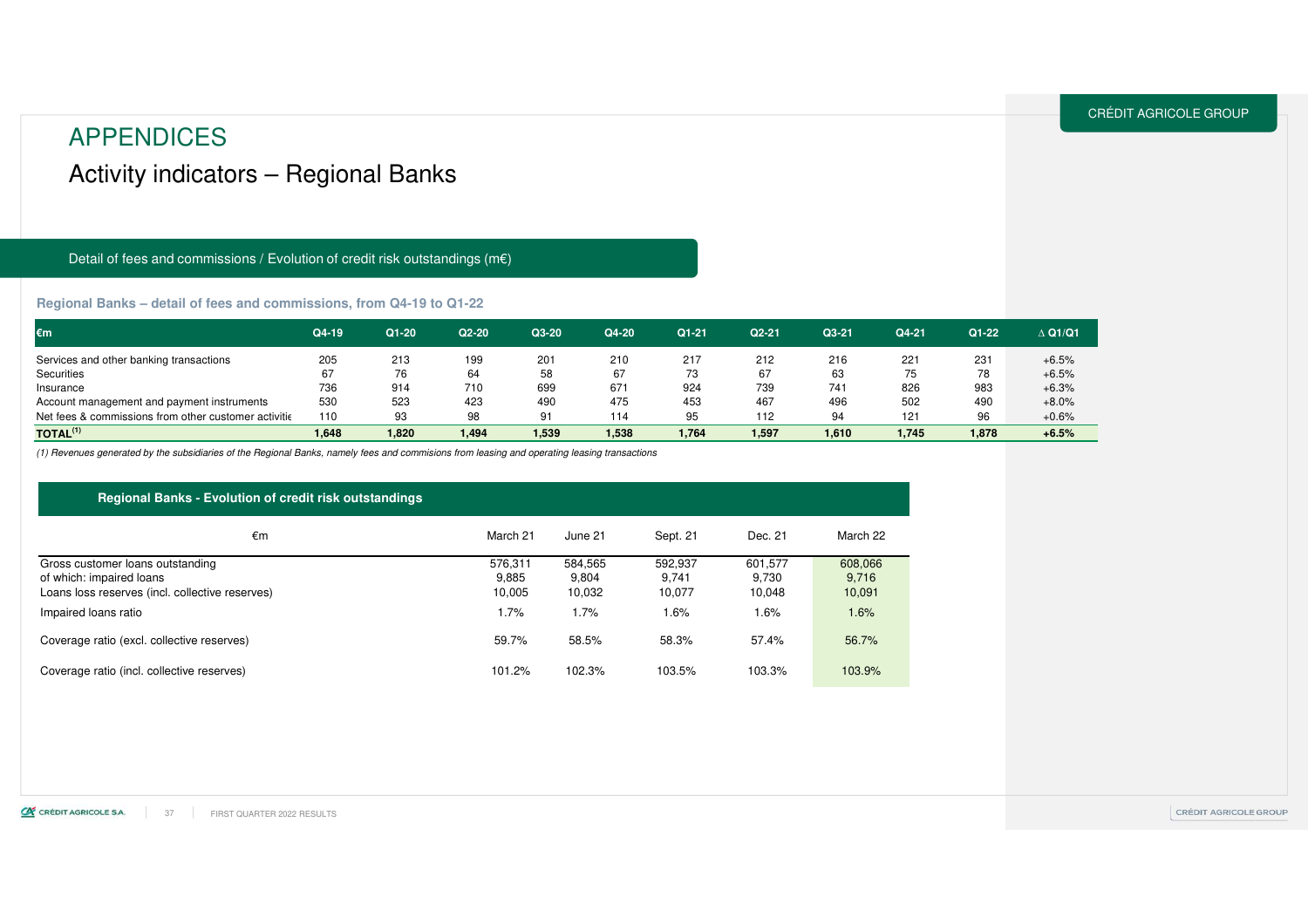# APPENDICES

## Activity indicators – Regional Banks

### Detail of fees and commissions / Evolution of credit risk outstandings (m€)

**Regional Banks – detail of fees and commissions, from Q4-19 to Q1-22**

| €m | Q4-19 | Q1-20 | Q2-20 | Q3-20 | Q4-20 | Q1-21 | Q2-21 | Q3-21 | Q4-21 | Q1-22 | ∆ Q1/Q1 |
|---|---|---|---|---|---|---|---|---|---|---|---|
| Services and other banking transactions | 205 | 213 | 199 | 201 | 210 | 217 | 212 | 216 | 221 | 231 | +6.5% |
| Securities | 67 | 76 | 64 | 58 | 67 | 73 | 67 | 63 | 75 | 78 | +6.5% |
| Insurance | 736 | 914 | 710 | 699 | 671 | 924 | 739 | 741 | 826 | 983 | +6.3% |
| Account management and payment instruments | 530 | 523 | 423 | 490 | 475 | 453 | 467 | 496 | 502 | 490 | +8.0% |
| Net fees & commissions from other customer activitie | 110 | 93 | 98 | 91 | 114 | 95 | 112 | 94 | 121 | 96 | +0.6% |
| **TOTAL[1]** | **1,648** | **1,820** | **1,494** | **1,539** | **1,538** | **1,764** | **1,597** | **1,610** | **1,745** | **1,878** | **+6.5%** |

*(1) Revenues generated by the subsidiaries of the Regional Banks, namely fees and commisions from leasing and operating leasing transactions*

**Regional Banks - Evolution of credit risk outstandings**

| €m | March 21 | June 21 | Sept. 21 | Dec. 21 | March 22 |
|---|---|---|---|---|---|
| Gross customer loans outstanding | 576,311 | 584,565 | 592,937 | 601,577 | 608,066 |
| of which: impaired loans | 9,885 | 9,804 | 9,741 | 9,730 | 9,716 |
| Loans loss reserves (incl. collective reserves) | 10,005 | 10,032 | 10,077 | 10,048 | 10,091 |
| Impaired loans ratio | 1.7% | 1.7% | 1.6% | 1.6% | 1.6% |
| Coverage ratio (excl. collective reserves) | 59.7% | 58.5% | 58.3% | 57.4% | 56.7% |
| Coverage ratio (incl. collective reserves) | 101.2% | 102.3% | 103.5% | 103.3% | 103.9% |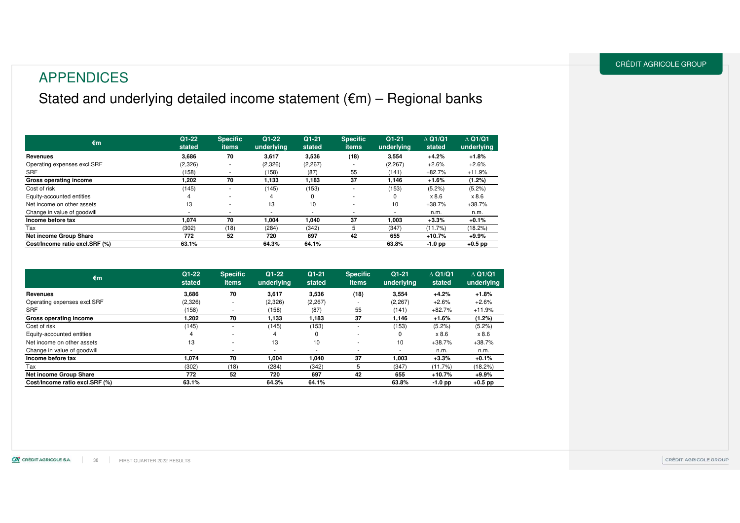# APPENDICES

## Stated and underlying detailed income statement (€m) – Regional banks

| €m | Q1-22 stated | Specific items | Q1-22 underlying | Q1-21 stated | Specific items | Q1-21 underlying | ∆ Q1/Q1 stated | ∆ Q1/Q1 underlying |
|---|---|---|---|---|---|---|---|---|
| **Revenues** | **3,686** | **70** | **3,617** | **3,536** | **(18)** | **3,554** | **+4.2%** | **+1.8%** |
| Operating expenses excl.SRF | (2,326) | - | (2,326) | (2,267) | - | (2,267) | +2.6% | +2.6% |
| SRF | (158) | - | (158) | (87) | 55 | (141) | +82.7% | +11.9% |
| **Gross operating income** | **1,202** | **70** | **1,133** | **1,183** | **37** | **1,146** | **+1.6%** | **(1.2%)** |
| Cost of risk | (145) | - | (145) | (153) | - | (153) | (5.2%) | (5.2%) |
| Equity-accounted entities | 4 | - | 4 | 0 | - | 0 | x 8.6 | x 8.6 |
| Net income on other assets | 13 | - | 13 | 10 | - | 10 | +38.7% | +38.7% |
| Change in value of goodwill | - | - | - | - | - | - | n.m. | n.m. |
| **Income before tax** | **1,074** | **70** | **1,004** | **1,040** | **37** | **1,003** | **+3.3%** | **+0.1%** |
| Tax | (302) | (18) | (284) | (342) | 5 | (347) | (11.7%) | (18.2%) |
| **Net income Group Share** | **772** | **52** | **720** | **697** | **42** | **655** | **+10.7%** | **+9.9%** |
| **Cost/Income ratio excl.SRF (%)** | **63.1%** | | **64.3%** | **64.1%** | | **63.8%** | **-1.0 pp** | **+0.5 pp** |

| €m | Q1-22 stated | Specific items | Q1-22 underlying | Q1-21 stated | Specific items | Q1-21 underlying | ∆ Q1/Q1 stated | ∆ Q1/Q1 underlying |
|---|---|---|---|---|---|---|---|---|
| **Revenues** | **3,686** | **70** | **3,617** | **3,536** | **(18)** | **3,554** | **+4.2%** | **+1.8%** |
| Operating expenses excl.SRF | (2,326) | - | (2,326) | (2,267) | - | (2,267) | +2.6% | +2.6% |
| SRF | (158) | - | (158) | (87) | 55 | (141) | +82.7% | +11.9% |
| **Gross operating income** | **1,202** | **70** | **1,133** | **1,183** | **37** | **1,146** | **+1.6%** | **(1.2%)** |
| Cost of risk | (145) | - | (145) | (153) | - | (153) | (5.2%) | (5.2%) |
| Equity-accounted entities | 4 | - | 4 | 0 | - | 0 | x 8.6 | x 8.6 |
| Net income on other assets | 13 | - | 13 | 10 | - | 10 | +38.7% | +38.7% |
| Change in value of goodwill | - | - | - | - | - | - | n.m. | n.m. |
| **Income before tax** | **1,074** | **70** | **1,004** | **1,040** | **37** | **1,003** | **+3.3%** | **+0.1%** |
| Tax | (302) | (18) | (284) | (342) | 5 | (347) | (11.7%) | (18.2%) |
| **Net income Group Share** | **772** | **52** | **720** | **697** | **42** | **655** | **+10.7%** | **+9.9%** |
| **Cost/Income ratio excl.SRF (%)** | **63.1%** | | **64.3%** | **64.1%** | | **63.8%** | **-1.0 pp** | **+0.5 pp** |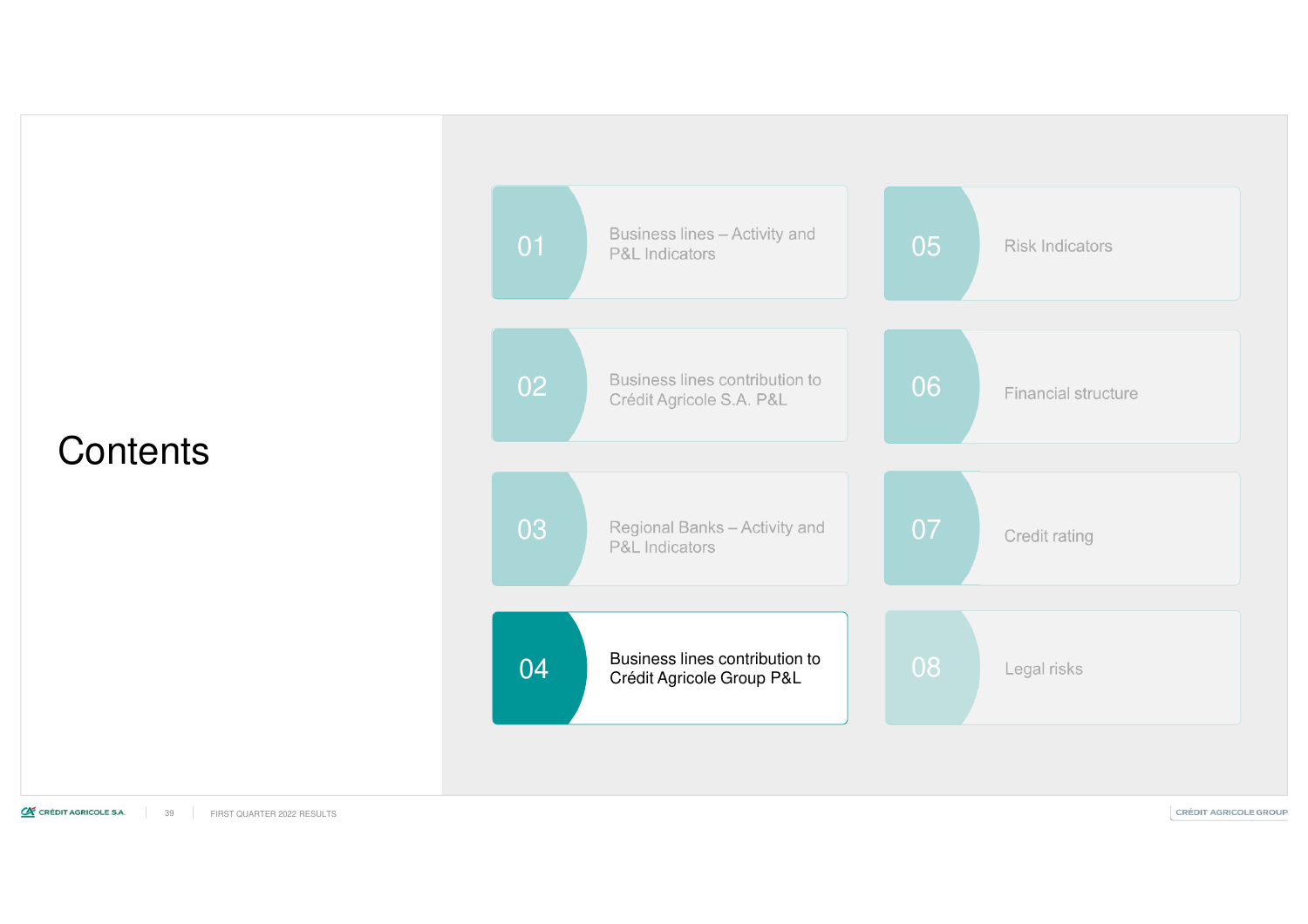# Contents

01 Business lines – Activity and P&L Indicators

02 Business lines contribution to Crédit Agricole S.A. P&L

03 Regional Banks – Activity and P&L Indicators

**04 Business lines contribution to Crédit Agricole Group P&L**

05 Risk Indicators

06 Financial structure

07 Credit rating

08 Legal risks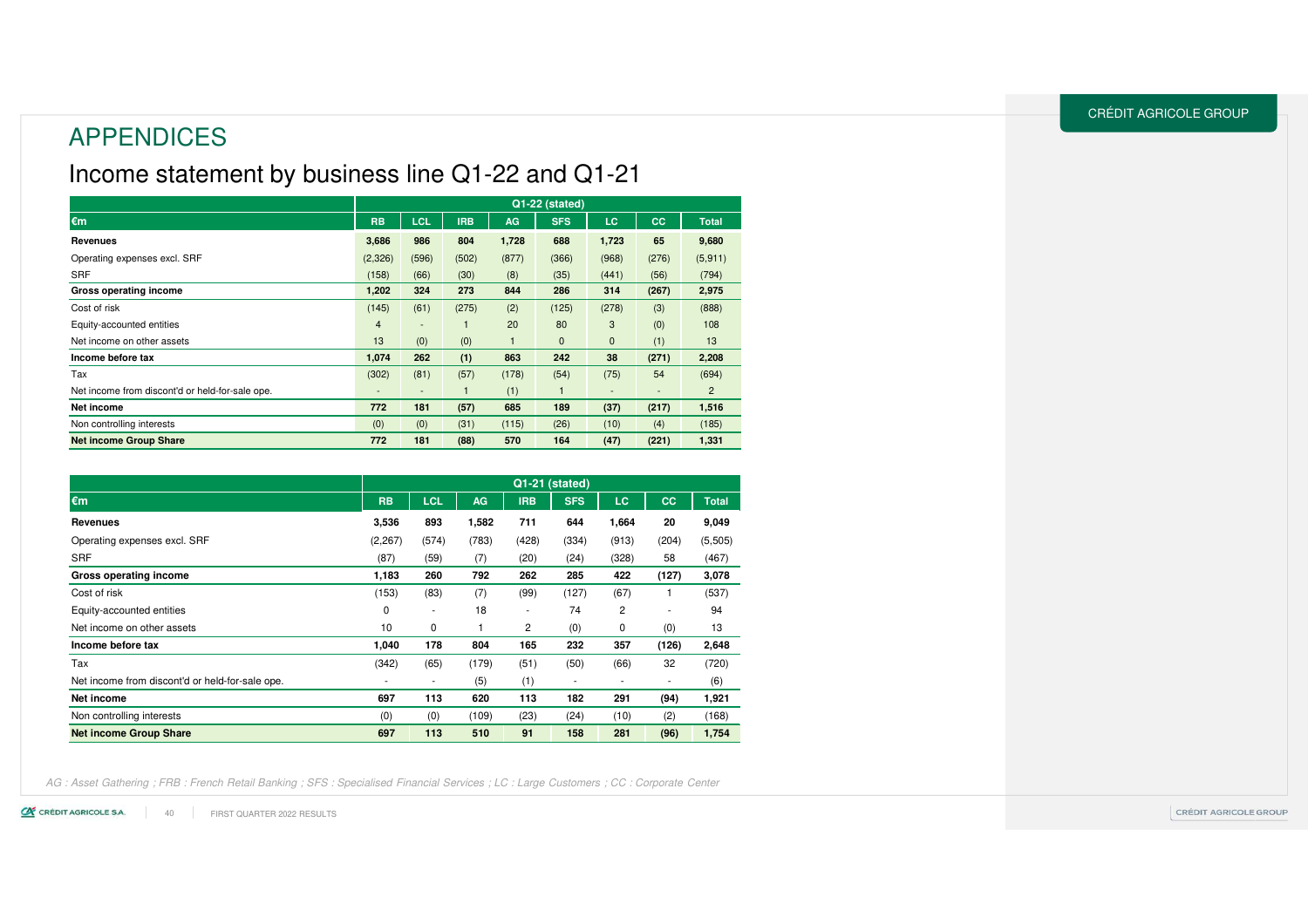# APPENDICES

## Income statement by business line Q1-22 and Q1-21

| €m | Q1-22 (stated) | | | | | | | |
|---|---|---|---|---|---|---|---|---|
| | RB | LCL | IRB | AG | SFS | LC | CC | Total |
| **Revenues** | **3,686** | **986** | **804** | **1,728** | **688** | **1,723** | **65** | **9,680** |
| Operating expenses excl. SRF | (2,326) | (596) | (502) | (877) | (366) | (968) | (276) | (5,911) |
| SRF | (158) | (66) | (30) | (8) | (35) | (441) | (56) | (794) |
| **Gross operating income** | **1,202** | **324** | **273** | **844** | **286** | **314** | **(267)** | **2,975** |
| Cost of risk | (145) | (61) | (275) | (2) | (125) | (278) | (3) | (888) |
| Equity-accounted entities | 4 | - | 1 | 20 | 80 | 3 | (0) | 108 |
| Net income on other assets | 13 | (0) | (0) | 1 | 0 | 0 | (1) | 13 |
| **Income before tax** | **1,074** | **262** | **(1)** | **863** | **242** | **38** | **(271)** | **2,208** |
| Tax | (302) | (81) | (57) | (178) | (54) | (75) | 54 | (694) |
| Net income from discont'd or held-for-sale ope. | - | - | 1 | (1) | 1 | - | - | 2 |
| **Net income** | **772** | **181** | **(57)** | **685** | **189** | **(37)** | **(217)** | **1,516** |
| Non controlling interests | (0) | (0) | (31) | (115) | (26) | (10) | (4) | (185) |
| **Net income Group Share** | **772** | **181** | **(88)** | **570** | **164** | **(47)** | **(221)** | **1,331** |

| €m | Q1-21 (stated) | | | | | | | |
|---|---|---|---|---|---|---|---|---|
| | RB | LCL | AG | IRB | SFS | LC | CC | Total |
| **Revenues** | **3,536** | **893** | **1,582** | **711** | **644** | **1,664** | **20** | **9,049** |
| Operating expenses excl. SRF | (2,267) | (574) | (783) | (428) | (334) | (913) | (204) | (5,505) |
| SRF | (87) | (59) | (7) | (20) | (24) | (328) | 58 | (467) |
| **Gross operating income** | **1,183** | **260** | **792** | **262** | **285** | **422** | **(127)** | **3,078** |
| Cost of risk | (153) | (83) | (7) | (99) | (127) | (67) | 1 | (537) |
| Equity-accounted entities | 0 | - | 18 | - | 74 | 2 | - | 94 |
| Net income on other assets | 10 | 0 | 1 | 2 | (0) | 0 | (0) | 13 |
| **Income before tax** | **1,040** | **178** | **804** | **165** | **232** | **357** | **(126)** | **2,648** |
| Tax | (342) | (65) | (179) | (51) | (50) | (66) | 32 | (720) |
| Net income from discont'd or held-for-sale ope. | - | - | (5) | (1) | - | - | - | (6) |
| **Net income** | **697** | **113** | **620** | **113** | **182** | **291** | **(94)** | **1,921** |
| Non controlling interests | (0) | (0) | (109) | (23) | (24) | (10) | (2) | (168) |
| **Net income Group Share** | **697** | **113** | **510** | **91** | **158** | **281** | **(96)** | **1,754** |

*AG : Asset Gathering ; FRB : French Retail Banking ; SFS : Specialised Financial Services ; LC : Large Customers ; CC : Corporate Center*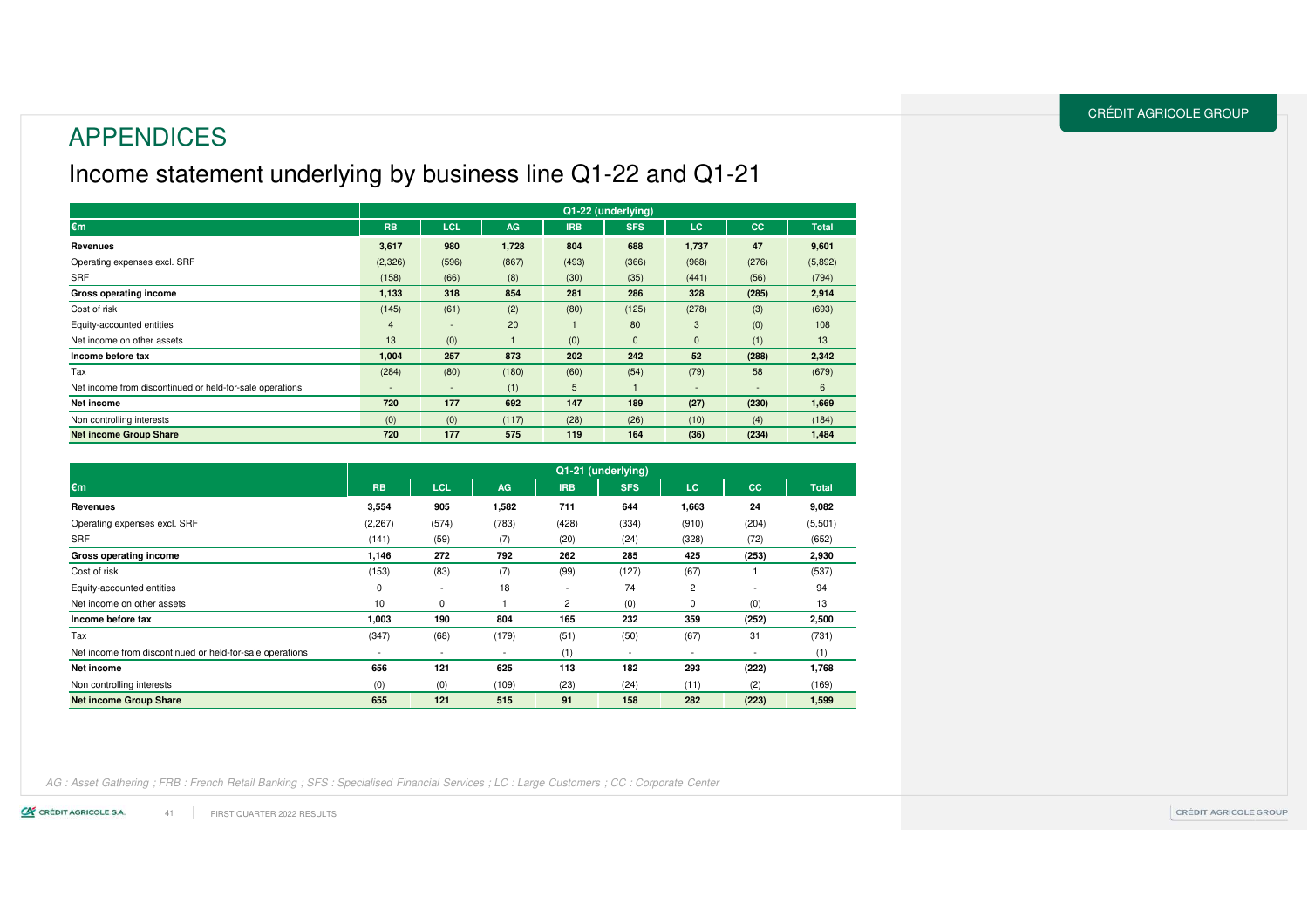# APPENDICES

## Income statement underlying by business line Q1-22 and Q1-21

| €m | Q1-22 (underlying) | | | | | | | |
|---|---|---|---|---|---|---|---|---|
| | RB | LCL | AG | IRB | SFS | LC | CC | Total |
| **Revenues** | **3,617** | **980** | **1,728** | **804** | **688** | **1,737** | **47** | **9,601** |
| Operating expenses excl. SRF | (2,326) | (596) | (867) | (493) | (366) | (968) | (276) | (5,892) |
| SRF | (158) | (66) | (8) | (30) | (35) | (441) | (56) | (794) |
| **Gross operating income** | **1,133** | **318** | **854** | **281** | **286** | **328** | **(285)** | **2,914** |
| Cost of risk | (145) | (61) | (2) | (80) | (125) | (278) | (3) | (693) |
| Equity-accounted entities | 4 | - | 20 | 1 | 80 | 3 | (0) | 108 |
| Net income on other assets | 13 | (0) | 1 | (0) | 0 | 0 | (1) | 13 |
| **Income before tax** | **1,004** | **257** | **873** | **202** | **242** | **52** | **(288)** | **2,342** |
| Tax | (284) | (80) | (180) | (60) | (54) | (79) | 58 | (679) |
| Net income from discontinued or held-for-sale operations | - | - | (1) | 5 | 1 | - | - | 6 |
| **Net income** | **720** | **177** | **692** | **147** | **189** | **(27)** | **(230)** | **1,669** |
| Non controlling interests | (0) | (0) | (117) | (28) | (26) | (10) | (4) | (184) |
| **Net income Group Share** | **720** | **177** | **575** | **119** | **164** | **(36)** | **(234)** | **1,484** |

| €m | Q1-21 (underlying) | | | | | | | |
|---|---|---|---|---|---|---|---|---|
| | RB | LCL | AG | IRB | SFS | LC | CC | Total |
| **Revenues** | **3,554** | **905** | **1,582** | **711** | **644** | **1,663** | **24** | **9,082** |
| Operating expenses excl. SRF | (2,267) | (574) | (783) | (428) | (334) | (910) | (204) | (5,501) |
| SRF | (141) | (59) | (7) | (20) | (24) | (328) | (72) | (652) |
| **Gross operating income** | **1,146** | **272** | **792** | **262** | **285** | **425** | **(253)** | **2,930** |
| Cost of risk | (153) | (83) | (7) | (99) | (127) | (67) | 1 | (537) |
| Equity-accounted entities | 0 | - | 18 | - | 74 | 2 | - | 94 |
| Net income on other assets | 10 | 0 | 1 | 2 | (0) | 0 | (0) | 13 |
| **Income before tax** | **1,003** | **190** | **804** | **165** | **232** | **359** | **(252)** | **2,500** |
| Tax | (347) | (68) | (179) | (51) | (50) | (67) | 31 | (731) |
| Net income from discontinued or held-for-sale operations | - | - | - | (1) | - | - | - | (1) |
| **Net income** | **656** | **121** | **625** | **113** | **182** | **293** | **(222)** | **1,768** |
| Non controlling interests | (0) | (0) | (109) | (23) | (24) | (11) | (2) | (169) |
| **Net income Group Share** | **655** | **121** | **515** | **91** | **158** | **282** | **(223)** | **1,599** |

*AG : Asset Gathering ; FRB : French Retail Banking ; SFS : Specialised Financial Services ; LC : Large Customers ; CC : Corporate Center*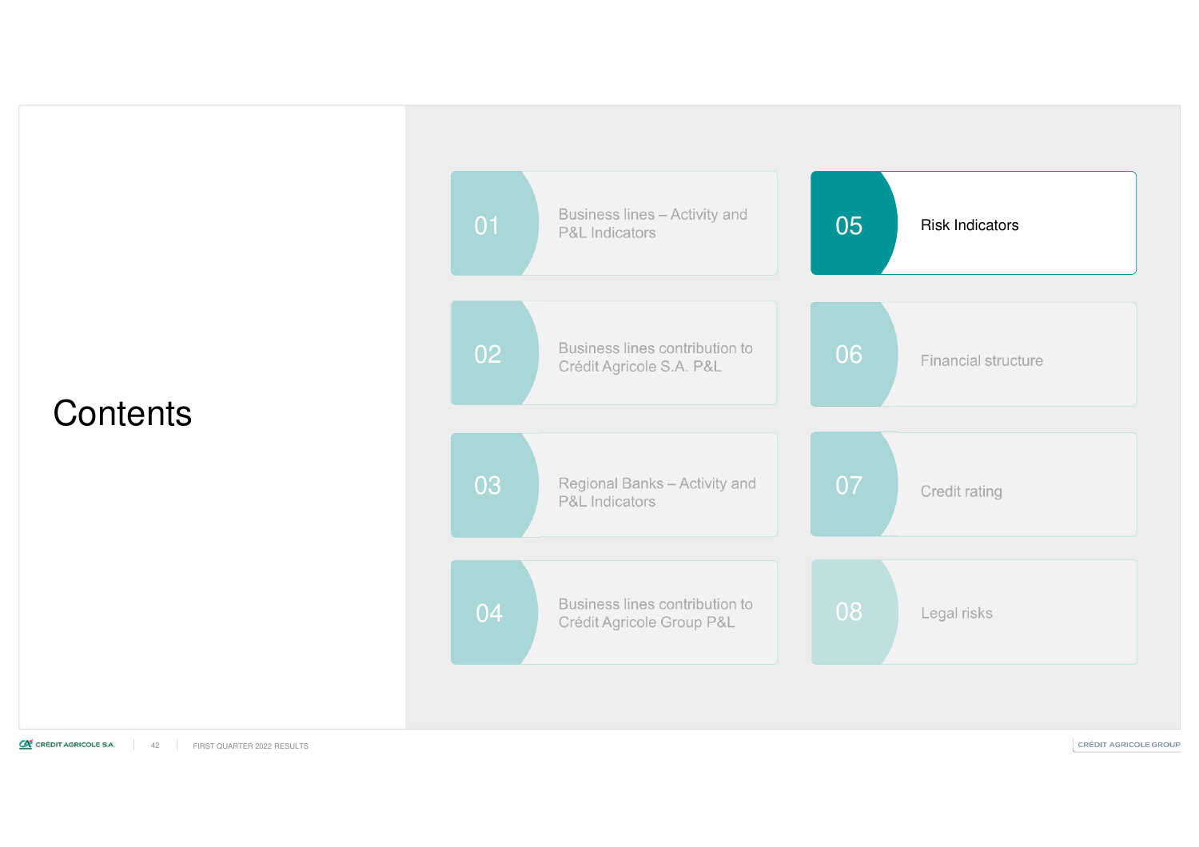# Contents

01 Business lines – Activity and P&L Indicators

02 Business lines contribution to Crédit Agricole S.A. P&L

03 Regional Banks – Activity and P&L Indicators

04 Business lines contribution to Crédit Agricole Group P&L

05 Risk Indicators

06 Financial structure

07 Credit rating

08 Legal risks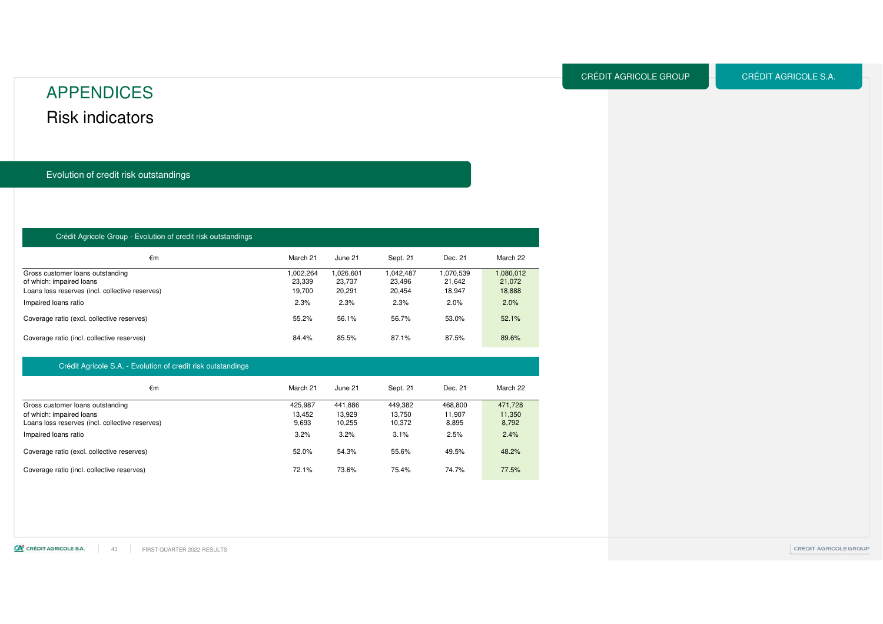# APPENDICES

## Risk indicators

CRÉDIT AGRICOLE GROUP | CRÉDIT AGRICOLE S.A.

### Evolution of credit risk outstandings

**Crédit Agricole Group - Evolution of credit risk outstandings**

| €m | March 21 | June 21 | Sept. 21 | Dec. 21 | March 22 |
|---|---|---|---|---|---|
| Gross customer loans outstanding | 1,002,264 | 1,026,601 | 1,042,487 | 1,070,539 | 1,080,012 |
| of which: impaired loans | 23,339 | 23,737 | 23,496 | 21,642 | 21,072 |
| Loans loss reserves (incl. collective reserves) | 19,700 | 20,291 | 20,454 | 18,947 | 18,888 |
| Impaired loans ratio | 2.3% | 2.3% | 2.3% | 2.0% | 2.0% |
| Coverage ratio (excl. collective reserves) | 55.2% | 56.1% | 56.7% | 53.0% | 52.1% |
| Coverage ratio (incl. collective reserves) | 84.4% | 85.5% | 87.1% | 87.5% | 89.6% |

**Crédit Agricole S.A. - Evolution of credit risk outstandings**

| €m | March 21 | June 21 | Sept. 21 | Dec. 21 | March 22 |
|---|---|---|---|---|---|
| Gross customer loans outstanding | 425,987 | 441,886 | 449,382 | 468,800 | 471,728 |
| of which: impaired loans | 13,452 | 13,929 | 13,750 | 11,907 | 11,350 |
| Loans loss reserves (incl. collective reserves) | 9,693 | 10,255 | 10,372 | 8,895 | 8,792 |
| Impaired loans ratio | 3.2% | 3.2% | 3.1% | 2.5% | 2.4% |
| Coverage ratio (excl. collective reserves) | 52.0% | 54.3% | 55.6% | 49.5% | 48.2% |
| Coverage ratio (incl. collective reserves) | 72.1% | 73.6% | 75.4% | 74.7% | 77.5% |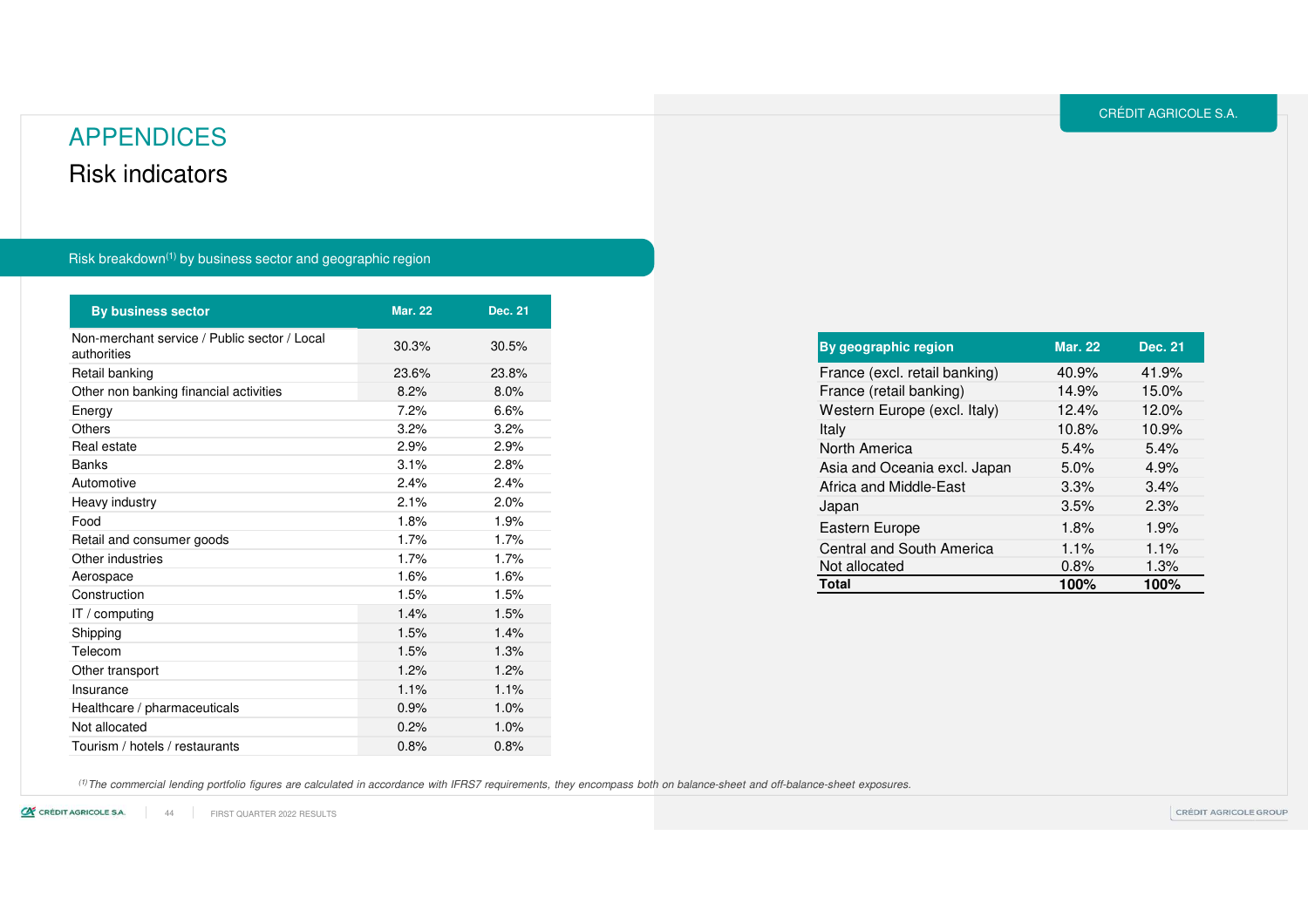# APPENDICES

## Risk indicators

### Risk breakdown[1] by business sector and geographic region

| By business sector | Mar. 22 | Dec. 21 |
|---|---|---|
| Non-merchant service / Public sector / Local authorities | 30.3% | 30.5% |
| Retail banking | 23.6% | 23.8% |
| Other non banking financial activities | 8.2% | 8.0% |
| Energy | 7.2% | 6.6% |
| Others | 3.2% | 3.2% |
| Real estate | 2.9% | 2.9% |
| Banks | 3.1% | 2.8% |
| Automotive | 2.4% | 2.4% |
| Heavy industry | 2.1% | 2.0% |
| Food | 1.8% | 1.9% |
| Retail and consumer goods | 1.7% | 1.7% |
| Other industries | 1.7% | 1.7% |
| Aerospace | 1.6% | 1.6% |
| Construction | 1.5% | 1.5% |
| IT / computing | 1.4% | 1.5% |
| Shipping | 1.5% | 1.4% |
| Telecom | 1.5% | 1.3% |
| Other transport | 1.2% | 1.2% |
| Insurance | 1.1% | 1.1% |
| Healthcare / pharmaceuticals | 0.9% | 1.0% |
| Not allocated | 0.2% | 1.0% |
| Tourism / hotels / restaurants | 0.8% | 0.8% |

| By geographic region | Mar. 22 | Dec. 21 |
|---|---|---|
| France (excl. retail banking) | 40.9% | 41.9% |
| France (retail banking) | 14.9% | 15.0% |
| Western Europe (excl. Italy) | 12.4% | 12.0% |
| Italy | 10.8% | 10.9% |
| North America | 5.4% | 5.4% |
| Asia and Oceania excl. Japan | 5.0% | 4.9% |
| Africa and Middle-East | 3.3% | 3.4% |
| Japan | 3.5% | 2.3% |
| Eastern Europe | 1.8% | 1.9% |
| Central and South America | 1.1% | 1.1% |
| Not allocated | 0.8% | 1.3% |
| **Total** | **100%** | **100%** |

*[1] The commercial lending portfolio figures are calculated in accordance with IFRS7 requirements, they encompass both on balance-sheet and off-balance-sheet exposures.*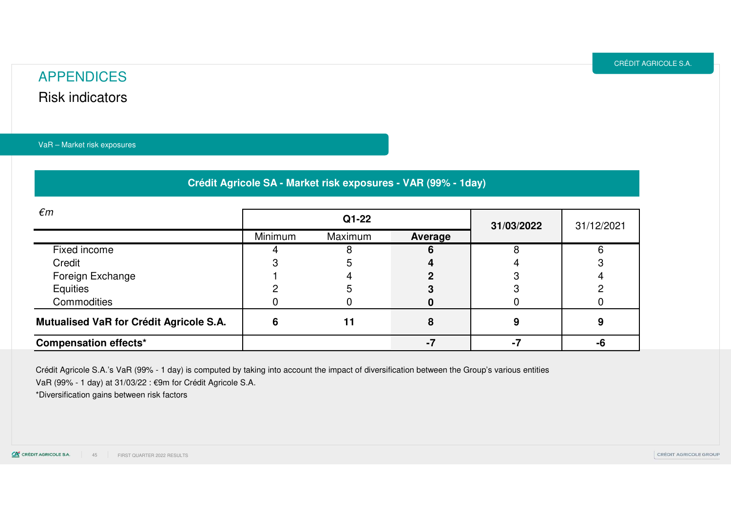# APPENDICES

## Risk indicators

### VaR – Market risk exposures

**Crédit Agricole SA - Market risk exposures - VAR (99% - 1day)**

| *€m* | Q1-22 | | | **31/03/2022** | 31/12/2021 |
|---|---|---|---|---|---|
| | Minimum | Maximum | **Average** | | |
| Fixed income | 4 | 8 | **6** | 8 | 6 |
| Credit | 3 | 5 | **4** | 4 | 3 |
| Foreign Exchange | 1 | 4 | **2** | 3 | 4 |
| Equities | 2 | 5 | **3** | 3 | 2 |
| Commodities | 0 | 0 | **0** | 0 | 0 |
| **Mutualised VaR for Crédit Agricole S.A.** | **6** | **11** | **8** | **9** | **9** |
| **Compensation effects*** | | | **-7** | **-7** | **-6** |

Crédit Agricole S.A.'s VaR (99% - 1 day) is computed by taking into account the impact of diversification between the Group's various entities

VaR (99% - 1 day) at 31/03/22 : €9m for Crédit Agricole S.A.

*Diversification gains between risk factors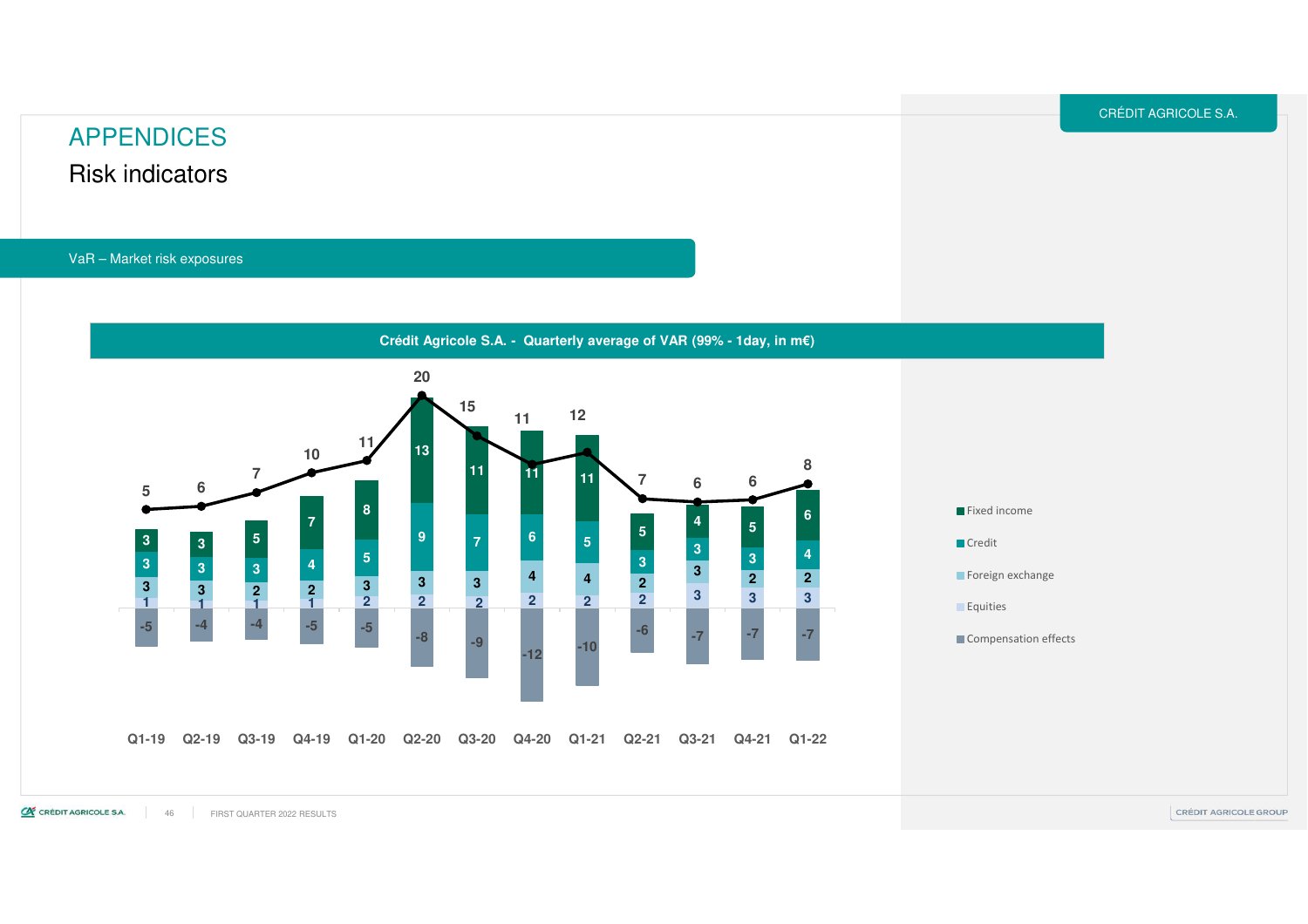# APPENDICES

## Risk indicators

### VaR – Market risk exposures

**Crédit Agricole S.A. - Quarterly average of VAR (99% - 1day, in m€)**

| | Q1-19 | Q2-19 | Q3-19 | Q4-19 | Q1-20 | Q2-20 | Q3-20 | Q4-20 | Q1-21 | Q2-21 | Q3-21 | Q4-21 | Q1-22 |
|---|---|---|---|---|---|---|---|---|---|---|---|---|---|
| Fixed income | 3 | 3 | 5 | 7 | 8 | 13 | 11 | 11 | 11 | 5 | 4 | 5 | 6 |
| Credit | 3 | 3 | 3 | 4 | 5 | 9 | 7 | 6 | 5 | 3 | 3 | 3 | 4 |
| Foreign exchange | 3 | 3 | 2 | 2 | 3 | 3 | 3 | 4 | 4 | 2 | 3 | 2 | 2 |
| Equities | 1 | 1 | 1 | 1 | 2 | 2 | 2 | 2 | 2 | 2 | 3 | 3 | 3 |
| Compensation effects | -5 | -4 | -4 | -5 | -5 | -8 | -9 | -12 | -10 | -6 | -7 | -7 | -7 |
| VaR | 5 | 6 | 7 | 10 | 11 | 20 | 15 | 11 | 12 | 7 | 6 | 6 | 8 |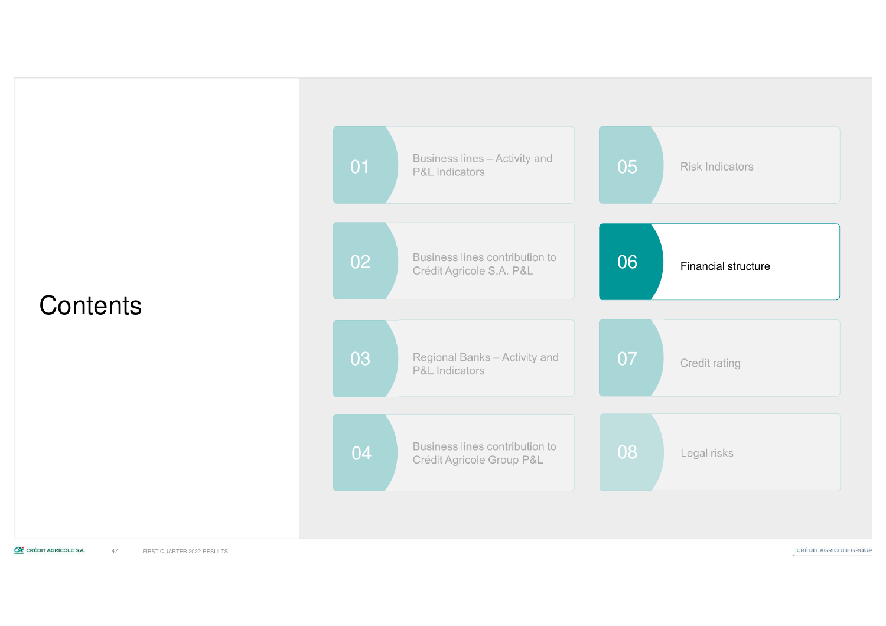# Contents

01 Business lines – Activity and P&L Indicators

02 Business lines contribution to Crédit Agricole S.A. P&L

03 Regional Banks – Activity and P&L Indicators

04 Business lines contribution to Crédit Agricole Group P&L

05 Risk Indicators

06 Financial structure

07 Credit rating

08 Legal risks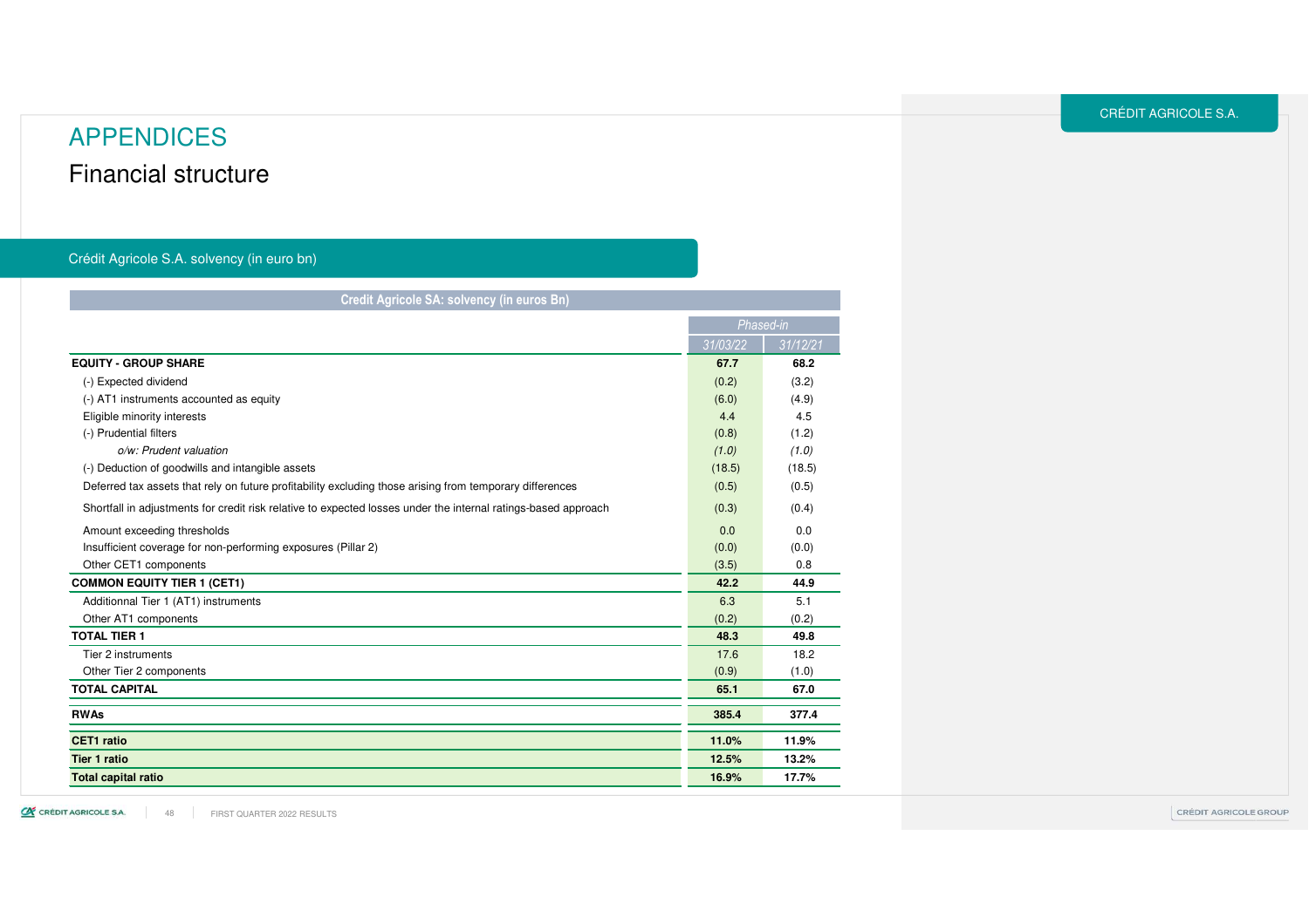# APPENDICES

## Financial structure

### Crédit Agricole S.A. solvency (in euro bn)

**Credit Agricole SA: solvency (in euros Bn)**

| | *Phased-in* | |
|---|---|---|
| | *31/03/22* | *31/12/21* |
| **EQUITY - GROUP SHARE** | **67.7** | **68.2** |
| (-) Expected dividend | (0.2) | (3.2) |
| (-) AT1 instruments accounted as equity | (6.0) | (4.9) |
| Eligible minority interests | 4.4 | 4.5 |
| (-) Prudential filters | (0.8) | (1.2) |
| *o/w: Prudent valuation* | *(1.0)* | *(1.0)* |
| (-) Deduction of goodwills and intangible assets | (18.5) | (18.5) |
| Deferred tax assets that rely on future profitability excluding those arising from temporary differences | (0.5) | (0.5) |
| Shortfall in adjustments for credit risk relative to expected losses under the internal ratings-based approach | (0.3) | (0.4) |
| Amount exceeding thresholds | 0.0 | 0.0 |
| Insufficient coverage for non-performing exposures (Pillar 2) | (0.0) | (0.0) |
| Other CET1 components | (3.5) | 0.8 |
| **COMMON EQUITY TIER 1 (CET1)** | **42.2** | **44.9** |
| Additionnal Tier 1 (AT1) instruments | 6.3 | 5.1 |
| Other AT1 components | (0.2) | (0.2) |
| **TOTAL TIER 1** | **48.3** | **49.8** |
| Tier 2 instruments | 17.6 | 18.2 |
| Other Tier 2 components | (0.9) | (1.0) |
| **TOTAL CAPITAL** | **65.1** | **67.0** |
| **RWAs** | **385.4** | **377.4** |
| **CET1 ratio** | **11.0%** | **11.9%** |
| **Tier 1 ratio** | **12.5%** | **13.2%** |
| **Total capital ratio** | **16.9%** | **17.7%** |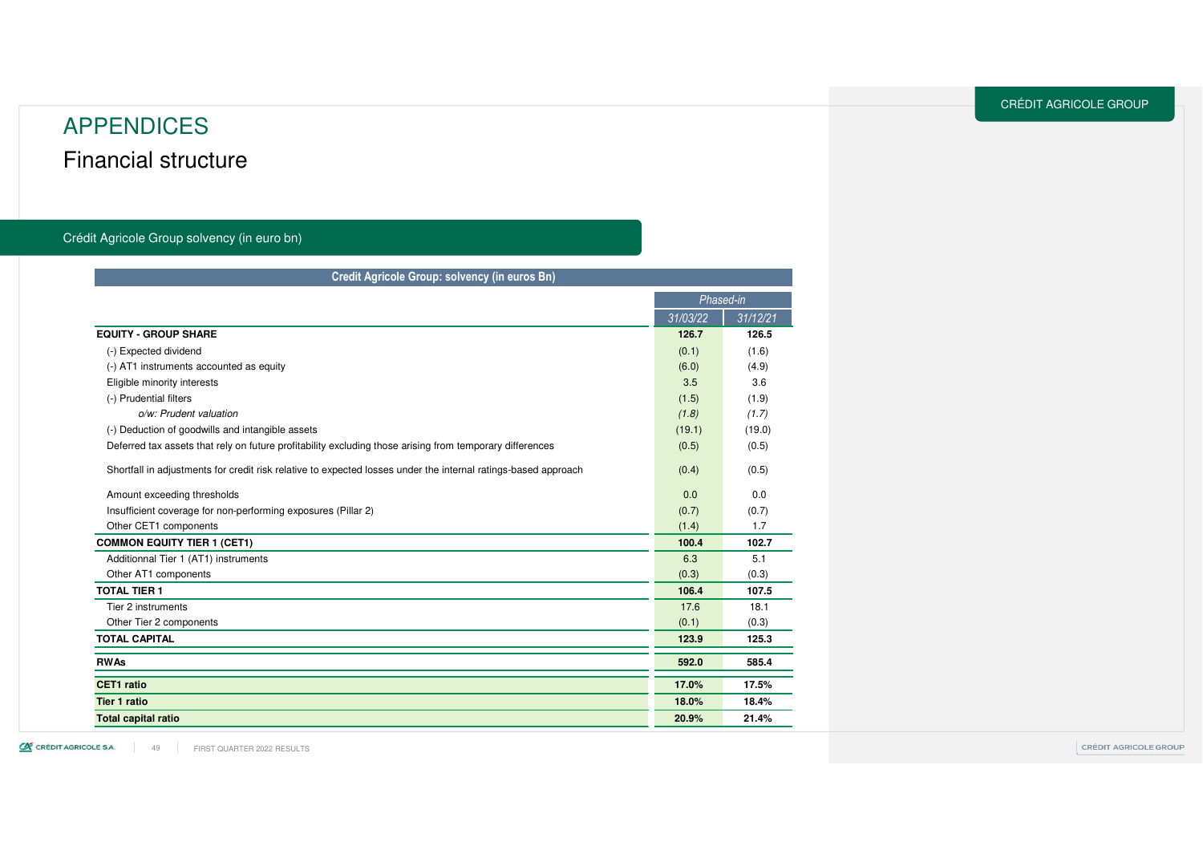# APPENDICES

## Financial structure

### Crédit Agricole Group solvency (in euro bn)

| Credit Agricole Group: solvency (in euros Bn) | Phased-in | |
|---|---|---|
| | *31/03/22* | *31/12/21* |
| **EQUITY - GROUP SHARE** | **126.7** | **126.5** |
| (-) Expected dividend | (0.1) | (1.6) |
| (-) AT1 instruments accounted as equity | (6.0) | (4.9) |
| Eligible minority interests | 3.5 | 3.6 |
| (-) Prudential filters | (1.5) | (1.9) |
| *o/w: Prudent valuation* | *(1.8)* | *(1.7)* |
| (-) Deduction of goodwills and intangible assets | (19.1) | (19.0) |
| Deferred tax assets that rely on future profitability excluding those arising from temporary differences | (0.5) | (0.5) |
| Shortfall in adjustments for credit risk relative to expected losses under the internal ratings-based approach | (0.4) | (0.5) |
| Amount exceeding thresholds | 0.0 | 0.0 |
| Insufficient coverage for non-performing exposures (Pillar 2) | (0.7) | (0.7) |
| Other CET1 components | (1.4) | 1.7 |
| **COMMON EQUITY TIER 1 (CET1)** | **100.4** | **102.7** |
| Additionnal Tier 1 (AT1) instruments | 6.3 | 5.1 |
| Other AT1 components | (0.3) | (0.3) |
| **TOTAL TIER 1** | **106.4** | **107.5** |
| Tier 2 instruments | 17.6 | 18.1 |
| Other Tier 2 components | (0.1) | (0.3) |
| **TOTAL CAPITAL** | **123.9** | **125.3** |
| **RWAs** | **592.0** | **585.4** |
| **CET1 ratio** | **17.0%** | **17.5%** |
| **Tier 1 ratio** | **18.0%** | **18.4%** |
| **Total capital ratio** | **20.9%** | **21.4%** |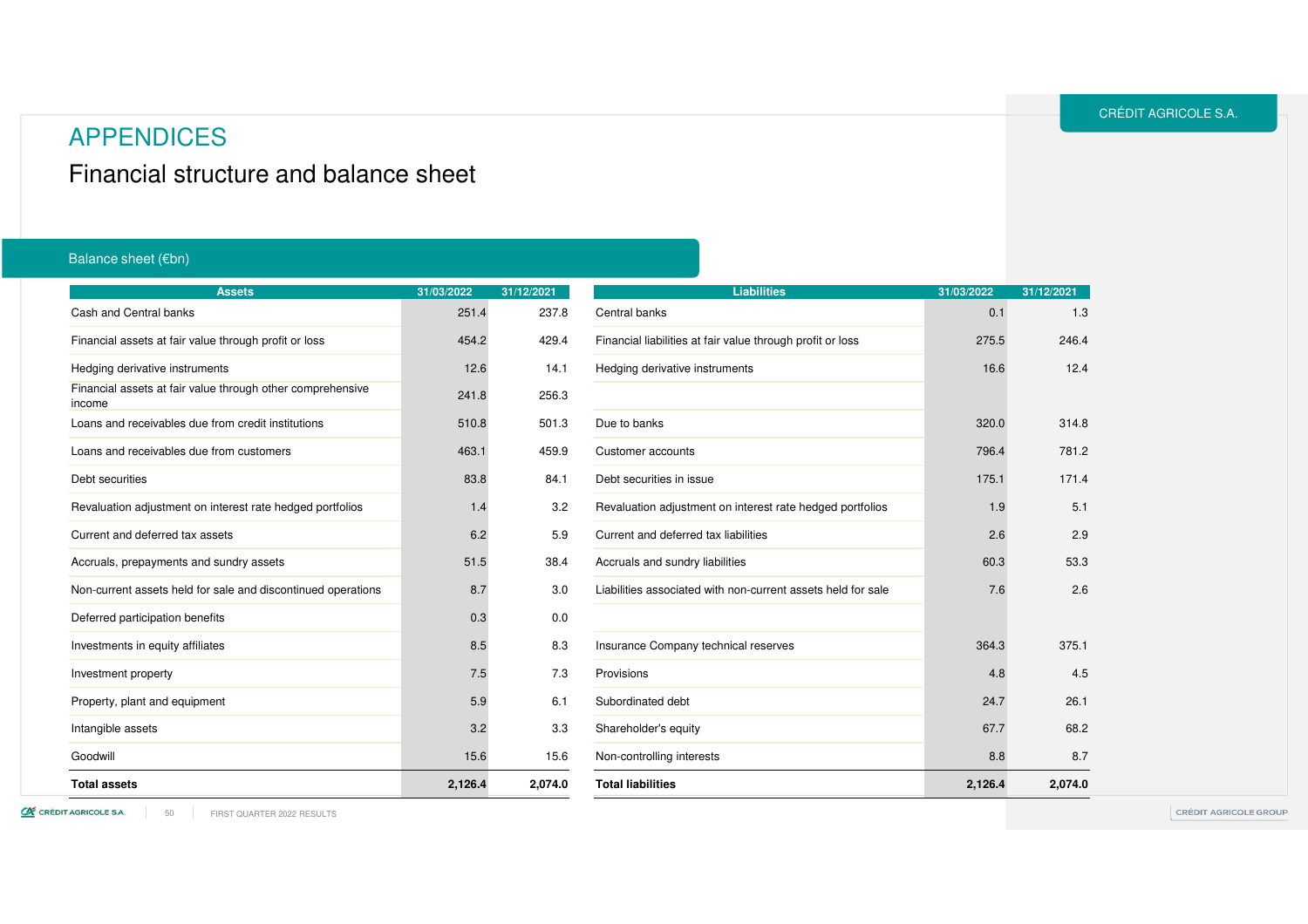# APPENDICES

## Financial structure and balance sheet

### Balance sheet (€bn)

| Assets | 31/03/2022 | 31/12/2021 |
|---|---|---|
| Cash and Central banks | 251.4 | 237.8 |
| Financial assets at fair value through profit or loss | 454.2 | 429.4 |
| Hedging derivative instruments | 12.6 | 14.1 |
| Financial assets at fair value through other comprehensive income | 241.8 | 256.3 |
| Loans and receivables due from credit institutions | 510.8 | 501.3 |
| Loans and receivables due from customers | 463.1 | 459.9 |
| Debt securities | 83.8 | 84.1 |
| Revaluation adjustment on interest rate hedged portfolios | 1.4 | 3.2 |
| Current and deferred tax assets | 6.2 | 5.9 |
| Accruals, prepayments and sundry assets | 51.5 | 38.4 |
| Non-current assets held for sale and discontinued operations | 8.7 | 3.0 |
| Deferred participation benefits | 0.3 | 0.0 |
| Investments in equity affiliates | 8.5 | 8.3 |
| Investment property | 7.5 | 7.3 |
| Property, plant and equipment | 5.9 | 6.1 |
| Intangible assets | 3.2 | 3.3 |
| Goodwill | 15.6 | 15.6 |
| **Total assets** | **2,126.4** | **2,074.0** |

| Liabilities | 31/03/2022 | 31/12/2021 |
|---|---|---|
| Central banks | 0.1 | 1.3 |
| Financial liabilities at fair value through profit or loss | 275.5 | 246.4 |
| Hedging derivative instruments | 16.6 | 12.4 |
| Due to banks | 320.0 | 314.8 |
| Customer accounts | 796.4 | 781.2 |
| Debt securities in issue | 175.1 | 171.4 |
| Revaluation adjustment on interest rate hedged portfolios | 1.9 | 5.1 |
| Current and deferred tax liabilities | 2.6 | 2.9 |
| Accruals and sundry liabilities | 60.3 | 53.3 |
| Liabilities associated with non-current assets held for sale | 7.6 | 2.6 |
| Insurance Company technical reserves | 364.3 | 375.1 |
| Provisions | 4.8 | 4.5 |
| Subordinated debt | 24.7 | 26.1 |
| Shareholder's equity | 67.7 | 68.2 |
| Non-controlling interests | 8.8 | 8.7 |
| **Total liabilities** | **2,126.4** | **2,074.0** |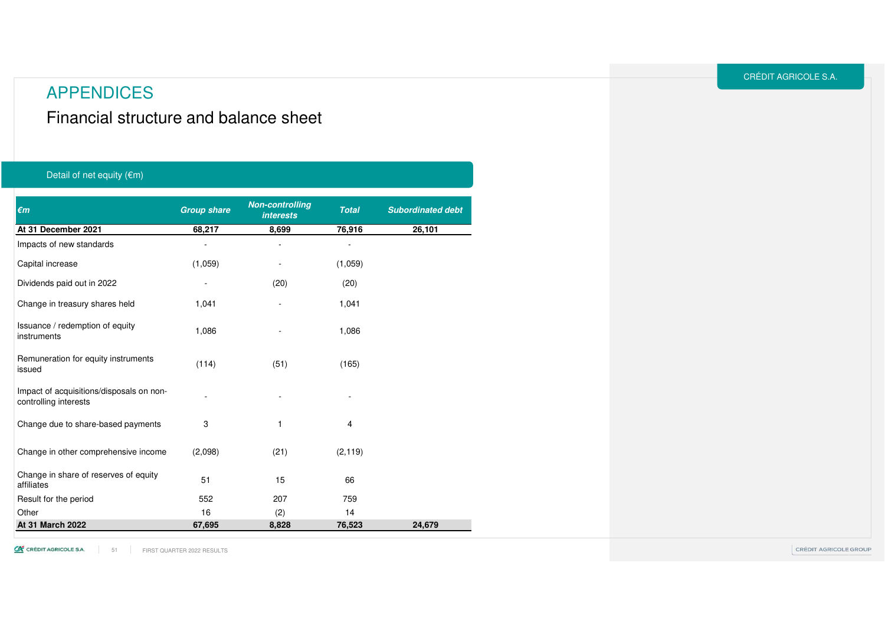# APPENDICES

## Financial structure and balance sheet

### Detail of net equity (€m)

| €m | Group share | Non-controlling interests | Total | Subordinated debt |
|---|---|---|---|---|
| **At 31 December 2021** | **68,217** | **8,699** | **76,916** | **26,101** |
| Impacts of new standards | - | - | - | |
| Capital increase | (1,059) | - | (1,059) | |
| Dividends paid out in 2022 | - | (20) | (20) | |
| Change in treasury shares held | 1,041 | - | 1,041 | |
| Issuance / redemption of equity instruments | 1,086 | - | 1,086 | |
| Remuneration for equity instruments issued | (114) | (51) | (165) | |
| Impact of acquisitions/disposals on non-controlling interests | - | - | - | |
| Change due to share-based payments | 3 | 1 | 4 | |
| Change in other comprehensive income | (2,098) | (21) | (2,119) | |
| Change in share of reserves of equity affiliates | 51 | 15 | 66 | |
| Result for the period | 552 | 207 | 759 | |
| Other | 16 | (2) | 14 | |
| **At 31 March 2022** | **67,695** | **8,828** | **76,523** | **24,679** |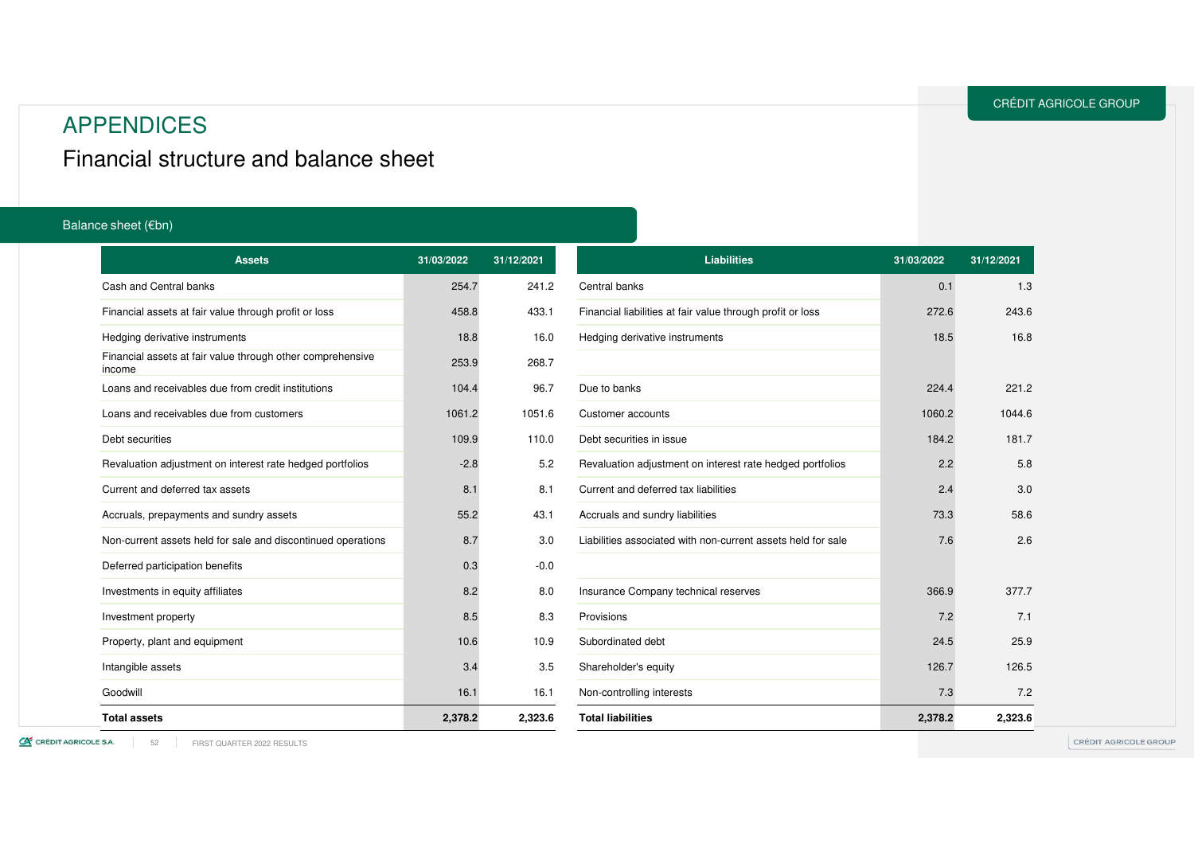# APPENDICES

## Financial structure and balance sheet

### Balance sheet (€bn)

| Assets | 31/03/2022 | 31/12/2021 |
|---|---|---|
| Cash and Central banks | 254.7 | 241.2 |
| Financial assets at fair value through profit or loss | 458.8 | 433.1 |
| Hedging derivative instruments | 18.8 | 16.0 |
| Financial assets at fair value through other comprehensive income | 253.9 | 268.7 |
| Loans and receivables due from credit institutions | 104.4 | 96.7 |
| Loans and receivables due from customers | 1061.2 | 1051.6 |
| Debt securities | 109.9 | 110.0 |
| Revaluation adjustment on interest rate hedged portfolios | -2.8 | 5.2 |
| Current and deferred tax assets | 8.1 | 8.1 |
| Accruals, prepayments and sundry assets | 55.2 | 43.1 |
| Non-current assets held for sale and discontinued operations | 8.7 | 3.0 |
| Deferred participation benefits | 0.3 | -0.0 |
| Investments in equity affiliates | 8.2 | 8.0 |
| Investment property | 8.5 | 8.3 |
| Property, plant and equipment | 10.6 | 10.9 |
| Intangible assets | 3.4 | 3.5 |
| Goodwill | 16.1 | 16.1 |
| **Total assets** | **2,378.2** | **2,323.6** |

| Liabilities | 31/03/2022 | 31/12/2021 |
|---|---|---|
| Central banks | 0.1 | 1.3 |
| Financial liabilities at fair value through profit or loss | 272.6 | 243.6 |
| Hedging derivative instruments | 18.5 | 16.8 |
| Due to banks | 224.4 | 221.2 |
| Customer accounts | 1060.2 | 1044.6 |
| Debt securities in issue | 184.2 | 181.7 |
| Revaluation adjustment on interest rate hedged portfolios | 2.2 | 5.8 |
| Current and deferred tax liabilities | 2.4 | 3.0 |
| Accruals and sundry liabilities | 73.3 | 58.6 |
| Liabilities associated with non-current assets held for sale | 7.6 | 2.6 |
| Insurance Company technical reserves | 366.9 | 377.7 |
| Provisions | 7.2 | 7.1 |
| Subordinated debt | 24.5 | 25.9 |
| Shareholder's equity | 126.7 | 126.5 |
| Non-controlling interests | 7.3 | 7.2 |
| **Total liabilities** | **2,378.2** | **2,323.6** |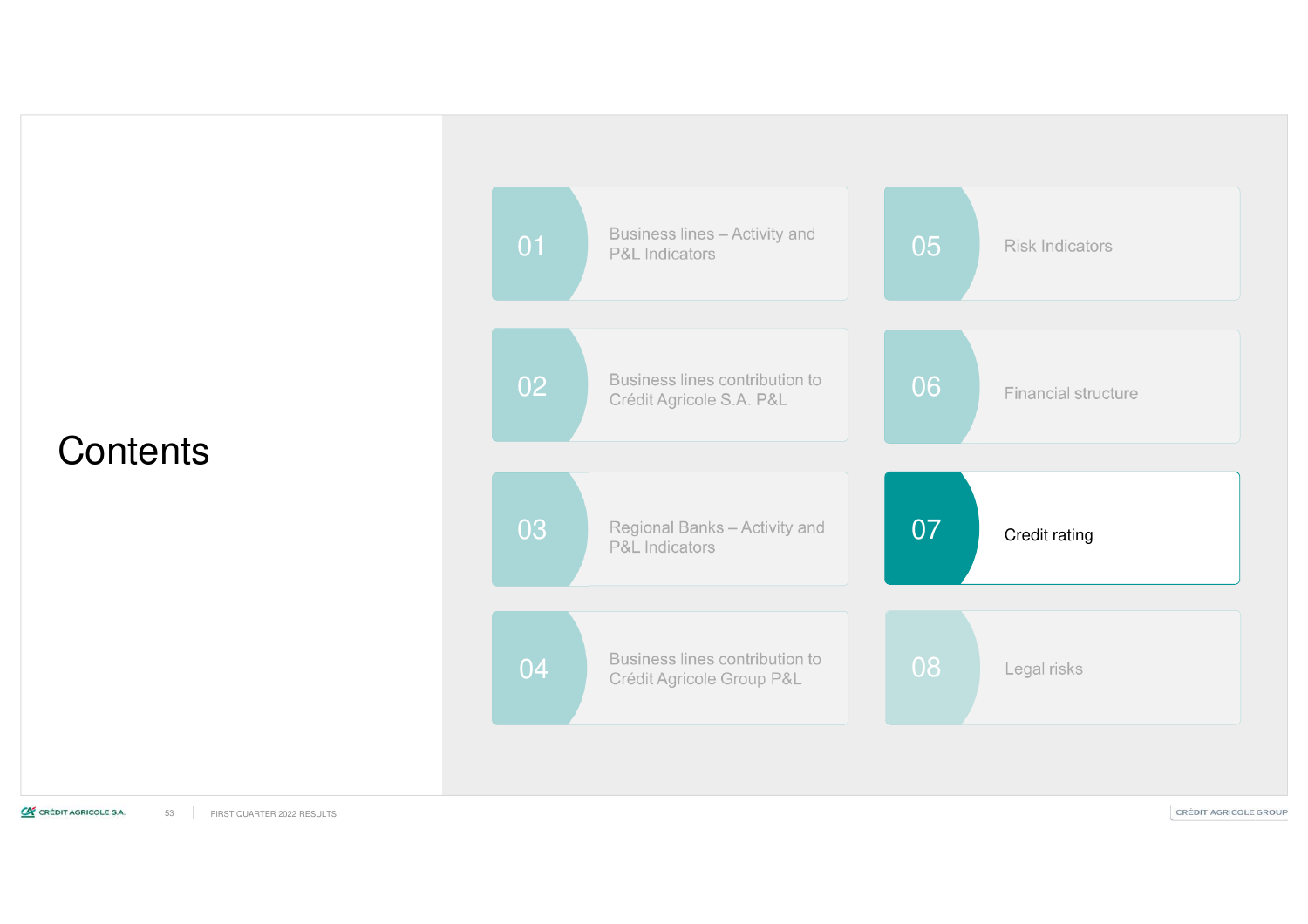# Contents

01 Business lines – Activity and P&L Indicators

02 Business lines contribution to Crédit Agricole S.A. P&L

03 Regional Banks – Activity and P&L Indicators

04 Business lines contribution to Crédit Agricole Group P&L

05 Risk Indicators

06 Financial structure

07 **Credit rating**

08 Legal risks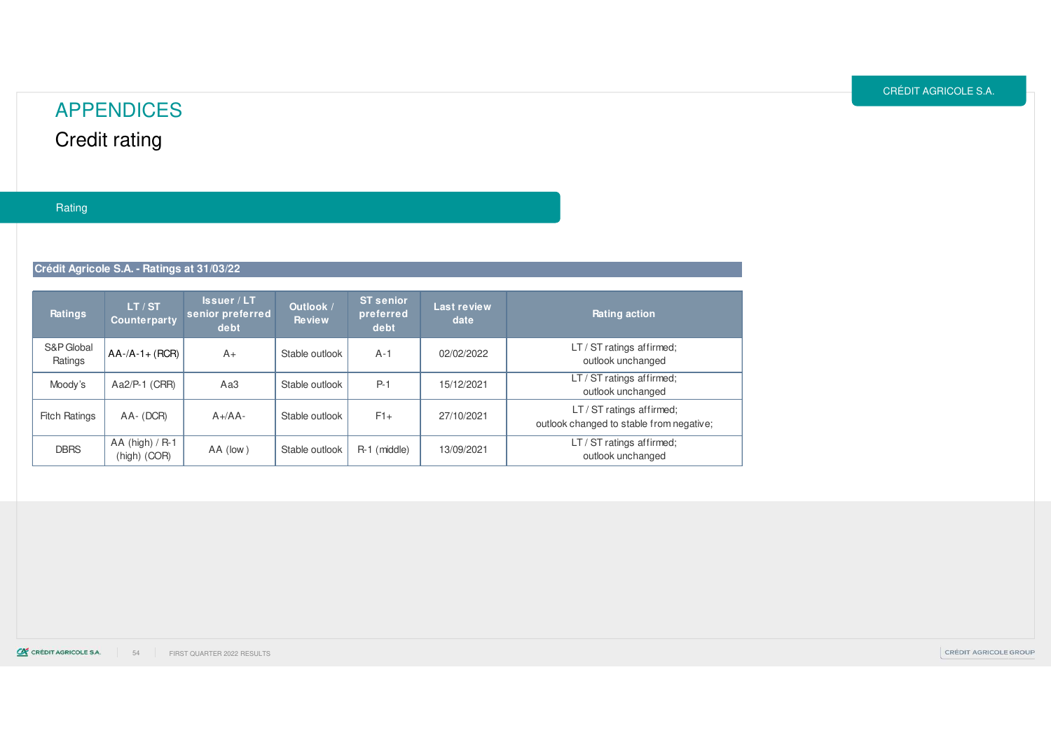# APPENDICES

## Credit rating

### Rating

**Crédit Agricole S.A. - Ratings at 31/03/22**

| Ratings | LT / ST Counterparty | Issuer / LT senior preferred debt | Outlook / Review | ST senior preferred debt | Last review date | Rating action |
|---|---|---|---|---|---|---|
| S&P Global Ratings | AA-/A-1+ (RCR) | A+ | Stable outlook | A-1 | 02/02/2022 | LT / ST ratings affirmed; outlook unchanged |
| Moody's | Aa2/P-1 (CRR) | Aa3 | Stable outlook | P-1 | 15/12/2021 | LT / ST ratings affirmed; outlook unchanged |
| Fitch Ratings | AA- (DCR) | A+/AA- | Stable outlook | F1+ | 27/10/2021 | LT / ST ratings affirmed; outlook changed to stable from negative; |
| DBRS | AA (high) / R-1 (high) (COR) | AA (low) | Stable outlook | R-1 (middle) | 13/09/2021 | LT / ST ratings affirmed; outlook unchanged |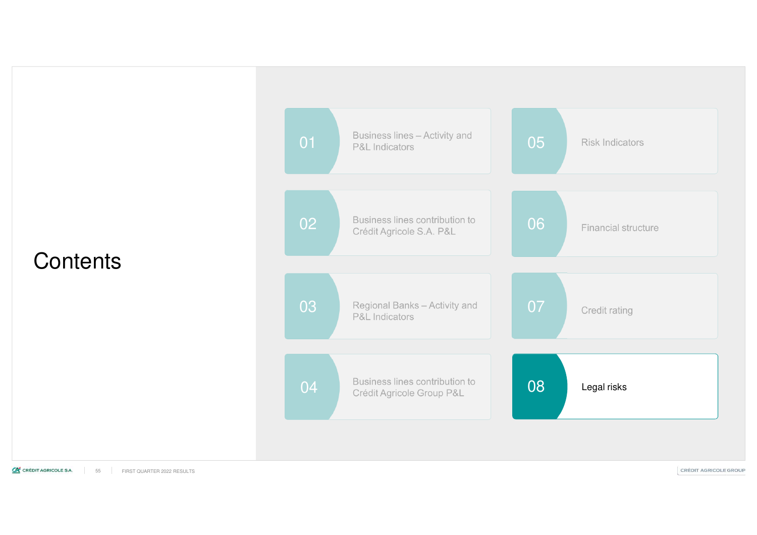# Contents

01 Business lines – Activity and P&L Indicators

02 Business lines contribution to Crédit Agricole S.A. P&L

03 Regional Banks – Activity and P&L Indicators

04 Business lines contribution to Crédit Agricole Group P&L

05 Risk Indicators

06 Financial structure

07 Credit rating

08 Legal risks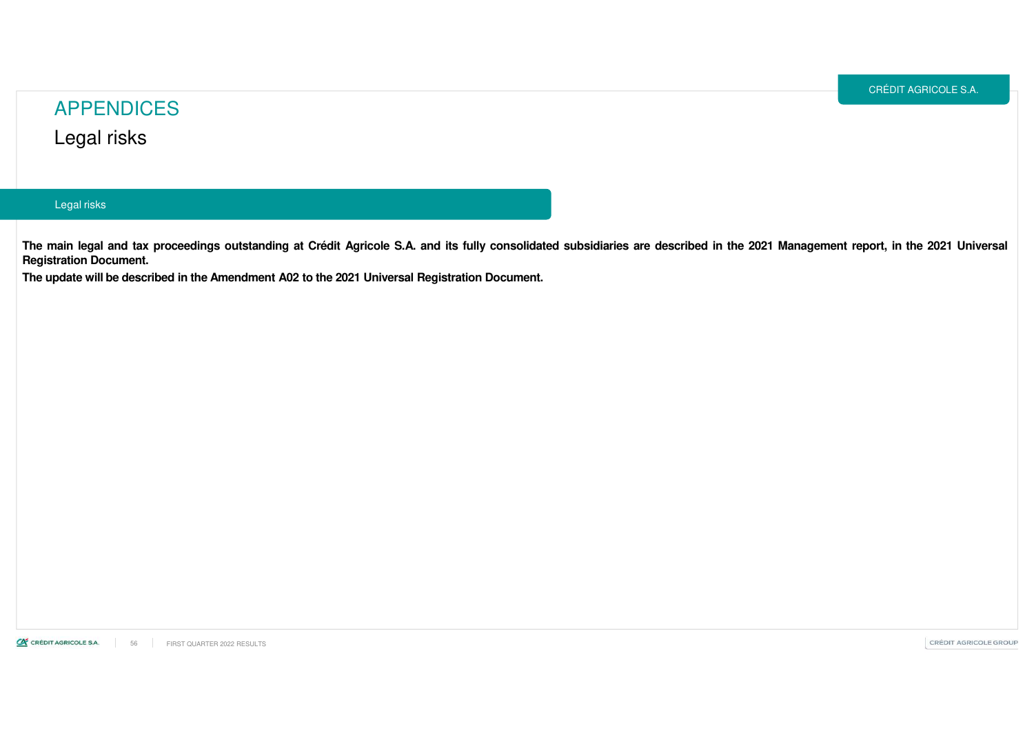# APPENDICES

## Legal risks

### Legal risks

**The main legal and tax proceedings outstanding at Crédit Agricole S.A. and its fully consolidated subsidiaries are described in the 2021 Management report, in the 2021 Universal Registration Document.**

**The update will be described in the Amendment A02 to the 2021 Universal Registration Document.**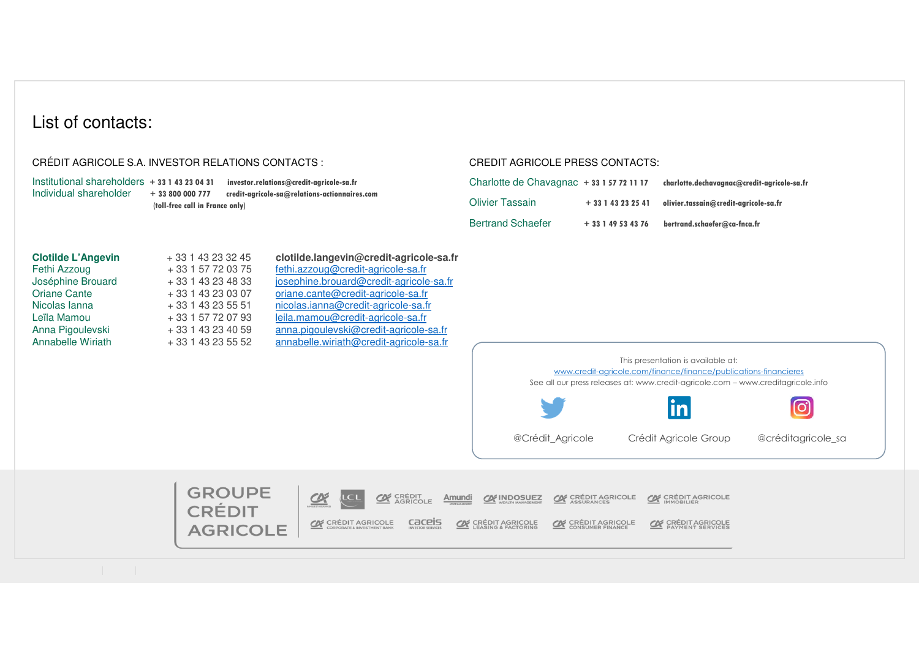# List of contacts:

## CRÉDIT AGRICOLE S.A. INVESTOR RELATIONS CONTACTS :

| | | |
|---|---|---|
| Institutional shareholders | + 33 1 43 23 04 31 | investor.relations@credit-agricole-sa.fr |
| Individual shareholder | + 33 800 000 777 (toll-free call in France only) | credit-agricole-sa@relations-actionnaires.com |

| | | |
|---|---|---|
| **Clotilde L'Angevin** | + 33 1 43 23 32 45 | **clotilde.langevin@credit-agricole-sa.fr** |
| Fethi Azzoug | + 33 1 57 72 03 75 | fethi.azzoug@credit-agricole-sa.fr |
| Joséphine Brouard | + 33 1 43 23 48 33 | josephine.brouard@credit-agricole-sa.fr |
| Oriane Cante | + 33 1 43 23 03 07 | oriane.cante@credit-agricole-sa.fr |
| Nicolas Ianna | + 33 1 43 23 55 51 | nicolas.ianna@credit-agricole-sa.fr |
| Leïla Mamou | + 33 1 57 72 07 93 | leila.mamou@credit-agricole-sa.fr |
| Anna Pigoulevski | + 33 1 43 23 40 59 | anna.pigoulevski@credit-agricole-sa.fr |
| Annabelle Wiriath | + 33 1 43 23 55 52 | annabelle.wiriath@credit-agricole-sa.fr |

## CREDIT AGRICOLE PRESS CONTACTS:

| | | |
|---|---|---|
| Charlotte de Chavagnac | + 33 1 57 72 11 17 | charlotte.dechavagnac@credit-agricole-sa.fr |
| Olivier Tassain | + 33 1 43 23 25 41 | olivier.tassain@credit-agricole-sa.fr |
| Bertrand Schaefer | + 33 1 49 53 43 76 | bertrand.schaefer@ca-fnca.fr |

This presentation is available at:
www.credit-agricole.com/finance/finance/publications-financieres
See all our press releases at: www.credit-agricole.com – www.creditagricole.info

@Crédit_Agricole

Crédit Agricole Group

@créditagricole_sa

GROUPE CRÉDIT AGRICOLE

LCL · CRÉDIT AGRICOLE · Amundi · INDOSUEZ WEALTH MANAGEMENT · CRÉDIT AGRICOLE ASSURANCES · CRÉDIT AGRICOLE IMMOBILIER · CRÉDIT AGRICOLE CORPORATE & INVESTMENT BANK · CACEIS INVESTOR SERVICES · CRÉDIT AGRICOLE LEASING & FACTORING · CRÉDIT AGRICOLE CONSUMER FINANCE · CRÉDIT AGRICOLE PAYMENT SERVICES